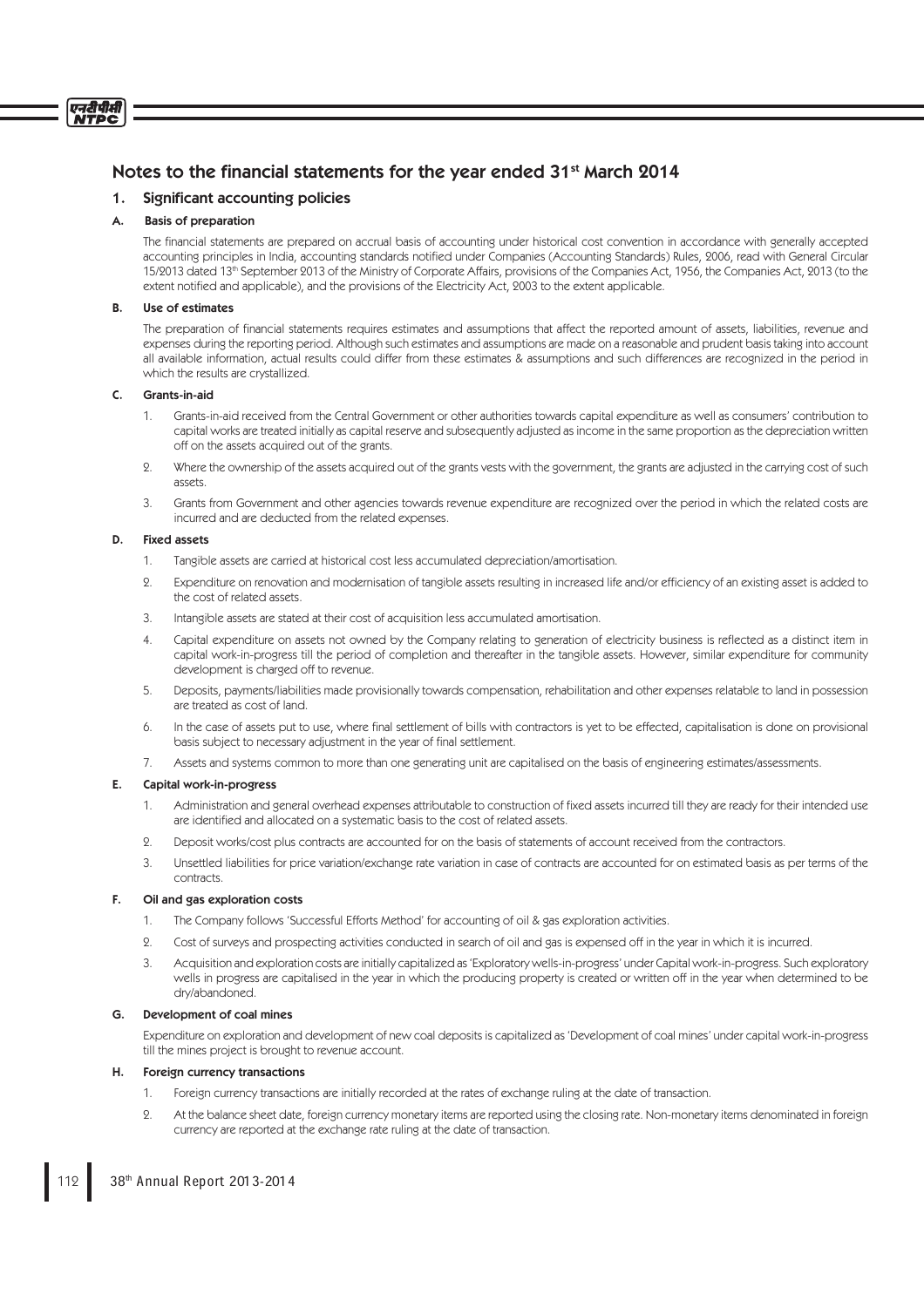# Notes to the financial statements for the year ended 31st March 2014

## 1. Significant accounting policies

### A. Basis of preparation

The financial statements are prepared on accrual basis of accounting under historical cost convention in accordance with generally accepted accounting principles in India, accounting standards notified under Companies (Accounting Standards) Rules, 2006, read with General Circular 15/2013 dated 13th September 2013 of the Ministry of Corporate Affairs, provisions of the Companies Act, 1956, the Companies Act, 2013 (to the extent notified and applicable), and the provisions of the Electricity Act, 2003 to the extent applicable.

### B. Use of estimates

The preparation of financial statements requires estimates and assumptions that affect the reported amount of assets, liabilities, revenue and expenses during the reporting period. Although such estimates and assumptions are made on a reasonable and prudent basis taking into account all available information, actual results could differ from these estimates & assumptions and such differences are recognized in the period in which the results are crystallized.

### C. Grants-in-aid

1. Grants-in-aid received from the Central Government or other authorities towards capital expenditure as well as consumers' contribution to capital works are treated initially as capital reserve and subsequently adjusted as income in the same proportion as the depreciation written off on the assets acquired out of the grants.
2. Where the ownership of the assets acquired out of the grants vests with the government, the grants are adjusted in the carrying cost of such assets.
3. Grants from Government and other agencies towards revenue expenditure are recognized over the period in which the related costs are incurred and are deducted from the related expenses.

### D. Fixed assets

1. Tangible assets are carried at historical cost less accumulated depreciation/amortisation.
2. Expenditure on renovation and modernisation of tangible assets resulting in increased life and/or efficiency of an existing asset is added to the cost of related assets.
3. Intangible assets are stated at their cost of acquisition less accumulated amortisation.
4. Capital expenditure on assets not owned by the Company relating to generation of electricity business is reflected as a distinct item in capital work-in-progress till the period of completion and thereafter in the tangible assets. However, similar expenditure for community development is charged off to revenue.
5. Deposits, payments/liabilities made provisionally towards compensation, rehabilitation and other expenses relatable to land in possession are treated as cost of land.
6. In the case of assets put to use, where final settlement of bills with contractors is yet to be effected, capitalisation is done on provisional basis subject to necessary adjustment in the year of final settlement.
7. Assets and systems common to more than one generating unit are capitalised on the basis of engineering estimates/assessments.

### E. Capital work-in-progress

1. Administration and general overhead expenses attributable to construction of fixed assets incurred till they are ready for their intended use are identified and allocated on a systematic basis to the cost of related assets.
2. Deposit works/cost plus contracts are accounted for on the basis of statements of account received from the contractors.
3. Unsettled liabilities for price variation/exchange rate variation in case of contracts are accounted for on estimated basis as per terms of the contracts.

### F. Oil and gas exploration costs

1. The Company follows 'Successful Efforts Method' for accounting of oil & gas exploration activities.
2. Cost of surveys and prospecting activities conducted in search of oil and gas is expensed off in the year in which it is incurred.
3. Acquisition and exploration costs are initially capitalized as 'Exploratory wells-in-progress' under Capital work-in-progress. Such exploratory wells in progress are capitalised in the year in which the producing property is created or written off in the year when determined to be dry/abandoned.

### G. Development of coal mines

Expenditure on exploration and development of new coal deposits is capitalized as 'Development of coal mines' under capital work-in-progress till the mines project is brought to revenue account.

### H. Foreign currency transactions

1. Foreign currency transactions are initially recorded at the rates of exchange ruling at the date of transaction.
2. At the balance sheet date, foreign currency monetary items are reported using the closing rate. Non-monetary items denominated in foreign currency are reported at the exchange rate ruling at the date of transaction.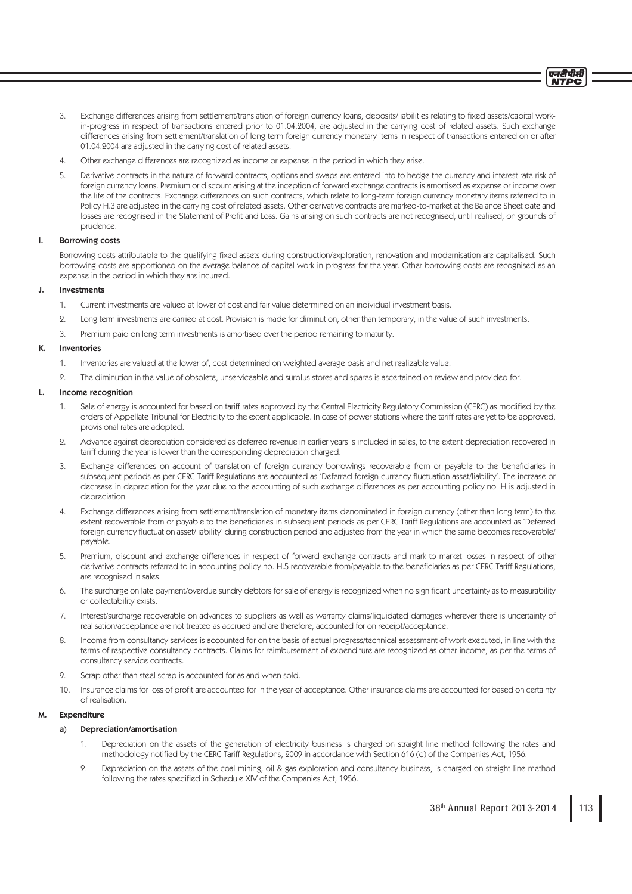3. Exchange differences arising from settlement/translation of foreign currency loans, deposits/liabilities relating to fixed assets/capital work-in-progress in respect of transactions entered prior to 01.04.2004, are adjusted in the carrying cost of related assets. Such exchange differences arising from settlement/translation of long term foreign currency monetary items in respect of transactions entered on or after 01.04.2004 are adjusted in the carrying cost of related assets.

4. Other exchange differences are recognized as income or expense in the period in which they arise.

5. Derivative contracts in the nature of forward contracts, options and swaps are entered into to hedge the currency and interest rate risk of foreign currency loans. Premium or discount arising at the inception of forward exchange contracts is amortised as expense or income over the life of the contracts. Exchange differences on such contracts, which relate to long-term foreign currency monetary items referred to in Policy H.3 are adjusted in the carrying cost of related assets. Other derivative contracts are marked-to-market at the Balance Sheet date and losses are recognised in the Statement of Profit and Loss. Gains arising on such contracts are not recognised, until realised, on grounds of prudence.

## I. Borrowing costs

Borrowing costs attributable to the qualifying fixed assets during construction/exploration, renovation and modernisation are capitalised. Such borrowing costs are apportioned on the average balance of capital work-in-progress for the year. Other borrowing costs are recognised as an expense in the period in which they are incurred.

## J. Investments

1. Current investments are valued at lower of cost and fair value determined on an individual investment basis.
2. Long term investments are carried at cost. Provision is made for diminution, other than temporary, in the value of such investments.
3. Premium paid on long term investments is amortised over the period remaining to maturity.

## K. Inventories

1. Inventories are valued at the lower of, cost determined on weighted average basis and net realizable value.
2. The diminution in the value of obsolete, unserviceable and surplus stores and spares is ascertained on review and provided for.

## L. Income recognition

1. Sale of energy is accounted for based on tariff rates approved by the Central Electricity Regulatory Commission (CERC) as modified by the orders of Appellate Tribunal for Electricity to the extent applicable. In case of power stations where the tariff rates are yet to be approved, provisional rates are adopted.

2. Advance against depreciation considered as deferred revenue in earlier years is included in sales, to the extent depreciation recovered in tariff during the year is lower than the corresponding depreciation charged.

3. Exchange differences on account of translation of foreign currency borrowings recoverable from or payable to the beneficiaries in subsequent periods as per CERC Tariff Regulations are accounted as 'Deferred foreign currency fluctuation asset/liability'. The increase or decrease in depreciation for the year due to the accounting of such exchange differences as per accounting policy no. H is adjusted in depreciation.

4. Exchange differences arising from settlement/translation of monetary items denominated in foreign currency (other than long term) to the extent recoverable from or payable to the beneficiaries in subsequent periods as per CERC Tariff Regulations are accounted as 'Deferred foreign currency fluctuation asset/liability' during construction period and adjusted from the year in which the same becomes recoverable/payable.

5. Premium, discount and exchange differences in respect of forward exchange contracts and mark to market losses in respect of other derivative contracts referred to in accounting policy no. H.5 recoverable from/payable to the beneficiaries as per CERC Tariff Regulations, are recognised in sales.

6. The surcharge on late payment/overdue sundry debtors for sale of energy is recognized when no significant uncertainty as to measurability or collectability exists.

7. Interest/surcharge recoverable on advances to suppliers as well as warranty claims/liquidated damages wherever there is uncertainty of realisation/acceptance are not treated as accrued and are therefore, accounted for on receipt/acceptance.

8. Income from consultancy services is accounted for on the basis of actual progress/technical assessment of work executed, in line with the terms of respective consultancy contracts. Claims for reimbursement of expenditure are recognized as other income, as per the terms of consultancy service contracts.

9. Scrap other than steel scrap is accounted for as and when sold.

10. Insurance claims for loss of profit are accounted for in the year of acceptance. Other insurance claims are accounted for based on certainty of realisation.

## M. Expenditure

### a) Depreciation/amortisation

1. Depreciation on the assets of the generation of electricity business is charged on straight line method following the rates and methodology notified by the CERC Tariff Regulations, 2009 in accordance with Section 616 (c) of the Companies Act, 1956.

2. Depreciation on the assets of the coal mining, oil & gas exploration and consultancy business, is charged on straight line method following the rates specified in Schedule XIV of the Companies Act, 1956.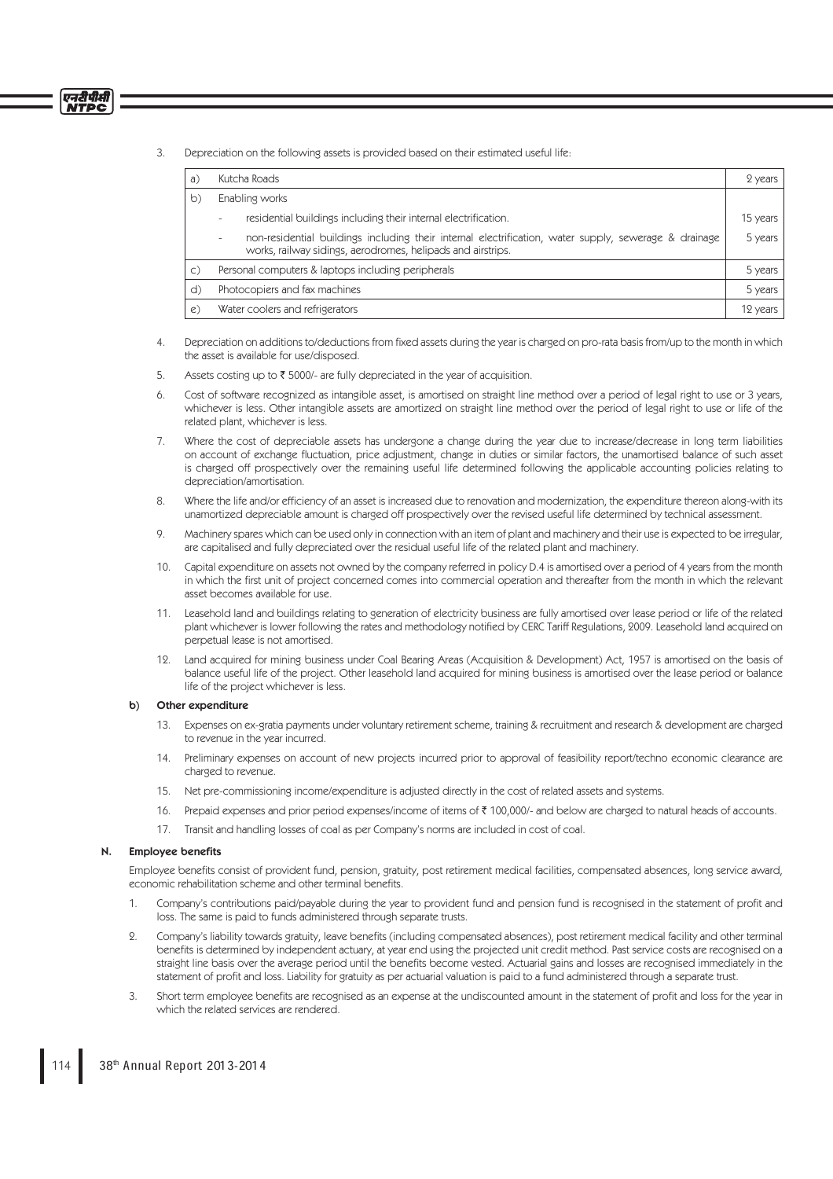3. Depreciation on the following assets is provided based on their estimated useful life:

| | | |
|---|---|---|
| a) | Kutcha Roads | 2 years |
| b) | Enabling works | |
| | - residential buildings including their internal electrification. | 15 years |
| | - non-residential buildings including their internal electrification, water supply, sewerage & drainage works, railway sidings, aerodromes, helipads and airstrips. | 5 years |
| c) | Personal computers & laptops including peripherals | 5 years |
| d) | Photocopiers and fax machines | 5 years |
| e) | Water coolers and refrigerators | 12 years |

4. Depreciation on additions to/deductions from fixed assets during the year is charged on pro-rata basis from/up to the month in which the asset is available for use/disposed.

5. Assets costing up to ₹ 5000/- are fully depreciated in the year of acquisition.

6. Cost of software recognized as intangible asset, is amortised on straight line method over a period of legal right to use or 3 years, whichever is less. Other intangible assets are amortized on straight line method over the period of legal right to use or life of the related plant, whichever is less.

7. Where the cost of depreciable assets has undergone a change during the year due to increase/decrease in long term liabilities on account of exchange fluctuation, price adjustment, change in duties or similar factors, the unamortised balance of such asset is charged off prospectively over the remaining useful life determined following the applicable accounting policies relating to depreciation/amortisation.

8. Where the life and/or efficiency of an asset is increased due to renovation and modernization, the expenditure thereon along-with its unamortized depreciable amount is charged off prospectively over the revised useful life determined by technical assessment.

9. Machinery spares which can be used only in connection with an item of plant and machinery and their use is expected to be irregular, are capitalised and fully depreciated over the residual useful life of the related plant and machinery.

10. Capital expenditure on assets not owned by the company referred in policy D.4 is amortised over a period of 4 years from the month in which the first unit of project concerned comes into commercial operation and thereafter from the month in which the relevant asset becomes available for use.

11. Leasehold land and buildings relating to generation of electricity business are fully amortised over lease period or life of the related plant whichever is lower following the rates and methodology notified by CERC Tariff Regulations, 2009. Leasehold land acquired on perpetual lease is not amortised.

12. Land acquired for mining business under Coal Bearing Areas (Acquisition & Development) Act, 1957 is amortised on the basis of balance useful life of the project. Other leasehold land acquired for mining business is amortised over the lease period or balance life of the project whichever is less.

### b) Other expenditure

13. Expenses on ex-gratia payments under voluntary retirement scheme, training & recruitment and research & development are charged to revenue in the year incurred.

14. Preliminary expenses on account of new projects incurred prior to approval of feasibility report/techno economic clearance are charged to revenue.

15. Net pre-commissioning income/expenditure is adjusted directly in the cost of related assets and systems.

16. Prepaid expenses and prior period expenses/income of items of ₹ 100,000/- and below are charged to natural heads of accounts.

17. Transit and handling losses of coal as per Company's norms are included in cost of coal.

## N. Employee benefits

Employee benefits consist of provident fund, pension, gratuity, post retirement medical facilities, compensated absences, long service award, economic rehabilitation scheme and other terminal benefits.

1. Company's contributions paid/payable during the year to provident fund and pension fund is recognised in the statement of profit and loss. The same is paid to funds administered through separate trusts.

2. Company's liability towards gratuity, leave benefits (including compensated absences), post retirement medical facility and other terminal benefits is determined by independent actuary, at year end using the projected unit credit method. Past service costs are recognised on a straight line basis over the average period until the benefits become vested. Actuarial gains and losses are recognised immediately in the statement of profit and loss. Liability for gratuity as per actuarial valuation is paid to a fund administered through a separate trust.

3. Short term employee benefits are recognised as an expense at the undiscounted amount in the statement of profit and loss for the year in which the related services are rendered.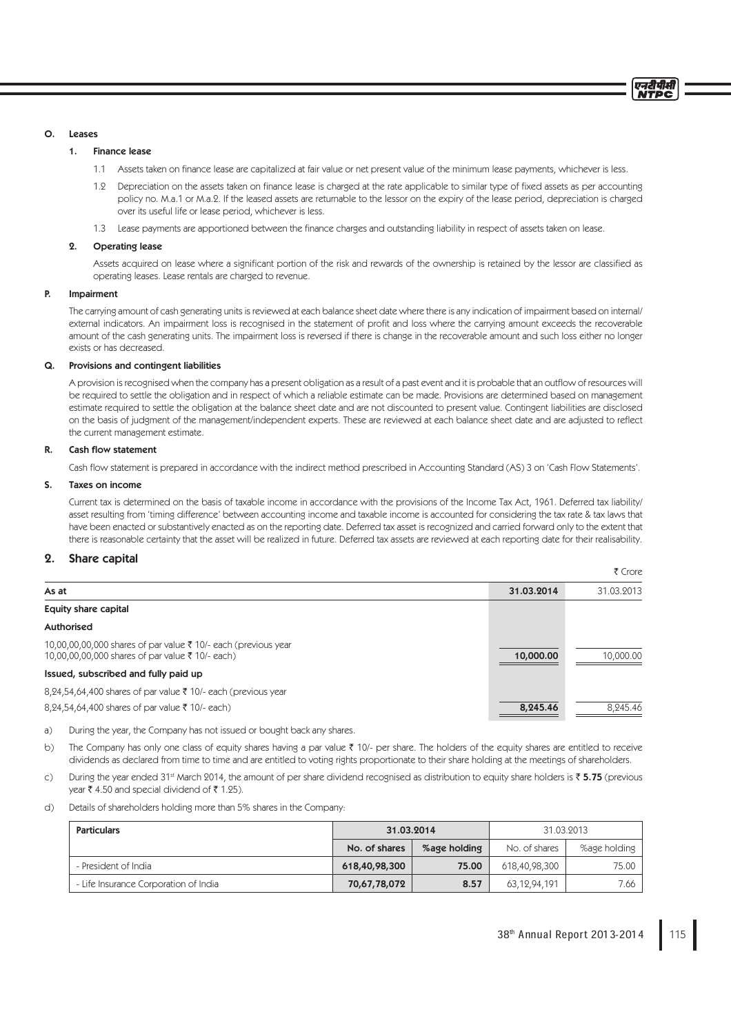### O. Leases

#### 1. Finance lease

1.1 Assets taken on finance lease are capitalized at fair value or net present value of the minimum lease payments, whichever is less.

1.2 Depreciation on the assets taken on finance lease is charged at the rate applicable to similar type of fixed assets as per accounting policy no. M.a.1 or M.a.2. If the leased assets are returnable to the lessor on the expiry of the lease period, depreciation is charged over its useful life or lease period, whichever is less.

1.3 Lease payments are apportioned between the finance charges and outstanding liability in respect of assets taken on lease.

#### 2. Operating lease

Assets acquired on lease where a significant portion of the risk and rewards of the ownership is retained by the lessor are classified as operating leases. Lease rentals are charged to revenue.

### P. Impairment

The carrying amount of cash generating units is reviewed at each balance sheet date where there is any indication of impairment based on internal/ external indicators. An impairment loss is recognised in the statement of profit and loss where the carrying amount exceeds the recoverable amount of the cash generating units. The impairment loss is reversed if there is change in the recoverable amount and such loss either no longer exists or has decreased.

### Q. Provisions and contingent liabilities

A provision is recognised when the company has a present obligation as a result of a past event and it is probable that an outflow of resources will be required to settle the obligation and in respect of which a reliable estimate can be made. Provisions are determined based on management estimate required to settle the obligation at the balance sheet date and are not discounted to present value. Contingent liabilities are disclosed on the basis of judgment of the management/independent experts. These are reviewed at each balance sheet date and are adjusted to reflect the current management estimate.

### R. Cash flow statement

Cash flow statement is prepared in accordance with the indirect method prescribed in Accounting Standard (AS) 3 on 'Cash Flow Statements'.

### S. Taxes on income

Current tax is determined on the basis of taxable income in accordance with the provisions of the Income Tax Act, 1961. Deferred tax liability/ asset resulting from 'timing difference' between accounting income and taxable income is accounted for considering the tax rate & tax laws that have been enacted or substantively enacted as on the reporting date. Deferred tax asset is recognized and carried forward only to the extent that there is reasonable certainty that the asset will be realized in future. Deferred tax assets are reviewed at each reporting date for their realisability.

## 2. Share capital

₹ Crore

| As at | 31.03.2014 | 31.03.2013 |
|---|---|---|
| **Equity share capital** | | |
| **Authorised** | | |
| 10,00,00,00,000 shares of par value ₹ 10/- each (previous year 10,00,00,00,000 shares of par value ₹ 10/- each) | **10,000.00** | 10,000.00 |
| **Issued, subscribed and fully paid up** | | |
| 8,24,54,64,400 shares of par value ₹ 10/- each (previous year 8,24,54,64,400 shares of par value ₹ 10/- each) | **8,245.46** | 8,245.46 |

a) During the year, the Company has not issued or bought back any shares.

b) The Company has only one class of equity shares having a par value ₹ 10/- per share. The holders of the equity shares are entitled to receive dividends as declared from time to time and are entitled to voting rights proportionate to their share holding at the meetings of shareholders.

c) During the year ended 31st March 2014, the amount of per share dividend recognised as distribution to equity share holders is ₹ **5.75** (previous year ₹ 4.50 and special dividend of ₹ 1.25).

d) Details of shareholders holding more than 5% shares in the Company:

| Particulars | 31.03.2014 | | 31.03.2013 | |
|---|---|---|---|---|
| | No. of shares | %age holding | No. of shares | %age holding |
| - President of India | **618,40,98,300** | **75.00** | 618,40,98,300 | 75.00 |
| - Life Insurance Corporation of India | **70,67,78,072** | **8.57** | 63,12,94,191 | 7.66 |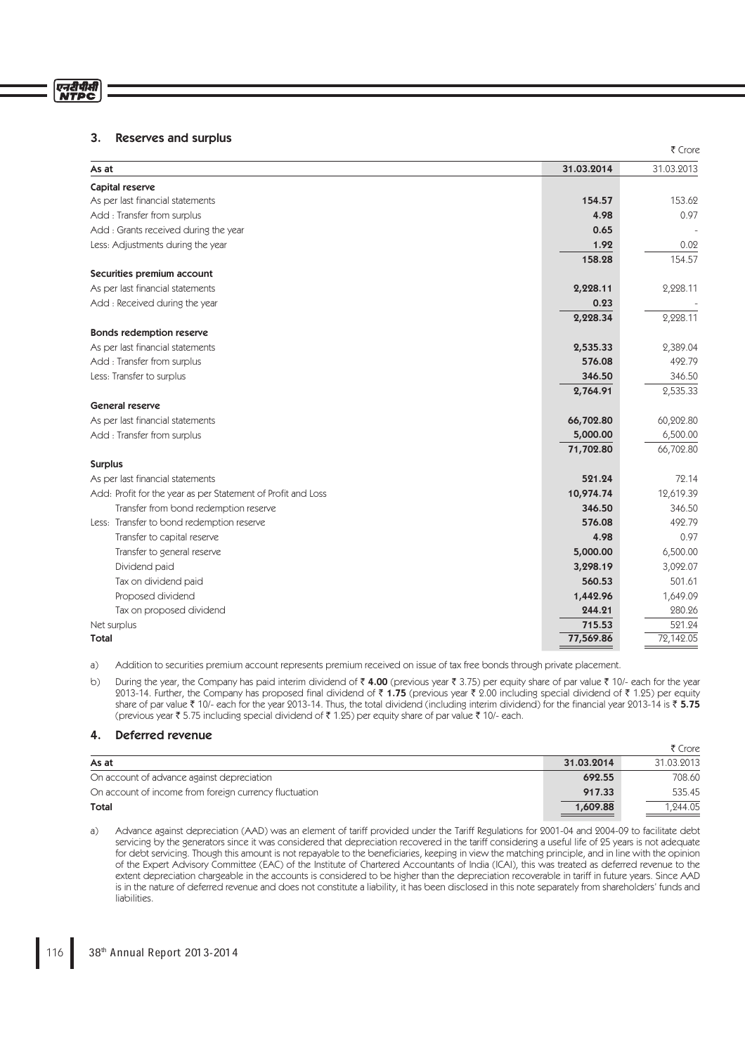## 3. Reserves and surplus

₹ Crore

| As at | 31.03.2014 | 31.03.2013 |
|---|---|---|
| **Capital reserve** | | |
| As per last financial statements | **154.57** | 153.62 |
| Add : Transfer from surplus | **4.98** | 0.97 |
| Add : Grants received during the year | **0.65** | - |
| Less: Adjustments during the year | **1.92** | 0.02 |
| | **158.28** | 154.57 |
| **Securities premium account** | | |
| As per last financial statements | **2,228.11** | 2,228.11 |
| Add : Received during the year | **0.23** | - |
| | **2,228.34** | 2,228.11 |
| **Bonds redemption reserve** | | |
| As per last financial statements | **2,535.33** | 2,389.04 |
| Add : Transfer from surplus | **576.08** | 492.79 |
| Less: Transfer to surplus | **346.50** | 346.50 |
| | **2,764.91** | 2,535.33 |
| **General reserve** | | |
| As per last financial statements | **66,702.80** | 60,202.80 |
| Add : Transfer from surplus | **5,000.00** | 6,500.00 |
| | **71,702.80** | 66,702.80 |
| **Surplus** | | |
| As per last financial statements | **521.24** | 72.14 |
| Add: Profit for the year as per Statement of Profit and Loss | **10,974.74** | 12,619.39 |
| Transfer from bond redemption reserve | **346.50** | 346.50 |
| Less: Transfer to bond redemption reserve | **576.08** | 492.79 |
| Transfer to capital reserve | **4.98** | 0.97 |
| Transfer to general reserve | **5,000.00** | 6,500.00 |
| Dividend paid | **3,298.19** | 3,092.07 |
| Tax on dividend paid | **560.53** | 501.61 |
| Proposed dividend | **1,442.96** | 1,649.09 |
| Tax on proposed dividend | **244.21** | 280.26 |
| Net surplus | **715.53** | 521.24 |
| **Total** | **77,569.86** | 72,142.05 |

a) Addition to securities premium account represents premium received on issue of tax free bonds through private placement.

b) During the year, the Company has paid interim dividend of ₹ **4.00** (previous year ₹ 3.75) per equity share of par value ₹ 10/- each for the year 2013-14. Further, the Company has proposed final dividend of ₹ **1.75** (previous year ₹ 2.00 including special dividend of ₹ 1.25) per equity share of par value ₹ 10/- each for the year 2013-14. Thus, the total dividend (including interim dividend) for the financial year 2013-14 is ₹ **5.75** (previous year ₹ 5.75 including special dividend of ₹ 1.25) per equity share of par value ₹ 10/- each.

## 4. Deferred revenue

₹ Crore

| As at | 31.03.2014 | 31.03.2013 |
|---|---|---|
| On account of advance against depreciation | **692.55** | 708.60 |
| On account of income from foreign currency fluctuation | **917.33** | 535.45 |
| **Total** | **1,609.88** | 1,244.05 |

a) Advance against depreciation (AAD) was an element of tariff provided under the Tariff Regulations for 2001-04 and 2004-09 to facilitate debt servicing by the generators since it was considered that depreciation recovered in the tariff considering a useful life of 25 years is not adequate for debt servicing. Though this amount is not repayable to the beneficiaries, keeping in view the matching principle, and in line with the opinion of the Expert Advisory Committee (EAC) of the Institute of Chartered Accountants of India (ICAI), this was treated as deferred revenue to the extent depreciation chargeable in the accounts is considered to be higher than the depreciation recoverable in tariff in future years. Since AAD is in the nature of deferred revenue and does not constitute a liability, it has been disclosed in this note separately from shareholders' funds and liabilities.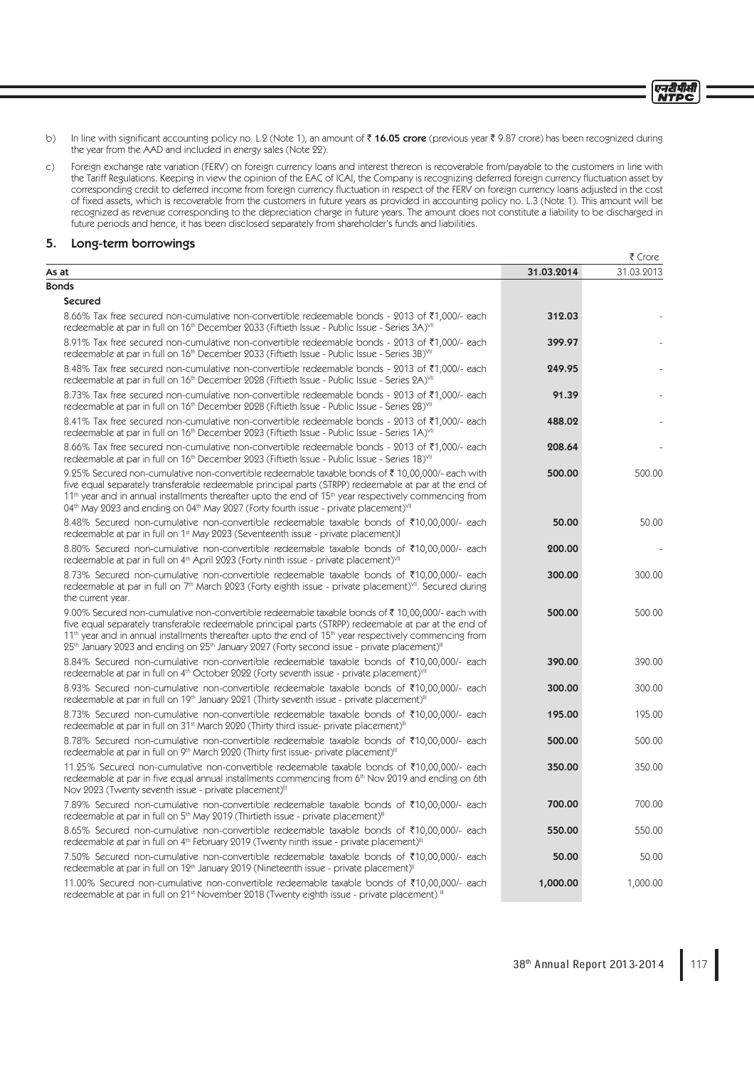b) In line with significant accounting policy no. L.2 (Note 1), an amount of ₹ **16.05 crore** (previous year ₹ 9.87 crore) has been recognized during the year from the AAD and included in energy sales (Note 22).

c) Foreign exchange rate variation (FERV) on foreign currency loans and interest thereon is recoverable from/payable to the customers in line with the Tariff Regulations. Keeping in view the opinion of the EAC of ICAI, the Company is recognizing deferred foreign currency fluctuation asset by corresponding credit to deferred income from foreign currency fluctuation in respect of the FERV on foreign currency loans adjusted in the cost of fixed assets, which is recoverable from the customers in future years as provided in accounting policy no. L.3 (Note 1). This amount will be recognized as revenue corresponding to the depreciation charge in future years. The amount does not constitute a liability to be discharged in future periods and hence, it has been disclosed separately from shareholder's funds and liabilities.

## 5. Long-term borrowings

₹ Crore

| As at | 31.03.2014 | 31.03.2013 |
|---|---|---|
| **Bonds** | | |
| **Secured** | | |
| 8.66% Tax free secured non-cumulative non-convertible redeemable bonds - 2013 of ₹1,000/- each redeemable at par in full on 16th December 2033 (Fiftieth Issue - Public Issue - Series 3A)[VII] | **312.03** | - |
| 8.91% Tax free secured non-cumulative non-convertible redeemable bonds - 2013 of ₹1,000/- each redeemable at par in full on 16th December 2033 (Fiftieth Issue - Public Issue - Series 3B)[VII] | **399.97** | - |
| 8.48% Tax free secured non-cumulative non-convertible redeemable bonds - 2013 of ₹1,000/- each redeemable at par in full on 16th December 2028 (Fiftieth Issue - Public Issue - Series 2A)[VII] | **249.95** | - |
| 8.73% Tax free secured non-cumulative non-convertible redeemable bonds - 2013 of ₹1,000/- each redeemable at par in full on 16th December 2028 (Fiftieth Issue - Public Issue - Series 2B)[VII] | **91.39** | - |
| 8.41% Tax free secured non-cumulative non-convertible redeemable bonds - 2013 of ₹1,000/- each redeemable at par in full on 16th December 2023 (Fiftieth Issue - Public Issue - Series 1A)[VII] | **488.02** | - |
| 8.66% Tax free secured non-cumulative non-convertible redeemable bonds - 2013 of ₹1,000/- each redeemable at par in full on 16th December 2023 (Fiftieth Issue - Public Issue - Series 1B)[VII] | **208.64** | - |
| 9.25% Secured non-cumulative non-convertible redeemable taxable bonds of ₹ 10,00,000/- each with five equal separately transferable redeemable principal parts (STRPP) redeemable at par at the end of 11th year and in annual installments thereafter upto the end of 15th year respectively commencing from 04th May 2023 and ending on 04th May 2027 (Forty fourth issue - private placement)[VII] | **500.00** | 500.00 |
| 8.48% Secured non-cumulative non-convertible redeemable taxable bonds of ₹10,00,000/- each redeemable at par in full on 1st May 2023 (Seventeenth issue - private placement)I | **50.00** | 50.00 |
| 8.80% Secured non-cumulative non-convertible redeemable taxable bonds of ₹10,00,000/- each redeemable at par in full on 4th April 2023 (Forty ninth issue - private placement)[VII] | **200.00** | - |
| 8.73% Secured non-cumulative non-convertible redeemable taxable bonds of ₹10,00,000/- each redeemable at par in full on 7th March 2023 (Forty eighth issue - private placement)[VII]. Secured during the current year. | **300.00** | 300.00 |
| 9.00% Secured non-cumulative non-convertible redeemable taxable bonds of ₹ 10,00,000/- each with five equal separately transferable redeemable principal parts (STRPP) redeemable at par at the end of 11th year and in annual installments thereafter upto the end of 15th year respectively commencing from 25th January 2023 and ending on 25th January 2027 (Forty second issue - private placement)[II] | **500.00** | 500.00 |
| 8.84% Secured non-cumulative non-convertible redeemable taxable bonds of ₹10,00,000/- each redeemable at par in full on 4th October 2022 (Forty seventh issue - private placement)[VII] | **390.00** | 390.00 |
| 8.93% Secured non-cumulative non-convertible redeemable taxable bonds of ₹10,00,000/- each redeemable at par in full on 19th January 2021 (Thirty seventh issue - private placement)[II] | **300.00** | 300.00 |
| 8.73% Secured non-cumulative non-convertible redeemable taxable bonds of ₹10,00,000/- each redeemable at par in full on 31st March 2020 (Thirty third issue- private placement)[II] | **195.00** | 195.00 |
| 8.78% Secured non-cumulative non-convertible redeemable taxable bonds of ₹10,00,000/- each redeemable at par in full on 9th March 2020 (Thirty first issue- private placement)[II] | **500.00** | 500.00 |
| 11.25% Secured non-cumulative non-convertible redeemable taxable bonds of ₹10,00,000/- each redeemable at par in five equal annual installments commencing from 6th Nov 2019 and ending on 6th Nov 2023 (Twenty seventh issue - private placement)[II] | **350.00** | 350.00 |
| 7.89% Secured non-cumulative non-convertible redeemable taxable bonds of ₹10,00,000/- each redeemable at par in full on 5th May 2019 (Thirtieth issue - private placement)[II] | **700.00** | 700.00 |
| 8.65% Secured non-cumulative non-convertible redeemable taxable bonds of ₹10,00,000/- each redeemable at par in full on 4th February 2019 (Twenty ninth issue - private placement)[III] | **550.00** | 550.00 |
| 7.50% Secured non-cumulative non-convertible redeemable taxable bonds of ₹10,00,000/- each redeemable at par in full on 12th January 2019 (Nineteenth issue - private placement)[I] | **50.00** | 50.00 |
| 11.00% Secured non-cumulative non-convertible redeemable taxable bonds of ₹10,00,000/- each redeemable at par in full on 21st November 2018 (Twenty eighth issue - private placement) [III] | **1,000.00** | 1,000.00 |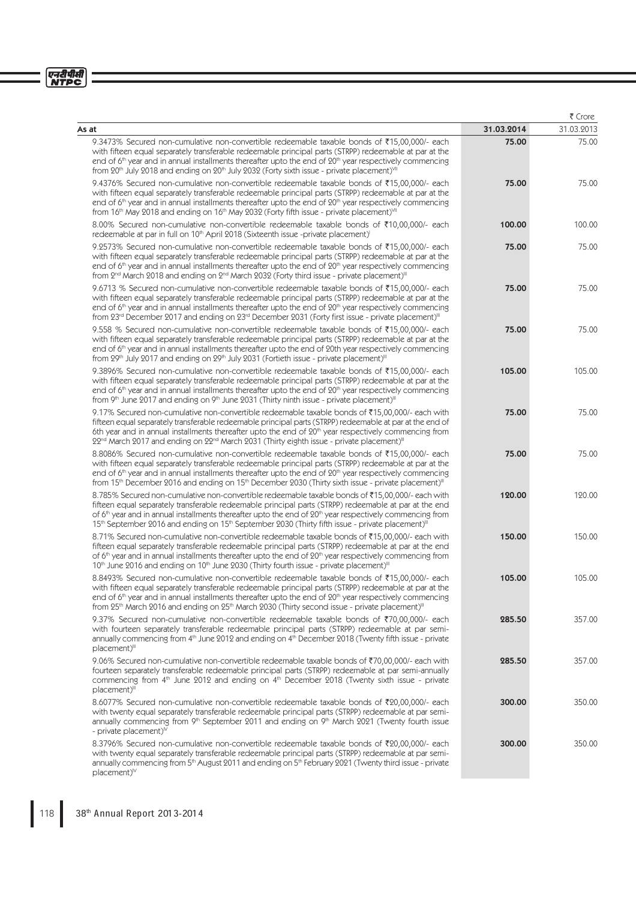| As at | 31.03.2014 | ₹ Crore 31.03.2013 |
|---|---|---|
| 9.3473% Secured non-cumulative non-convertible redeemable taxable bonds of ₹15,00,000/- each with fifteen equal separately transferable redeemable principal parts (STRPP) redeemable at par at the end of 6th year and in annual installments thereafter upto the end of 20th year respectively commencing from 20th July 2018 and ending on 20th July 2032 (Forty sixth issue - private placement)[VII] | **75.00** | 75.00 |
| 9.4376% Secured non-cumulative non-convertible redeemable taxable bonds of ₹15,00,000/- each with fifteen equal separately transferable redeemable principal parts (STRPP) redeemable at par at the end of 6th year and in annual installments thereafter upto the end of 20th year respectively commencing from 16th May 2018 and ending on 16th May 2032 (Forty fifth issue - private placement)[VII] | **75.00** | 75.00 |
| 8.00% Secured non-cumulative non-convertible redeemable taxable bonds of ₹10,00,000/- each redeemable at par in full on 10th April 2018 (Sixteenth issue -private placement)[I] | **100.00** | 100.00 |
| 9.2573% Secured non-cumulative non-convertible redeemable taxable bonds of ₹15,00,000/- each with fifteen equal separately transferable redeemable principal parts (STRPP) redeemable at par at the end of 6th year and in annual installments thereafter upto the end of 20th year respectively commencing from 2nd March 2018 and ending on 2nd March 2032 (Forty third issue - private placement)[III] | **75.00** | 75.00 |
| 9.6713 % Secured non-cumulative non-convertible redeemable taxable bonds of ₹15,00,000/- each with fifteen equal separately transferable redeemable principal parts (STRPP) redeemable at par at the end of 6th year and in annual installments thereafter upto the end of 20th year respectively commencing from 23rd December 2017 and ending on 23rd December 2031 (Forty first issue - private placement)[III] | **75.00** | 75.00 |
| 9.558 % Secured non-cumulative non-convertible redeemable taxable bonds of ₹15,00,000/- each with fifteen equal separately transferable redeemable principal parts (STRPP) redeemable at par at the end of 6th year and in annual installments thereafter upto the end of 20th year respectively commencing from 29th July 2017 and ending on 29th July 2031 (Fortieth issue - private placement)[III] | **75.00** | 75.00 |
| 9.3896% Secured non-cumulative non-convertible redeemable taxable bonds of ₹15,00,000/- each with fifteen equal separately transferable redeemable principal parts (STRPP) redeemable at par at the end of 6th year and in annual installments thereafter upto the end of 20th year respectively commencing from 9th June 2017 and ending on 9th June 2031 (Thirty ninth issue - private placement)[III] | **105.00** | 105.00 |
| 9.17% Secured non-cumulative non-convertible redeemable taxable bonds of ₹15,00,000/- each with fifteen equal separately transferable redeemable principal parts (STRPP) redeemable at par at the end of 6th year and in annual installments thereafter upto the end of 20th year respectively commencing from 22nd March 2017 and ending on 22nd March 2031 (Thirty eighth issue - private placement)[II] | **75.00** | 75.00 |
| 8.8086% Secured non-cumulative non-convertible redeemable taxable bonds of ₹15,00,000/- each with fifteen equal separately transferable redeemable principal parts (STRPP) redeemable at par at the end of 6th year and in annual installments thereafter upto the end of 20th year respectively commencing from 15th December 2016 and ending on 15th December 2030 (Thirty sixth issue - private placement)[II] | **75.00** | 75.00 |
| 8.785% Secured non-cumulative non-convertible redeemable taxable bonds of ₹15,00,000/- each with fifteen equal separately transferable redeemable principal parts (STRPP) redeemable at par at the end of 6th year and in annual installments thereafter upto the end of 20th year respectively commencing from 15th September 2016 and ending on 15th September 2030 (Thirty fifth issue - private placement)[II] | **120.00** | 120.00 |
| 8.71% Secured non-cumulative non-convertible redeemable taxable bonds of ₹15,00,000/- each with fifteen equal separately transferable redeemable principal parts (STRPP) redeemable at par at the end of 6th year and in annual installments thereafter upto the end of 20th year respectively commencing from 10th June 2016 and ending on 10th June 2030 (Thirty fourth issue - private placement)[III] | **150.00** | 150.00 |
| 8.8493% Secured non-cumulative non-convertible redeemable taxable bonds of ₹15,00,000/- each with fifteen equal separately transferable redeemable principal parts (STRPP) redeemable at par at the end of 6th year and in annual installments thereafter upto the end of 20th year respectively commencing from 25th March 2016 and ending on 25th March 2030 (Thirty second issue - private placement)[II] | **105.00** | 105.00 |
| 9.37% Secured non-cumulative non-convertible redeemable taxable bonds of ₹70,00,000/- each with fourteen separately transferable redeemable principal parts (STRPP) redeemable at par semi-annually commencing from 4th June 2012 and ending on 4th December 2018 (Twenty fifth issue - private placement)[III] | **285.50** | 357.00 |
| 9.06% Secured non-cumulative non-convertible redeemable taxable bonds of ₹70,00,000/- each with fourteen separately transferable redeemable principal parts (STRPP) redeemable at par semi-annually commencing from 4th June 2012 and ending on 4th December 2018 (Twenty sixth issue - private placement)[III] | **285.50** | 357.00 |
| 8.6077% Secured non-cumulative non-convertible redeemable taxable bonds of ₹20,00,000/- each with twenty equal separately transferable redeemable principal parts (STRPP) redeemable at par semi-annually commencing from 9th September 2011 and ending on 9th March 2021 (Twenty fourth issue - private placement)[IV] | **300.00** | 350.00 |
| 8.3796% Secured non-cumulative non-convertible redeemable taxable bonds of ₹20,00,000/- each with twenty equal separately transferable redeemable principal parts (STRPP) redeemable at par semi-annually commencing from 5th August 2011 and ending on 5th February 2021 (Twenty third issue - private placement)[IV] | **300.00** | 350.00 |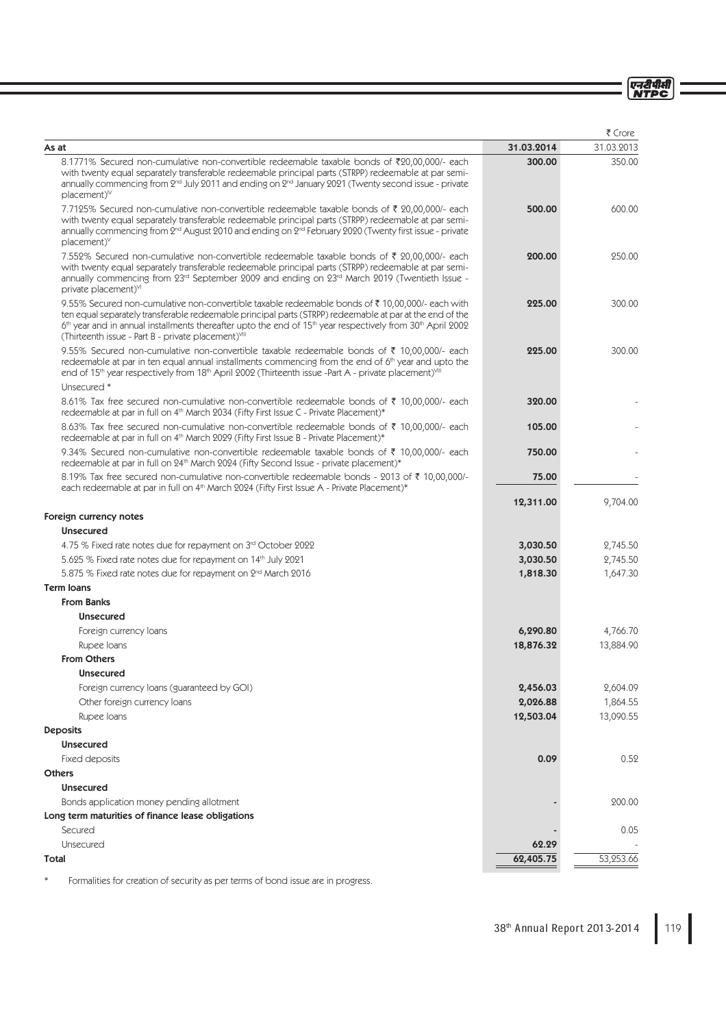| As at | 31.03.2014 | 31.03.2013 |
|---|---|---|
| | | ₹ Crore |
| 8.1771% Secured non-cumulative non-convertible redeemable taxable bonds of ₹20,00,000/- each with twenty equal separately transferable redeemable principal parts (STRPP) redeemable at par semi-annually commencing from 2nd July 2011 and ending on 2nd January 2021 (Twenty second issue - private placement)[IV] | **300.00** | 350.00 |
| 7.7125% Secured non-cumulative non-convertible redeemable taxable bonds of ₹ 20,00,000/- each with twenty equal separately transferable redeemable principal parts (STRPP) redeemable at par semi-annually commencing from 2nd August 2010 and ending on 2nd February 2020 (Twenty first issue - private placement)[V] | **500.00** | 600.00 |
| 7.552% Secured non-cumulative non-convertible redeemable taxable bonds of ₹ 20,00,000/- each with twenty equal separately transferable redeemable principal parts (STRPP) redeemable at par semi-annually commencing from 23rd September 2009 and ending on 23rd March 2019 (Twentieth Issue - private placement)[VI] | **200.00** | 250.00 |
| 9.55% Secured non-cumulative non-convertible taxable redeemable bonds of ₹ 10,00,000/- each with ten equal separately transferable redeemable principal parts (STRPP) redeemable at par at the end of the 6th year and in annual installments thereafter upto the end of 15th year respectively from 30th April 2002 (Thirteenth issue - Part B - private placement)[VIII] | **225.00** | 300.00 |
| 9.55% Secured non-cumulative non-convertible taxable redeemable bonds of ₹ 10,00,000/- each redeemable at par in ten equal annual installments commencing from the end of 6th year and upto the end of 15th year respectively from 18th April 2002 (Thirteenth issue -Part A - private placement)[VIII] | **225.00** | 300.00 |
| Unsecured * | | |
| 8.61% Tax free secured non-cumulative non-convertible redeemable bonds of ₹ 10,00,000/- each redeemable at par in full on 4th March 2034 (Fifty First Issue C - Private Placement)* | **320.00** | - |
| 8.63% Tax free secured non-cumulative non-convertible redeemable bonds of ₹ 10,00,000/- each redeemable at par in full on 4th March 2029 (Fifty First Issue B - Private Placement)* | **105.00** | - |
| 9.34% Secured non-cumulative non-convertible redeemable taxable bonds of ₹ 10,00,000/- each redeemable at par in full on 24th March 2024 (Fifty Second Issue - private placement)* | **750.00** | - |
| 8.19% Tax free secured non-cumulative non-convertible redeemable bonds - 2013 of ₹ 10,00,000/- each redeemable at par in full on 4th March 2024 (Fifty First Issue A - Private Placement)* | **75.00** | - |
| | **12,311.00** | 9,704.00 |
| **Foreign currency notes** | | |
| **Unsecured** | | |
| 4.75 % Fixed rate notes due for repayment on 3rd October 2022 | **3,030.50** | 2,745.50 |
| 5.625 % Fixed rate notes due for repayment on 14th July 2021 | **3,030.50** | 2,745.50 |
| 5.875 % Fixed rate notes due for repayment on 2nd March 2016 | **1,818.30** | 1,647.30 |
| **Term loans** | | |
| **From Banks** | | |
| **Unsecured** | | |
| Foreign currency loans | **6,290.80** | 4,766.70 |
| Rupee loans | **18,876.32** | 13,884.90 |
| **From Others** | | |
| **Unsecured** | | |
| Foreign currency loans (guaranteed by GOI) | **2,456.03** | 2,604.09 |
| Other foreign currency loans | **2,026.88** | 1,864.55 |
| Rupee loans | **12,503.04** | 13,090.55 |
| **Deposits** | | |
| **Unsecured** | | |
| Fixed deposits | **0.09** | 0.52 |
| **Others** | | |
| **Unsecured** | | |
| Bonds application money pending allotment | **-** | 200.00 |
| **Long term maturities of finance lease obligations** | | |
| Secured | **-** | 0.05 |
| Unsecured | **62.29** | - |
| **Total** | **62,405.75** | 53,253.66 |

\* Formalities for creation of security as per terms of bond issue are in progress.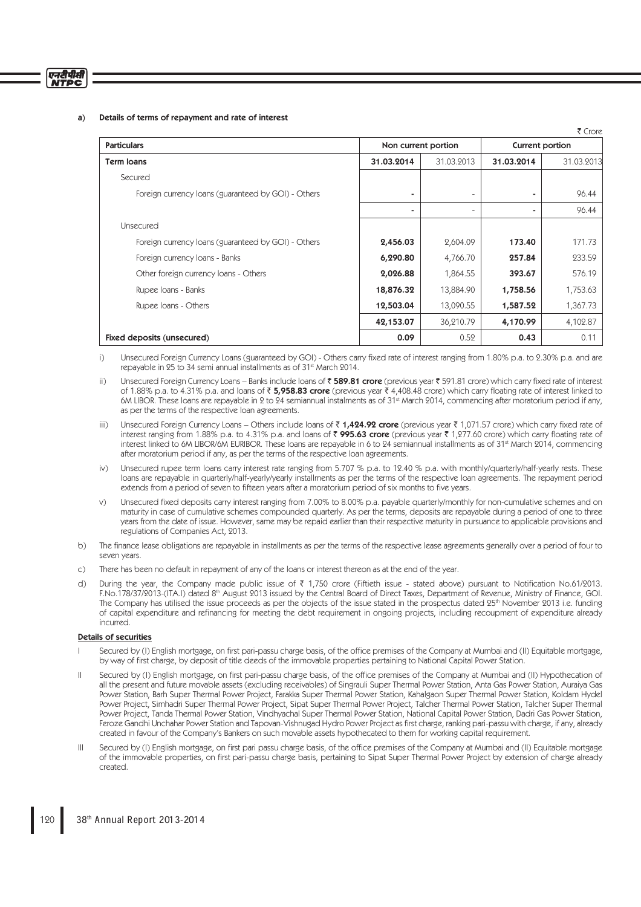a) **Details of terms of repayment and rate of interest**

₹ Crore

| Particulars | Non current portion | | Current portion | |
|---|---|---|---|---|
| **Term loans** | **31.03.2014** | 31.03.2013 | **31.03.2014** | 31.03.2013 |
| Secured | | | | |
| Foreign currency loans (guaranteed by GOI) - Others | - | - | - | 96.44 |
| | - | - | - | 96.44 |
| Unsecured | | | | |
| Foreign currency loans (guaranteed by GOI) - Others | **2,456.03** | 2,604.09 | **173.40** | 171.73 |
| Foreign currency loans - Banks | **6,290.80** | 4,766.70 | **257.84** | 233.59 |
| Other foreign currency loans - Others | **2,026.88** | 1,864.55 | **393.67** | 576.19 |
| Rupee loans - Banks | **18,876.32** | 13,884.90 | **1,758.56** | 1,753.63 |
| Rupee loans - Others | **12,503.04** | 13,090.55 | **1,587.52** | 1,367.73 |
| | **42,153.07** | 36,210.79 | **4,170.99** | 4,102.87 |
| **Fixed deposits (unsecured)** | **0.09** | 0.52 | **0.43** | 0.11 |

i) Unsecured Foreign Currency Loans (guaranteed by GOI) - Others carry fixed rate of interest ranging from 1.80% p.a. to 2.30% p.a. and are repayable in 25 to 34 semi annual installments as of 31st March 2014.

ii) Unsecured Foreign Currency Loans – Banks include loans of ₹ **589.81 crore** (previous year ₹ 591.81 crore) which carry fixed rate of interest of 1.88% p.a. to 4.31% p.a. and loans of ₹ **5,958.83 crore** (previous year ₹ 4,408.48 crore) which carry floating rate of interest linked to 6M LIBOR. These loans are repayable in 2 to 24 semiannual instalments as of 31st March 2014, commencing after moratorium period if any, as per the terms of the respective loan agreements.

iii) Unsecured Foreign Currency Loans – Others include loans of ₹ **1,424.92 crore** (previous year ₹ 1,071.57 crore) which carry fixed rate of interest ranging from 1.88% p.a. to 4.31% p.a. and loans of ₹ **995.63 crore** (previous year ₹ 1,277.60 crore) which carry floating rate of interest linked to 6M LIBOR/6M EURIBOR. These loans are repayable in 6 to 24 semiannual installments as of 31st March 2014, commencing after moratorium period if any, as per the terms of the respective loan agreements.

iv) Unsecured rupee term loans carry interest rate ranging from 5.707 % p.a. to 12.40 % p.a. with monthly/quarterly/half-yearly rests. These loans are repayable in quarterly/half-yearly/yearly installments as per the terms of the respective loan agreements. The repayment period extends from a period of seven to fifteen years after a moratorium period of six months to five years.

v) Unsecured fixed deposits carry interest ranging from 7.00% to 8.00% p.a. payable quarterly/monthly for non-cumulative schemes and on maturity in case of cumulative schemes compounded quarterly. As per the terms, deposits are repayable during a period of one to three years from the date of issue. However, same may be repaid earlier than their respective maturity in pursuance to applicable provisions and regulations of Companies Act, 2013.

b) The finance lease obligations are repayable in installments as per the terms of the respective lease agreements generally over a period of four to seven years.

c) There has been no default in repayment of any of the loans or interest thereon as at the end of the year.

d) During the year, the Company made public issue of ₹ 1,750 crore (Fiftieth issue - stated above) pursuant to Notification No.61/2013. F.No.178/37/2013-(ITA.I) dated 8th August 2013 issued by the Central Board of Direct Taxes, Department of Revenue, Ministry of Finance, GOI. The Company has utilised the issue proceeds as per the objects of the issue stated in the prospectus dated 25th November 2013 i.e. funding of capital expenditure and refinancing for meeting the debt requirement in ongoing projects, including recoupment of expenditure already incurred.

**Details of securities**

I Secured by (I) English mortgage, on first pari-passu charge basis, of the office premises of the Company at Mumbai and (II) Equitable mortgage, by way of first charge, by deposit of title deeds of the immovable properties pertaining to National Capital Power Station.

II Secured by (I) English mortgage, on first pari-passu charge basis, of the office premises of the Company at Mumbai and (II) Hypothecation of all the present and future movable assets (excluding receivables) of Singrauli Super Thermal Power Station, Anta Gas Power Station, Auraiya Gas Power Station, Barh Super Thermal Power Project, Farakka Super Thermal Power Station, Kahalgaon Super Thermal Power Station, Koldam Hydel Power Project, Simhadri Super Thermal Power Project, Sipat Super Thermal Power Project, Talcher Thermal Power Station, Talcher Super Thermal Power Project, Tanda Thermal Power Station, Vindhyachal Super Thermal Power Station, National Capital Power Station, Dadri Gas Power Station, Feroze Gandhi Unchahar Power Station and Tapovan-Vishnugad Hydro Power Project as first charge, ranking pari-passu with charge, if any, already created in favour of the Company's Bankers on such movable assets hypothecated to them for working capital requirement.

III Secured by (I) English mortgage, on first pari passu charge basis, of the office premises of the Company at Mumbai and (II) Equitable mortgage of the immovable properties, on first pari-passu charge basis, pertaining to Sipat Super Thermal Power Project by extension of charge already created.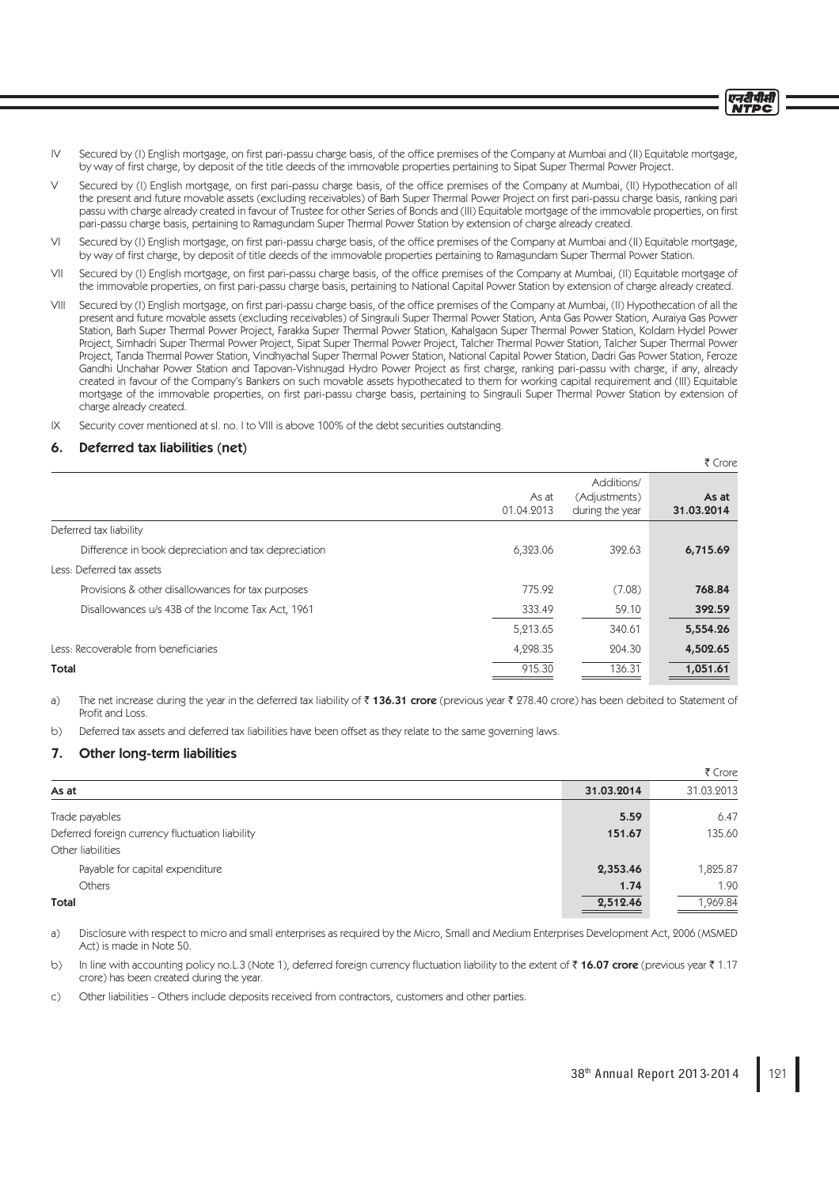IV Secured by (I) English mortgage, on first pari-passu charge basis, of the office premises of the Company at Mumbai and (II) Equitable mortgage, by way of first charge, by deposit of the title deeds of the immovable properties pertaining to Sipat Super Thermal Power Project.

V Secured by (I) English mortgage, on first pari-passu charge basis, of the office premises of the Company at Mumbai, (II) Hypothecation of all the present and future movable assets (excluding receivables) of Barh Super Thermal Power Project on first pari-passu charge basis, ranking pari passu with charge already created in favour of Trustee for other Series of Bonds and (III) Equitable mortgage of the immovable properties, on first pari-passu charge basis, pertaining to Ramagundam Super Thermal Power Station by extension of charge already created.

VI Secured by (I) English mortgage, on first pari-passu charge basis, of the office premises of the Company at Mumbai and (II) Equitable mortgage, by way of first charge, by deposit of title deeds of the immovable properties pertaining to Ramagundam Super Thermal Power Station.

VII Secured by (I) English mortgage, on first pari-passu charge basis, of the office premises of the Company at Mumbai, (II) Equitable mortgage of the immovable properties, on first pari-passu charge basis, pertaining to National Capital Power Station by extension of charge already created.

VIII Secured by (I) English mortgage, on first pari-passu charge basis, of the office premises of the Company at Mumbai, (II) Hypothecation of all the present and future movable assets (excluding receivables) of Singrauli Super Thermal Power Station, Anta Gas Power Station, Auraiya Gas Power Station, Barh Super Thermal Power Project, Farakka Super Thermal Power Station, Kahalgaon Super Thermal Power Station, Koldam Hydel Power Project, Simhadri Super Thermal Power Project, Sipat Super Thermal Power Project, Talcher Thermal Power Station, Talcher Super Thermal Power Project, Tanda Thermal Power Station, Vindhyachal Super Thermal Power Station, National Capital Power Station, Dadri Gas Power Station, Feroze Gandhi Unchahar Power Station and Tapovan-Vishnugad Hydro Power Project as first charge, ranking pari-passu with charge, if any, already created in favour of the Company's Bankers on such movable assets hypothecated to them for working capital requirement and (III) Equitable mortgage of the immovable properties, on first pari-passu charge basis, pertaining to Singrauli Super Thermal Power Station by extension of charge already created.

IX Security cover mentioned at sl. no. I to VIII is above 100% of the debt securities outstanding.

## 6. Deferred tax liabilities (net)

₹ Crore

| | As at 01.04.2013 | Additions/ (Adjustments) during the year | **As at 31.03.2014** |
|---|---|---|---|
| Deferred tax liability | | | |
| Difference in book depreciation and tax depreciation | 6,323.06 | 392.63 | **6,715.69** |
| Less: Deferred tax assets | | | |
| Provisions & other disallowances for tax purposes | 775.92 | (7.08) | **768.84** |
| Disallowances u/s 43B of the Income Tax Act, 1961 | 333.49 | 59.10 | **392.59** |
| | 5,213.65 | 340.61 | **5,554.26** |
| Less: Recoverable from beneficiaries | 4,298.35 | 204.30 | **4,502.65** |
| **Total** | 915.30 | 136.31 | **1,051.61** |

a) The net increase during the year in the deferred tax liability of ₹ **136.31 crore** (previous year ₹ 278.40 crore) has been debited to Statement of Profit and Loss.

b) Deferred tax assets and deferred tax liabilities have been offset as they relate to the same governing laws.

## 7. Other long-term liabilities

₹ Crore

| As at | **31.03.2014** | 31.03.2013 |
|---|---|---|
| Trade payables | **5.59** | 6.47 |
| Deferred foreign currency fluctuation liability | **151.67** | 135.60 |
| Other liabilities | | |
| Payable for capital expenditure | **2,353.46** | 1,825.87 |
| Others | **1.74** | 1.90 |
| **Total** | **2,512.46** | 1,969.84 |

a) Disclosure with respect to micro and small enterprises as required by the Micro, Small and Medium Enterprises Development Act, 2006 (MSMED Act) is made in Note 50.

b) In line with accounting policy no.L.3 (Note 1), deferred foreign currency fluctuation liability to the extent of ₹ **16.07 crore** (previous year ₹ 1.17 crore) has been created during the year.

c) Other liabilities - Others include deposits received from contractors, customers and other parties.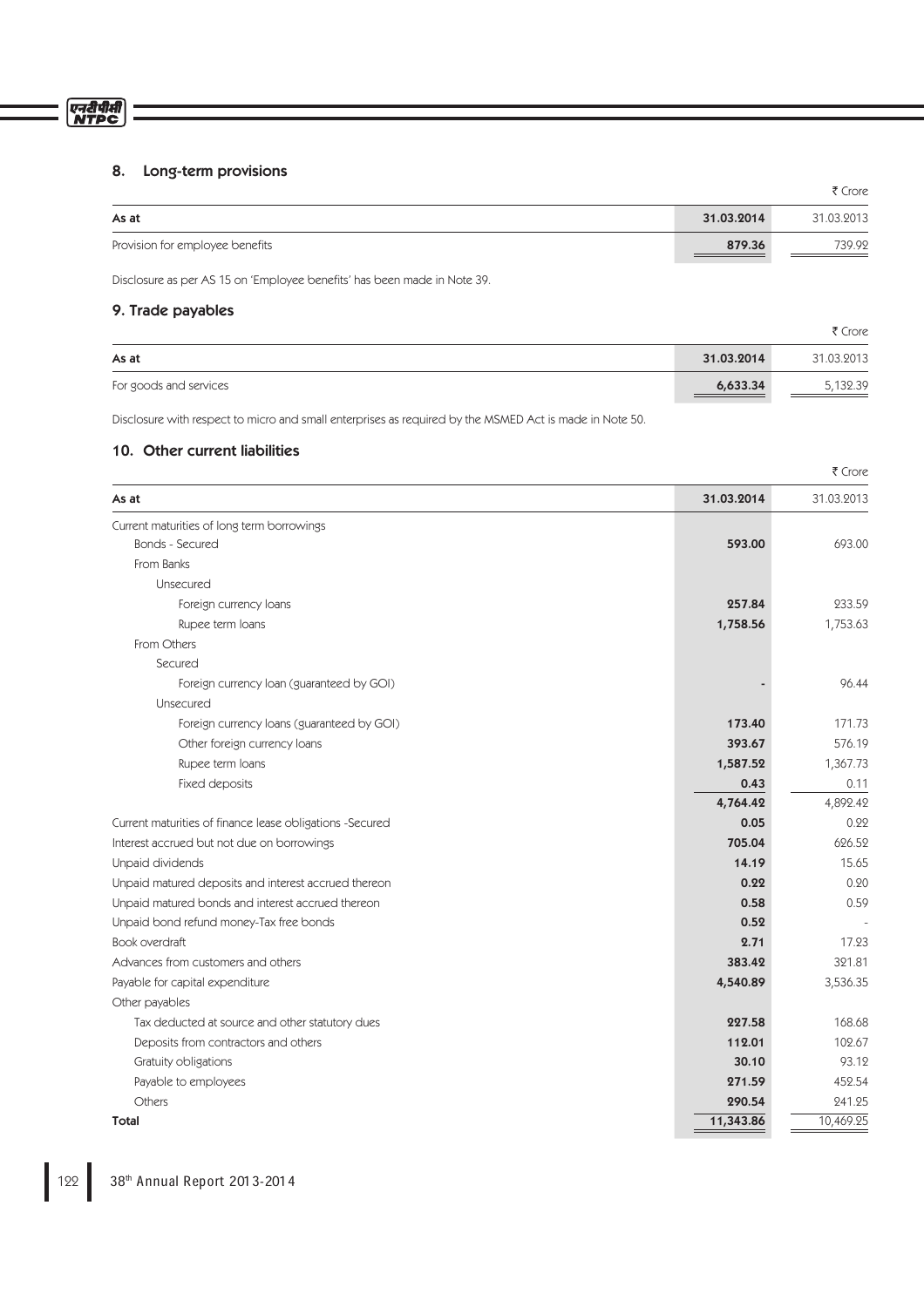## 8. Long-term provisions

₹ Crore

| As at | 31.03.2014 | 31.03.2013 |
|---|---|---|
| Provision for employee benefits | **879.36** | 739.92 |

Disclosure as per AS 15 on 'Employee benefits' has been made in Note 39.

## 9. Trade payables

₹ Crore

| As at | 31.03.2014 | 31.03.2013 |
|---|---|---|
| For goods and services | **6,633.34** | 5,132.39 |

Disclosure with respect to micro and small enterprises as required by the MSMED Act is made in Note 50.

## 10. Other current liabilities

₹ Crore

| As at | 31.03.2014 | 31.03.2013 |
|---|---|---|
| Current maturities of long term borrowings | | |
| Bonds - Secured | **593.00** | 693.00 |
| From Banks | | |
| Unsecured | | |
| Foreign currency loans | **257.84** | 233.59 |
| Rupee term loans | **1,758.56** | 1,753.63 |
| From Others | | |
| Secured | | |
| Foreign currency loan (guaranteed by GOI) | **-** | 96.44 |
| Unsecured | | |
| Foreign currency loans (guaranteed by GOI) | **173.40** | 171.73 |
| Other foreign currency loans | **393.67** | 576.19 |
| Rupee term loans | **1,587.52** | 1,367.73 |
| Fixed deposits | **0.43** | 0.11 |
| | **4,764.42** | 4,892.42 |
| Current maturities of finance lease obligations -Secured | **0.05** | 0.22 |
| Interest accrued but not due on borrowings | **705.04** | 626.52 |
| Unpaid dividends | **14.19** | 15.65 |
| Unpaid matured deposits and interest accrued thereon | **0.22** | 0.20 |
| Unpaid matured bonds and interest accrued thereon | **0.58** | 0.59 |
| Unpaid bond refund money-Tax free bonds | **0.52** | - |
| Book overdraft | **2.71** | 17.23 |
| Advances from customers and others | **383.42** | 321.81 |
| Payable for capital expenditure | **4,540.89** | 3,536.35 |
| Other payables | | |
| Tax deducted at source and other statutory dues | **227.58** | 168.68 |
| Deposits from contractors and others | **112.01** | 102.67 |
| Gratuity obligations | **30.10** | 93.12 |
| Payable to employees | **271.59** | 452.54 |
| Others | **290.54** | 241.25 |
| **Total** | **11,343.86** | 10,469.25 |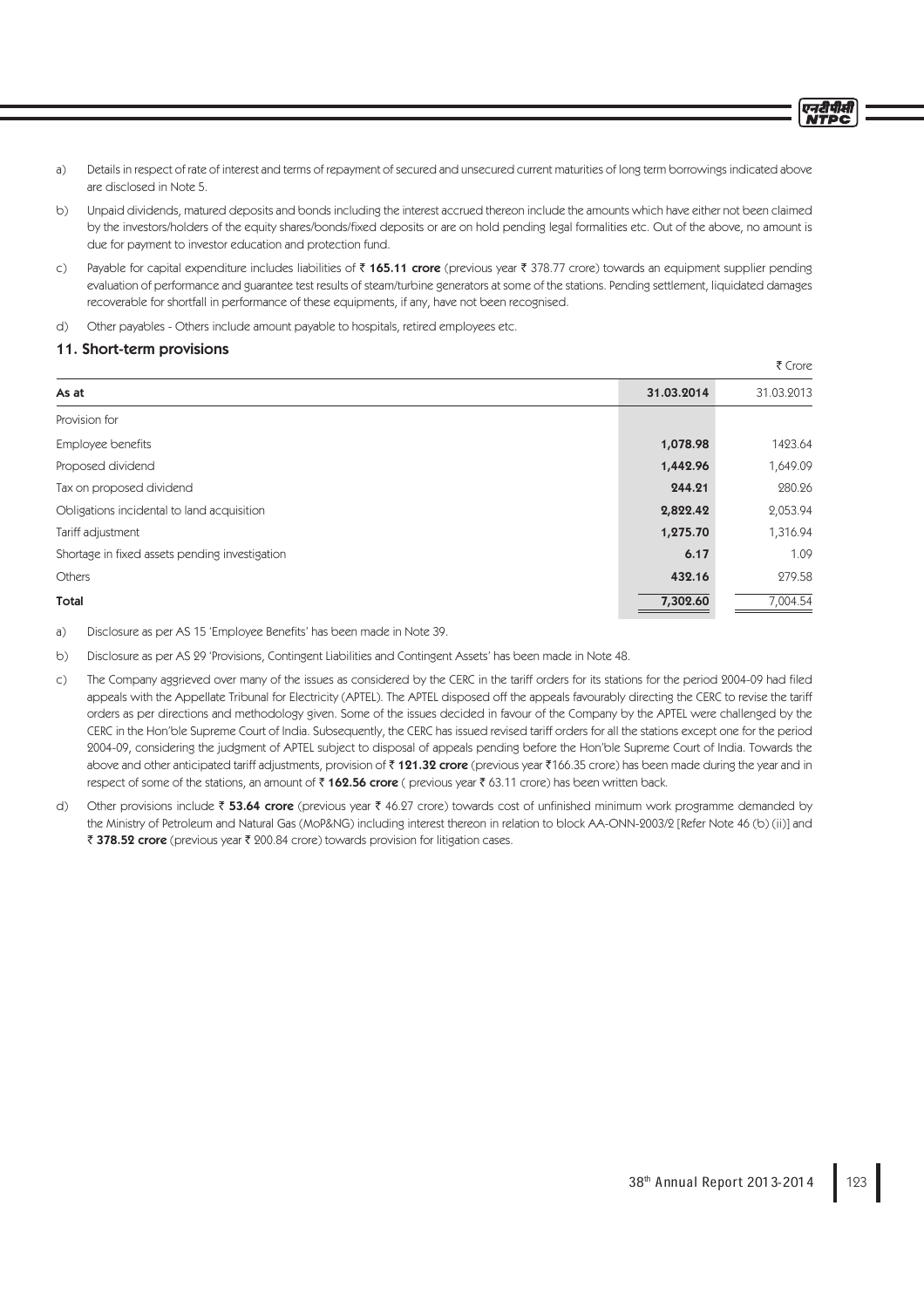a) Details in respect of rate of interest and terms of repayment of secured and unsecured current maturities of long term borrowings indicated above are disclosed in Note 5.

b) Unpaid dividends, matured deposits and bonds including the interest accrued thereon include the amounts which have either not been claimed by the investors/holders of the equity shares/bonds/fixed deposits or are on hold pending legal formalities etc. Out of the above, no amount is due for payment to investor education and protection fund.

c) Payable for capital expenditure includes liabilities of ₹ **165.11 crore** (previous year ₹ 378.77 crore) towards an equipment supplier pending evaluation of performance and guarantee test results of steam/turbine generators at some of the stations. Pending settlement, liquidated damages recoverable for shortfall in performance of these equipments, if any, have not been recognised.

d) Other payables - Others include amount payable to hospitals, retired employees etc.

## 11. Short-term provisions

₹ Crore

| As at | 31.03.2014 | 31.03.2013 |
|---|---|---|
| Provision for | | |
| Employee benefits | **1,078.98** | 1423.64 |
| Proposed dividend | **1,442.96** | 1,649.09 |
| Tax on proposed dividend | **244.21** | 280.26 |
| Obligations incidental to land acquisition | **2,822.42** | 2,053.94 |
| Tariff adjustment | **1,275.70** | 1,316.94 |
| Shortage in fixed assets pending investigation | **6.17** | 1.09 |
| Others | **432.16** | 279.58 |
| **Total** | **7,302.60** | 7,004.54 |

a) Disclosure as per AS 15 'Employee Benefits' has been made in Note 39.

b) Disclosure as per AS 29 'Provisions, Contingent Liabilities and Contingent Assets' has been made in Note 48.

c) The Company aggrieved over many of the issues as considered by the CERC in the tariff orders for its stations for the period 2004-09 had filed appeals with the Appellate Tribunal for Electricity (APTEL). The APTEL disposed off the appeals favourably directing the CERC to revise the tariff orders as per directions and methodology given. Some of the issues decided in favour of the Company by the APTEL were challenged by the CERC in the Hon'ble Supreme Court of India. Subsequently, the CERC has issued revised tariff orders for all the stations except one for the period 2004-09, considering the judgment of APTEL subject to disposal of appeals pending before the Hon'ble Supreme Court of India. Towards the above and other anticipated tariff adjustments, provision of ₹ **121.32 crore** (previous year ₹166.35 crore) has been made during the year and in respect of some of the stations, an amount of ₹ **162.56 crore** ( previous year ₹ 63.11 crore) has been written back.

d) Other provisions include ₹ **53.64 crore** (previous year ₹ 46.27 crore) towards cost of unfinished minimum work programme demanded by the Ministry of Petroleum and Natural Gas (MoP&NG) including interest thereon in relation to block AA-ONN-2003/2 [Refer Note 46 (b) (ii)] and ₹ **378.52 crore** (previous year ₹ 200.84 crore) towards provision for litigation cases.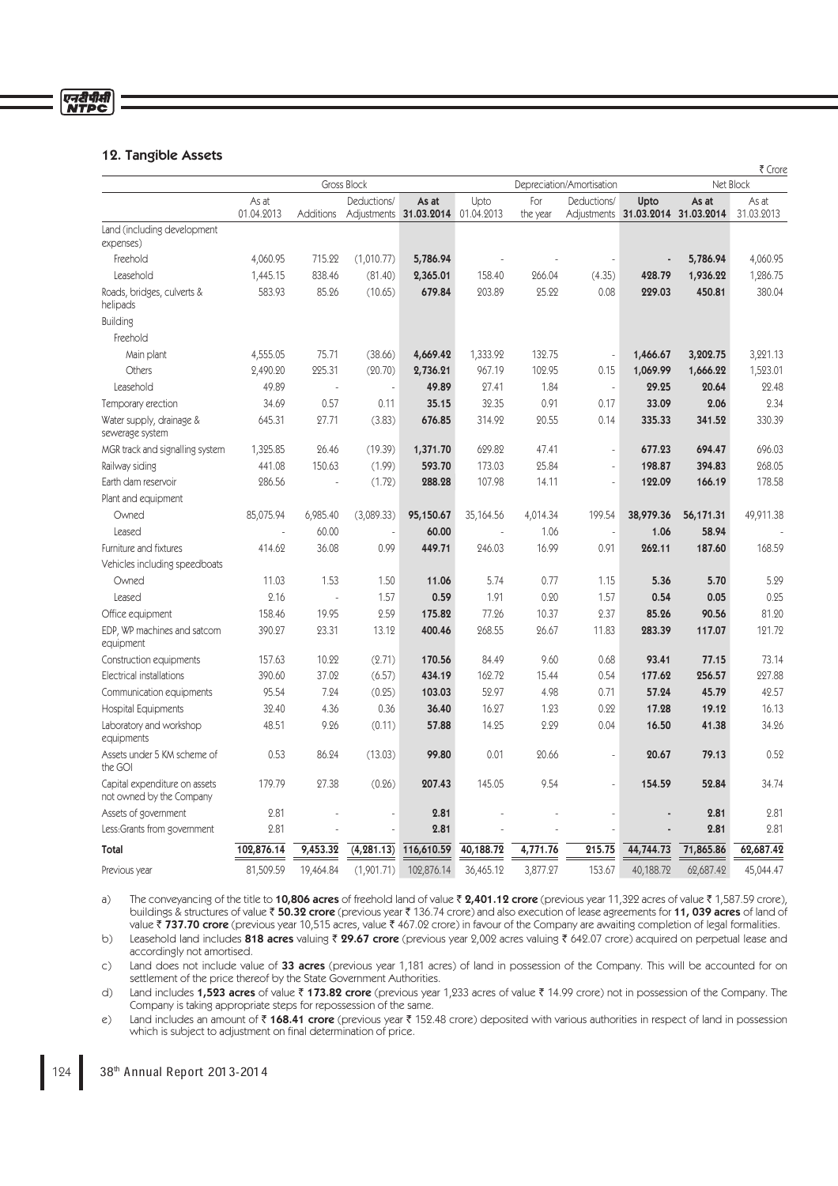## 12. Tangible Assets

₹ Crore

| | Gross Block | | | | Depreciation/Amortisation | | | | Net Block | |
|---|---|---|---|---|---|---|---|---|---|---|
| | As at 01.04.2013 | Additions | Deductions/ Adjustments | As at 31.03.2014 | Upto 01.04.2013 | For the year | Deductions/ Adjustments | Upto 31.03.2014 | As at 31.03.2014 | As at 31.03.2013 |
| Land (including development expenses) | | | | | | | | | | |
| Freehold | 4,060.95 | 715.22 | (1,010.77) | **5,786.94** | - | - | - | **-** | **5,786.94** | 4,060.95 |
| Leasehold | 1,445.15 | 838.46 | (81.40) | **2,365.01** | 158.40 | 266.04 | (4.35) | **428.79** | **1,936.22** | 1,286.75 |
| Roads, bridges, culverts & helipads | 583.93 | 85.26 | (10.65) | **679.84** | 203.89 | 25.22 | 0.08 | **229.03** | **450.81** | 380.04 |
| Building | | | | | | | | | | |
| Freehold | | | | | | | | | | |
| Main plant | 4,555.05 | 75.71 | (38.66) | **4,669.42** | 1,333.92 | 132.75 | - | **1,466.67** | **3,202.75** | 3,221.13 |
| Others | 2,490.20 | 225.31 | (20.70) | **2,736.21** | 967.19 | 102.95 | 0.15 | **1,069.99** | **1,666.22** | 1,523.01 |
| Leasehold | 49.89 | - | - | **49.89** | 27.41 | 1.84 | - | **29.25** | **20.64** | 22.48 |
| Temporary erection | 34.69 | 0.57 | 0.11 | **35.15** | 32.35 | 0.91 | 0.17 | **33.09** | **2.06** | 2.34 |
| Water supply, drainage & sewerage system | 645.31 | 27.71 | (3.83) | **676.85** | 314.92 | 20.55 | 0.14 | **335.33** | **341.52** | 330.39 |
| MGR track and signalling system | 1,325.85 | 26.46 | (19.39) | **1,371.70** | 629.82 | 47.41 | - | **677.23** | **694.47** | 696.03 |
| Railway siding | 441.08 | 150.63 | (1.99) | **593.70** | 173.03 | 25.84 | - | **198.87** | **394.83** | 268.05 |
| Earth dam reservoir | 286.56 | - | (1.72) | **288.28** | 107.98 | 14.11 | - | **122.09** | **166.19** | 178.58 |
| Plant and equipment | | | | | | | | | | |
| Owned | 85,075.94 | 6,985.40 | (3,089.33) | **95,150.67** | 35,164.56 | 4,014.34 | 199.54 | **38,979.36** | **56,171.31** | 49,911.38 |
| Leased | - | 60.00 | - | **60.00** | - | 1.06 | - | **1.06** | **58.94** | - |
| Furniture and fixtures | 414.62 | 36.08 | 0.99 | **449.71** | 246.03 | 16.99 | 0.91 | **262.11** | **187.60** | 168.59 |
| Vehicles including speedboats | | | | | | | | | | |
| Owned | 11.03 | 1.53 | 1.50 | **11.06** | 5.74 | 0.77 | 1.15 | **5.36** | **5.70** | 5.29 |
| Leased | 2.16 | - | 1.57 | **0.59** | 1.91 | 0.20 | 1.57 | **0.54** | **0.05** | 0.25 |
| Office equipment | 158.46 | 19.95 | 2.59 | **175.82** | 77.26 | 10.37 | 2.37 | **85.26** | **90.56** | 81.20 |
| EDP, WP machines and satcom equipment | 390.27 | 23.31 | 13.12 | **400.46** | 268.55 | 26.67 | 11.83 | **283.39** | **117.07** | 121.72 |
| Construction equipments | 157.63 | 10.22 | (2.71) | **170.56** | 84.49 | 9.60 | 0.68 | **93.41** | **77.15** | 73.14 |
| Electrical installations | 390.60 | 37.02 | (6.57) | **434.19** | 162.72 | 15.44 | 0.54 | **177.62** | **256.57** | 227.88 |
| Communication equipments | 95.54 | 7.24 | (0.25) | **103.03** | 52.97 | 4.98 | 0.71 | **57.24** | **45.79** | 42.57 |
| Hospital Equipments | 32.40 | 4.36 | 0.36 | **36.40** | 16.27 | 1.23 | 0.22 | **17.28** | **19.12** | 16.13 |
| Laboratory and workshop equipments | 48.51 | 9.26 | (0.11) | **57.88** | 14.25 | 2.29 | 0.04 | **16.50** | **41.38** | 34.26 |
| Assets under 5 KM scheme of the GOI | 0.53 | 86.24 | (13.03) | **99.80** | 0.01 | 20.66 | - | **20.67** | **79.13** | 0.52 |
| Capital expenditure on assets not owned by the Company | 179.79 | 27.38 | (0.26) | **207.43** | 145.05 | 9.54 | - | **154.59** | **52.84** | 34.74 |
| Assets of government | 2.81 | - | - | **2.81** | - | - | - | **-** | **2.81** | 2.81 |
| Less:Grants from government | 2.81 | - | - | **2.81** | - | - | - | **-** | **2.81** | 2.81 |
| **Total** | **102,876.14** | **9,453.32** | **(4,281.13)** | **116,610.59** | **40,188.72** | **4,771.76** | **215.75** | **44,744.73** | **71,865.86** | **62,687.42** |
| Previous year | 81,509.59 | 19,464.84 | (1,901.71) | 102,876.14 | 36,465.12 | 3,877.27 | 153.67 | 40,188.72 | 62,687.42 | 45,044.47 |

a) The conveyancing of the title to **10,806 acres** of freehold land of value ₹ **2,401.12 crore** (previous year 11,322 acres of value ₹ 1,587.59 crore), buildings & structures of value ₹ **50.32 crore** (previous year ₹ 136.74 crore) and also execution of lease agreements for **11, 039 acres** of land of value ₹ **737.70 crore** (previous year 10,515 acres, value ₹ 467.02 crore) in favour of the Company are awaiting completion of legal formalities.

b) Leasehold land includes **818 acres** valuing ₹ **29.67 crore** (previous year 2,002 acres valuing ₹ 642.07 crore) acquired on perpetual lease and accordingly not amortised.

c) Land does not include value of **33 acres** (previous year 1,181 acres) of land in possession of the Company. This will be accounted for on settlement of the price thereof by the State Government Authorities.

d) Land includes **1,523 acres** of value ₹ **173.82 crore** (previous year 1,233 acres of value ₹ 14.99 crore) not in possession of the Company. The Company is taking appropriate steps for repossession of the same.

e) Land includes an amount of ₹ **168.41 crore** (previous year ₹ 152.48 crore) deposited with various authorities in respect of land in possession which is subject to adjustment on final determination of price.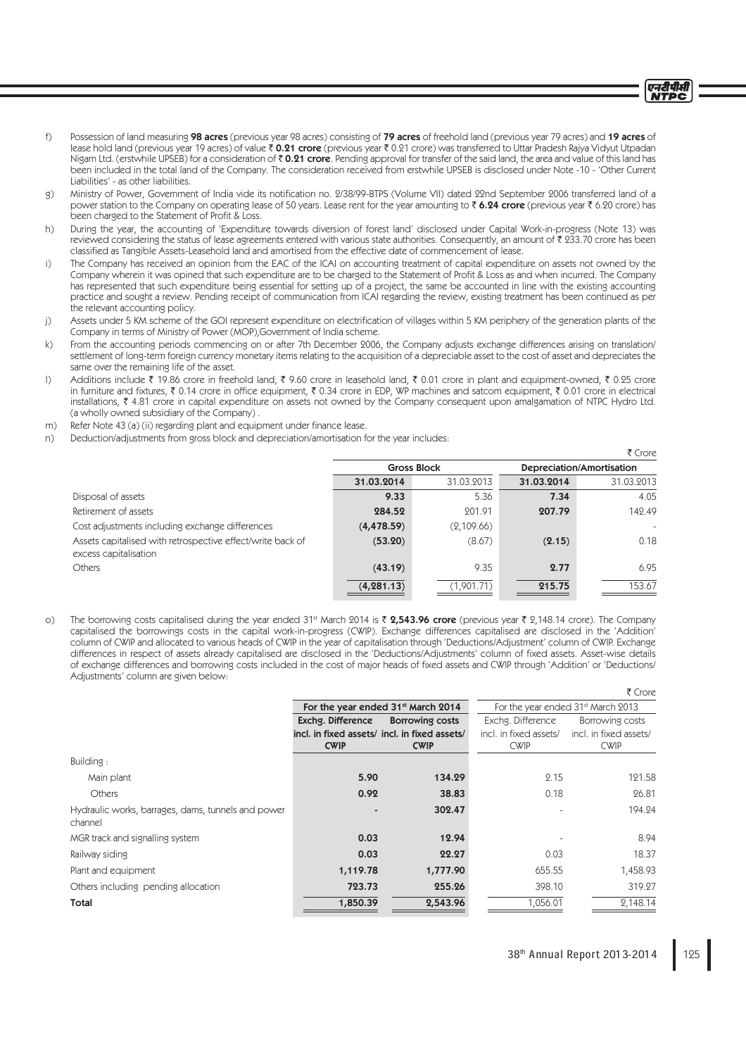f) Possession of land measuring **98 acres** (previous year 98 acres) consisting of **79 acres** of freehold land (previous year 79 acres) and **19 acres** of lease hold land (previous year 19 acres) of value ₹ **0.21 crore** (previous year ₹ 0.21 crore) was transferred to Uttar Pradesh Rajya Vidyut Utpadan Nigam Ltd. (erstwhile UPSEB) for a consideration of ₹ **0.21 crore**. Pending approval for transfer of the said land, the area and value of this land has been included in the total land of the Company. The consideration received from erstwhile UPSEB is disclosed under Note -10 - 'Other Current Liabilities' - as other liabilities.

g) Ministry of Power, Government of India vide its notification no. 2/38/99-BTPS (Volume VII) dated 22nd September 2006 transferred land of a power station to the Company on operating lease of 50 years. Lease rent for the year amounting to ₹ **6.24 crore** (previous year ₹ 6.20 crore) has been charged to the Statement of Profit & Loss.

h) During the year, the accounting of 'Expenditure towards diversion of forest land' disclosed under Capital Work-in-progress (Note 13) was reviewed considering the status of lease agreements entered with various state authorities. Consequently, an amount of ₹ 233.70 crore has been classified as Tangible Assets-Leasehold land and amortised from the effective date of commencement of lease.

i) The Company has received an opinion from the EAC of the ICAI on accounting treatment of capital expenditure on assets not owned by the Company wherein it was opined that such expenditure are to be charged to the Statement of Profit & Loss as and when incurred. The Company has represented that such expenditure being essential for setting up of a project, the same be accounted in line with the existing accounting practice and sought a review. Pending receipt of communication from ICAI regarding the review, existing treatment has been continued as per the relevant accounting policy.

j) Assets under 5 KM scheme of the GOI represent expenditure on electrification of villages within 5 KM periphery of the generation plants of the Company in terms of Ministry of Power (MOP),Government of India scheme.

k) From the accounting periods commencing on or after 7th December 2006, the Company adjusts exchange differences arising on translation/ settlement of long-term foreign currency monetary items relating to the acquisition of a depreciable asset to the cost of asset and depreciates the same over the remaining life of the asset.

l) Additions include ₹ 19.86 crore in freehold land, ₹ 9.60 crore in leasehold land, ₹ 0.01 crore in plant and equipment-owned, ₹ 0.25 crore in furniture and fixtures, ₹ 0.14 crore in office equipment, ₹ 0.34 crore in EDP, WP machines and satcom equipment, ₹ 0.01 crore in electrical installations, ₹ 4.81 crore in capital expenditure on assets not owned by the Company consequent upon amalgamation of NTPC Hydro Ltd. (a wholly owned subsidiary of the Company) .

m) Refer Note 43 (a) (ii) regarding plant and equipment under finance lease.

n) Deduction/adjustments from gross block and depreciation/amortisation for the year includes:

₹ Crore

| | Gross Block | | Depreciation/Amortisation | |
|---|---|---|---|---|
| | **31.03.2014** | 31.03.2013 | **31.03.2014** | 31.03.2013 |
| Disposal of assets | **9.33** | 5.36 | **7.34** | 4.05 |
| Retirement of assets | **284.52** | 201.91 | **207.79** | 142.49 |
| Cost adjustments including exchange differences | **(4,478.59)** | (2,109.66) | | - |
| Assets capitalised with retrospective effect/write back of excess capitalisation | **(53.20)** | (8.67) | **(2.15)** | 0.18 |
| Others | **(43.19)** | 9.35 | **2.77** | 6.95 |
| | **(4,281.13)** | (1,901.71) | **215.75** | 153.67 |

o) The borrowing costs capitalised during the year ended 31st March 2014 is ₹ **2,543.96 crore** (previous year ₹ 2,148.14 crore). The Company capitalised the borrowings costs in the capital work-in-progress (CWIP). Exchange differences capitalised are disclosed in the 'Addition' column of CWIP and allocated to various heads of CWIP in the year of capitalisation through 'Deductions/Adjustment' column of CWIP. Exchange differences in respect of assets already capitalised are disclosed in the 'Deductions/Adjustments' column of fixed assets. Asset-wise details of exchange differences and borrowing costs included in the cost of major heads of fixed assets and CWIP through 'Addition' or 'Deductions/ Adjustments' column are given below:

₹ Crore

| | For the year ended 31st March 2014 | | For the year ended 31st March 2013 | |
|---|---|---|---|---|
| | **Exchg. Difference incl. in fixed assets/ CWIP** | **Borrowing costs incl. in fixed assets/ CWIP** | Exchg. Difference incl. in fixed assets/ CWIP | Borrowing costs incl. in fixed assets/ CWIP |
| Building : | | | | |
| Main plant | **5.90** | **134.29** | 2.15 | 121.58 |
| Others | **0.92** | **38.83** | 0.18 | 26.81 |
| Hydraulic works, barrages, dams, tunnels and power channel | **-** | **302.47** | - | 194.24 |
| MGR track and signalling system | **0.03** | **12.94** | - | 8.94 |
| Railway siding | **0.03** | **22.27** | 0.03 | 18.37 |
| Plant and equipment | **1,119.78** | **1,777.90** | 655.55 | 1,458.93 |
| Others including pending allocation | **723.73** | **255.26** | 398.10 | 319.27 |
| **Total** | **1,850.39** | **2,543.96** | 1,056.01 | 2,148.14 |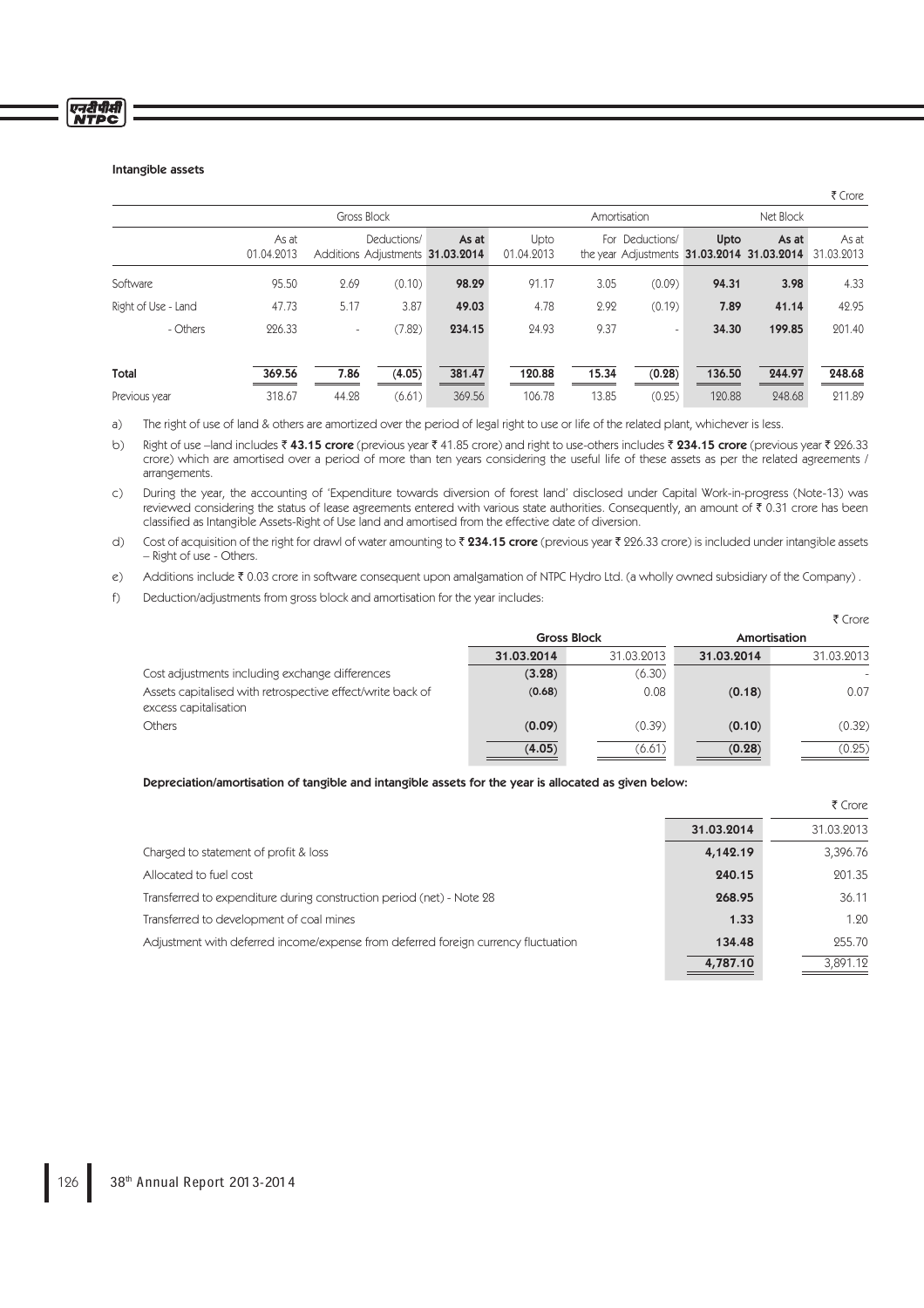### Intangible assets

₹ Crore

| | Gross Block | | | | Amortisation | | | | Net Block | |
|---|---|---|---|---|---|---|---|---|---|---|
| | As at 01.04.2013 | Additions | Deductions/ Adjustments | **As at 31.03.2014** | Upto 01.04.2013 | For the year | Deductions/ Adjustments | **Upto 31.03.2014** | **As at 31.03.2014** | As at 31.03.2013 |
| Software | 95.50 | 2.69 | (0.10) | **98.29** | 91.17 | 3.05 | (0.09) | **94.31** | **3.98** | 4.33 |
| Right of Use - Land | 47.73 | 5.17 | 3.87 | **49.03** | 4.78 | 2.92 | (0.19) | **7.89** | **41.14** | 42.95 |
| - Others | 226.33 | - | (7.82) | **234.15** | 24.93 | 9.37 | - | **34.30** | **199.85** | 201.40 |
| **Total** | **369.56** | **7.86** | **(4.05)** | **381.47** | **120.88** | **15.34** | **(0.28)** | **136.50** | **244.97** | **248.68** |
| Previous year | 318.67 | 44.28 | (6.61) | 369.56 | 106.78 | 13.85 | (0.25) | 120.88 | 248.68 | 211.89 |

a) The right of use of land & others are amortized over the period of legal right to use or life of the related plant, whichever is less.

b) Right of use –land includes ₹ **43.15 crore** (previous year ₹ 41.85 crore) and right to use-others includes ₹ **234.15 crore** (previous year ₹ 226.33 crore) which are amortised over a period of more than ten years considering the useful life of these assets as per the related agreements / arrangements.

c) During the year, the accounting of 'Expenditure towards diversion of forest land' disclosed under Capital Work-in-progress (Note-13) was reviewed considering the status of lease agreements entered with various state authorities. Consequently, an amount of ₹ 0.31 crore has been classified as Intangible Assets-Right of Use land and amortised from the effective date of diversion.

d) Cost of acquisition of the right for drawl of water amounting to ₹ **234.15 crore** (previous year ₹ 226.33 crore) is included under intangible assets – Right of use - Others.

e) Additions include ₹ 0.03 crore in software consequent upon amalgamation of NTPC Hydro Ltd. (a wholly owned subsidiary of the Company).

f) Deduction/adjustments from gross block and amortisation for the year includes:

₹ Crore

| | Gross Block | | Amortisation | |
|---|---|---|---|---|
| | **31.03.2014** | 31.03.2013 | **31.03.2014** | 31.03.2013 |
| Cost adjustments including exchange differences | **(3.28)** | (6.30) | | - |
| Assets capitalised with retrospective effect/write back of excess capitalisation | **(0.68)** | 0.08 | **(0.18)** | 0.07 |
| Others | **(0.09)** | (0.39) | **(0.10)** | (0.32) |
| | **(4.05)** | (6.61) | **(0.28)** | (0.25) |

**Depreciation/amortisation of tangible and intangible assets for the year is allocated as given below:**

₹ Crore

| | **31.03.2014** | 31.03.2013 |
|---|---|---|
| Charged to statement of profit & loss | **4,142.19** | 3,396.76 |
| Allocated to fuel cost | **240.15** | 201.35 |
| Transferred to expenditure during construction period (net) - Note 28 | **268.95** | 36.11 |
| Transferred to development of coal mines | **1.33** | 1.20 |
| Adjustment with deferred income/expense from deferred foreign currency fluctuation | **134.48** | 255.70 |
| | **4,787.10** | 3,891.12 |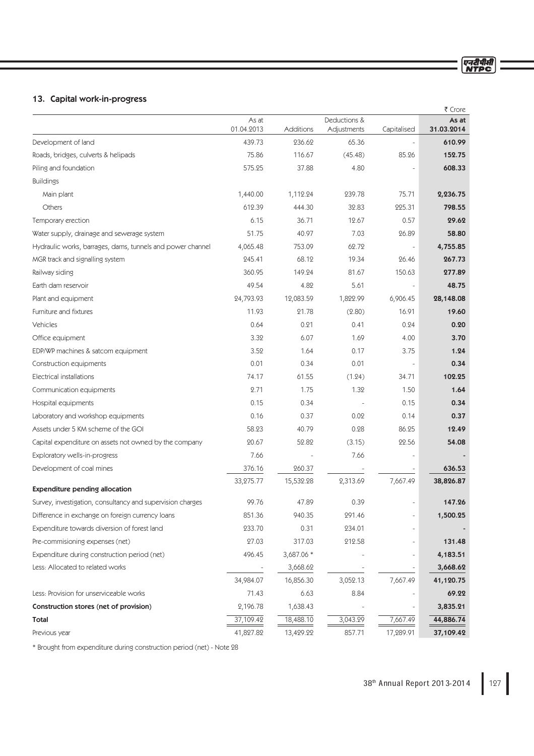## 13. Capital work-in-progress

₹ Crore

| | As at 01.04.2013 | Additions | Deductions & Adjustments | Capitalised | As at 31.03.2014 |
|---|---|---|---|---|---|
| Development of land | 439.73 | 236.62 | 65.36 | - | **610.99** |
| Roads, bridges, culverts & helipads | 75.86 | 116.67 | (45.48) | 85.26 | **152.75** |
| Piling and foundation | 575.25 | 37.88 | 4.80 | - | **608.33** |
| Buildings | | | | | |
| Main plant | 1,440.00 | 1,112.24 | 239.78 | 75.71 | **2,236.75** |
| Others | 612.39 | 444.30 | 32.83 | 225.31 | **798.55** |
| Temporary erection | 6.15 | 36.71 | 12.67 | 0.57 | **29.62** |
| Water supply, drainage and sewerage system | 51.75 | 40.97 | 7.03 | 26.89 | **58.80** |
| Hydraulic works, barrages, dams, tunnels and power channel | 4,065.48 | 753.09 | 62.72 | - | **4,755.85** |
| MGR track and signalling system | 245.41 | 68.12 | 19.34 | 26.46 | **267.73** |
| Railway siding | 360.95 | 149.24 | 81.67 | 150.63 | **277.89** |
| Earth dam reservoir | 49.54 | 4.82 | 5.61 | - | **48.75** |
| Plant and equipment | 24,793.93 | 12,083.59 | 1,822.99 | 6,906.45 | **28,148.08** |
| Furniture and fixtures | 11.93 | 21.78 | (2.80) | 16.91 | **19.60** |
| Vehicles | 0.64 | 0.21 | 0.41 | 0.24 | **0.20** |
| Office equipment | 3.32 | 6.07 | 1.69 | 4.00 | **3.70** |
| EDP/WP machines & satcom equipment | 3.52 | 1.64 | 0.17 | 3.75 | **1.24** |
| Construction equipments | 0.01 | 0.34 | 0.01 | - | **0.34** |
| Electrical installations | 74.17 | 61.55 | (1.24) | 34.71 | **102.25** |
| Communication equipments | 2.71 | 1.75 | 1.32 | 1.50 | **1.64** |
| Hospital equipments | 0.15 | 0.34 | - | 0.15 | **0.34** |
| Laboratory and workshop equipments | 0.16 | 0.37 | 0.02 | 0.14 | **0.37** |
| Assets under 5 KM scheme of the GOI | 58.23 | 40.79 | 0.28 | 86.25 | **12.49** |
| Capital expenditure on assets not owned by the company | 20.67 | 52.82 | (3.15) | 22.56 | **54.08** |
| Exploratory wells-in-progress | 7.66 | - | 7.66 | - | **-** |
| Development of coal mines | 376.16 | 260.37 | - | - | **636.53** |
| | 33,275.77 | 15,532.28 | 2,313.69 | 7,667.49 | **38,826.87** |
| **Expenditure pending allocation** | | | | | |
| Survey, investigation, consultancy and supervision charges | 99.76 | 47.89 | 0.39 | - | **147.26** |
| Difference in exchange on foreign currency loans | 851.36 | 940.35 | 291.46 | - | **1,500.25** |
| Expenditure towards diversion of forest land | 233.70 | 0.31 | 234.01 | - | **-** |
| Pre-commisioning expenses (net) | 27.03 | 317.03 | 212.58 | - | **131.48** |
| Expenditure during construction period (net) | 496.45 | 3,687.06 * | - | - | **4,183.51** |
| Less: Allocated to related works | - | 3,668.62 | - | - | **3,668.62** |
| | 34,984.07 | 16,856.30 | 3,052.13 | 7,667.49 | **41,120.75** |
| Less: Provision for unserviceable works | 71.43 | 6.63 | 8.84 | - | **69.22** |
| **Construction stores (net of provision)** | 2,196.78 | 1,638.43 | - | - | **3,835.21** |
| **Total** | 37,109.42 | 18,488.10 | 3,043.29 | 7,667.49 | **44,886.74** |
| Previous year | 41,827.82 | 13,429.22 | 857.71 | 17,289.91 | **37,109.42** |

* Brought from expenditure during construction period (net) - Note 28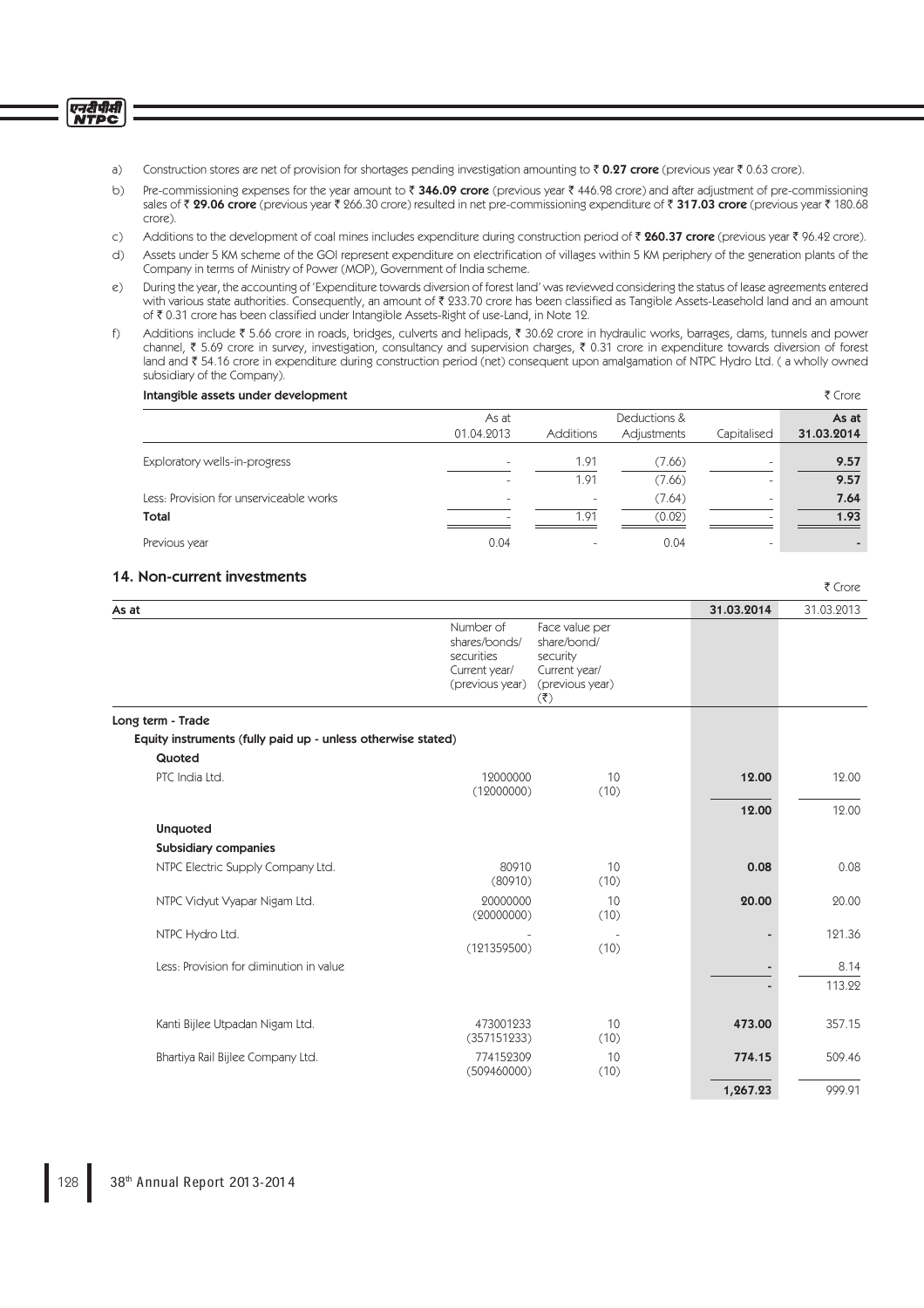a) Construction stores are net of provision for shortages pending investigation amounting to ₹ **0.27 crore** (previous year ₹ 0.63 crore).

b) Pre-commissioning expenses for the year amount to ₹ **346.09 crore** (previous year ₹ 446.98 crore) and after adjustment of pre-commissioning sales of ₹ **29.06 crore** (previous year ₹ 266.30 crore) resulted in net pre-commissioning expenditure of ₹ **317.03 crore** (previous year ₹ 180.68 crore).

c) Additions to the development of coal mines includes expenditure during construction period of ₹ **260.37 crore** (previous year ₹ 96.42 crore).

d) Assets under 5 KM scheme of the GOI represent expenditure on electrification of villages within 5 KM periphery of the generation plants of the Company in terms of Ministry of Power (MOP), Government of India scheme.

e) During the year, the accounting of 'Expenditure towards diversion of forest land' was reviewed considering the status of lease agreements entered with various state authorities. Consequently, an amount of ₹ 233.70 crore has been classified as Tangible Assets-Leasehold land and an amount of ₹ 0.31 crore has been classified under Intangible Assets-Right of use-Land, in Note 12.

f) Additions include ₹ 5.66 crore in roads, bridges, culverts and helipads, ₹ 30.62 crore in hydraulic works, barrages, dams, tunnels and power channel, ₹ 5.69 crore in survey, investigation, consultancy and supervision charges, ₹ 0.31 crore in expenditure towards diversion of forest land and ₹ 54.16 crore in expenditure during construction period (net) consequent upon amalgamation of NTPC Hydro Ltd. ( a wholly owned subsidiary of the Company).

**Intangible assets under development** ₹ Crore

| | As at 01.04.2013 | Additions | Deductions & Adjustments | Capitalised | **As at 31.03.2014** |
|---|---|---|---|---|---|
| Exploratory wells-in-progress | - | 1.91 | (7.66) | - | **9.57** |
| | - | 1.91 | (7.66) | - | **9.57** |
| Less: Provision for unserviceable works | - | - | (7.64) | - | **7.64** |
| **Total** | - | 1.91 | (0.02) | - | **1.93** |
| Previous year | 0.04 | - | 0.04 | - | - |

## 14. Non-current investments

₹ Crore

| As at | Number of shares/bonds/ securities Current year/ (previous year) | Face value per share/bond/ security Current year/ (previous year) (₹) | **31.03.2014** | 31.03.2013 |
|---|---|---|---|---|
| **Long term - Trade** | | | | |
| **Equity instruments (fully paid up - unless otherwise stated)** | | | | |
| **Quoted** | | | | |
| PTC India Ltd. | 12000000 (12000000) | 10 (10) | **12.00** | 12.00 |
| | | | **12.00** | 12.00 |
| **Unquoted** | | | | |
| **Subsidiary companies** | | | | |
| NTPC Electric Supply Company Ltd. | 80910 (80910) | 10 (10) | **0.08** | 0.08 |
| NTPC Vidyut Vyapar Nigam Ltd. | 20000000 (20000000) | 10 (10) | **20.00** | 20.00 |
| NTPC Hydro Ltd. | - (121359500) | - (10) | **-** | 121.36 |
| Less: Provision for diminution in value | | | **-** | 8.14 |
| | | | **-** | 113.22 |
| Kanti Bijlee Utpadan Nigam Ltd. | 473001233 (357151233) | 10 (10) | **473.00** | 357.15 |
| Bhartiya Rail Bijlee Company Ltd. | 774152309 (509460000) | 10 (10) | **774.15** | 509.46 |
| | | | **1,267.23** | 999.91 |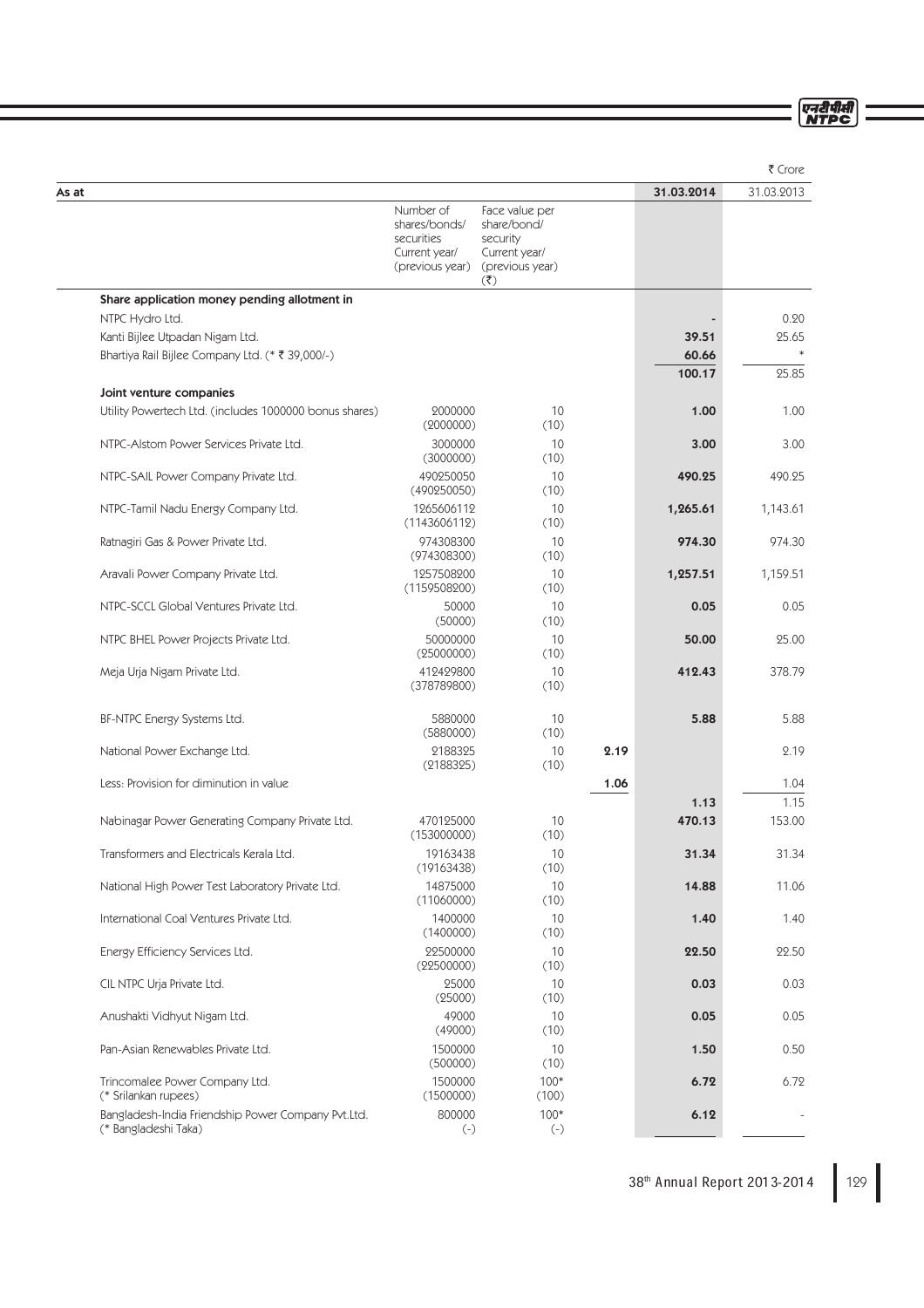₹ Crore

| As at | Number of shares/bonds/ securities Current year/ (previous year) | Face value per share/bond/ security Current year/ (previous year) (₹) | | 31.03.2014 | 31.03.2013 |
|---|---|---|---|---|---|
| **Share application money pending allotment in** | | | | | |
| NTPC Hydro Ltd. | | | | - | 0.20 |
| Kanti Bijlee Utpadan Nigam Ltd. | | | | **39.51** | 25.65 |
| Bhartiya Rail Bijlee Company Ltd. (* ₹ 39,000/-) | | | | **60.66** | * |
| | | | | **100.17** | 25.85 |
| **Joint venture companies** | | | | | |
| Utility Powertech Ltd. (includes 1000000 bonus shares) | 2000000 (2000000) | 10 (10) | | **1.00** | 1.00 |
| NTPC-Alstom Power Services Private Ltd. | 3000000 (3000000) | 10 (10) | | **3.00** | 3.00 |
| NTPC-SAIL Power Company Private Ltd. | 490250050 (490250050) | 10 (10) | | **490.25** | 490.25 |
| NTPC-Tamil Nadu Energy Company Ltd. | 1265606112 (1143606112) | 10 (10) | | **1,265.61** | 1,143.61 |
| Ratnagiri Gas & Power Private Ltd. | 974308300 (974308300) | 10 (10) | | **974.30** | 974.30 |
| Aravali Power Company Private Ltd. | 1257508200 (1159508200) | 10 (10) | | **1,257.51** | 1,159.51 |
| NTPC-SCCL Global Ventures Private Ltd. | 50000 (50000) | 10 (10) | | **0.05** | 0.05 |
| NTPC BHEL Power Projects Private Ltd. | 50000000 (25000000) | 10 (10) | | **50.00** | 25.00 |
| Meja Urja Nigam Private Ltd. | 412429800 (378789800) | 10 (10) | | **412.43** | 378.79 |
| BF-NTPC Energy Systems Ltd. | 5880000 (5880000) | 10 (10) | | **5.88** | 5.88 |
| National Power Exchange Ltd. | 2188325 (2188325) | 10 (10) | **2.19** | | 2.19 |
| Less: Provision for diminution in value | | | **1.06** | | 1.04 |
| | | | | **1.13** | 1.15 |
| Nabinagar Power Generating Company Private Ltd. | 470125000 (153000000) | 10 (10) | | **470.13** | 153.00 |
| Transformers and Electricals Kerala Ltd. | 19163438 (19163438) | 10 (10) | | **31.34** | 31.34 |
| National High Power Test Laboratory Private Ltd. | 14875000 (11060000) | 10 (10) | | **14.88** | 11.06 |
| International Coal Ventures Private Ltd. | 1400000 (1400000) | 10 (10) | | **1.40** | 1.40 |
| Energy Efficiency Services Ltd. | 22500000 (22500000) | 10 (10) | | **22.50** | 22.50 |
| CIL NTPC Urja Private Ltd. | 25000 (25000) | 10 (10) | | **0.03** | 0.03 |
| Anushakti Vidhyut Nigam Ltd. | 49000 (49000) | 10 (10) | | **0.05** | 0.05 |
| Pan-Asian Renewables Private Ltd. | 1500000 (500000) | 10 (10) | | **1.50** | 0.50 |
| Trincomalee Power Company Ltd. (* Srilankan rupees) | 1500000 (1500000) | 100* (100) | | **6.72** | 6.72 |
| Bangladesh-India Friendship Power Company Pvt.Ltd. (* Bangladeshi Taka) | 800000 (-) | 100* (-) | | **6.12** | - |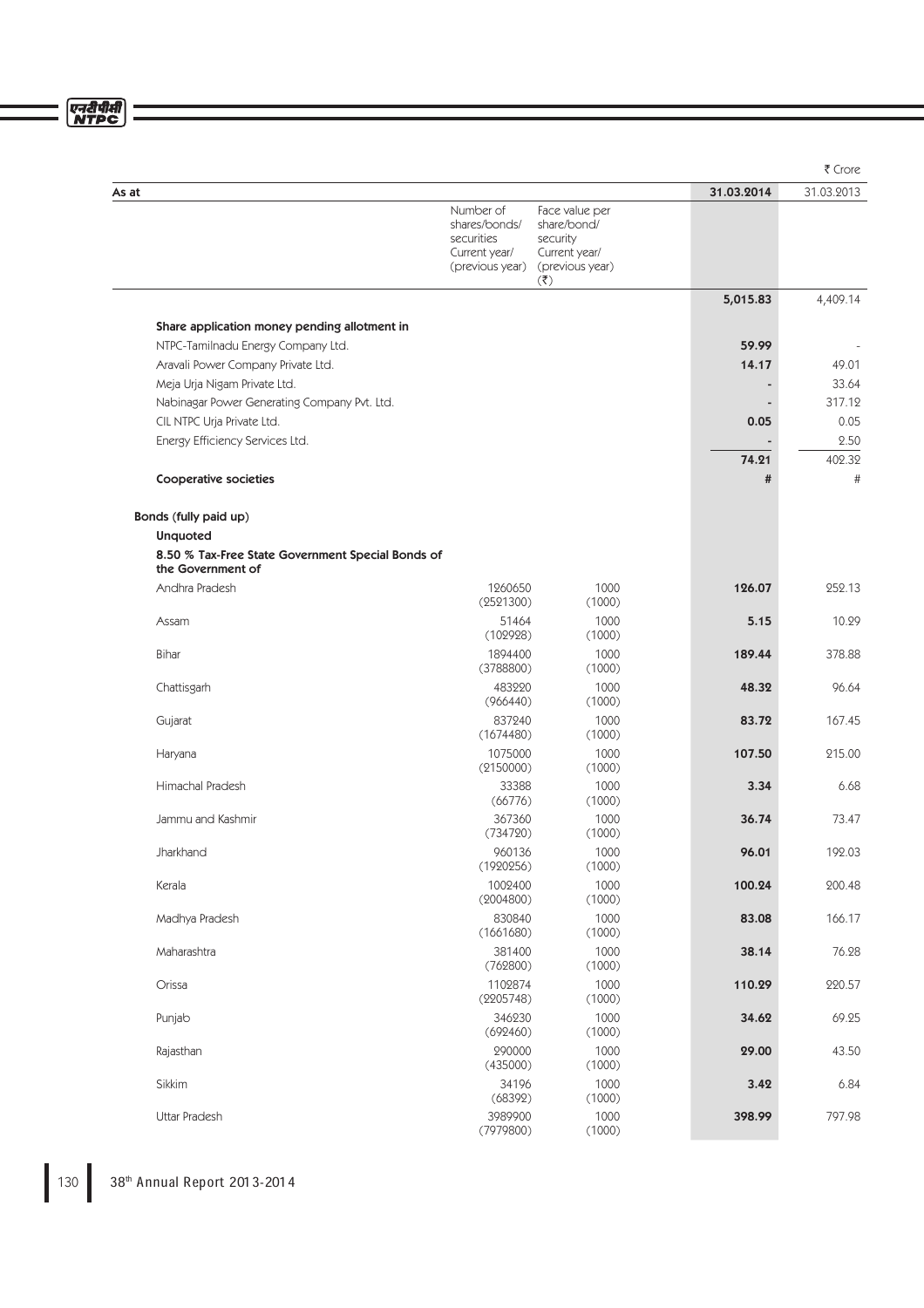₹ Crore

| As at | Number of shares/bonds/ securities Current year/ (previous year) | Face value per share/bond/ security Current year/ (previous year) (₹) | 31.03.2014 | 31.03.2013 |
|---|---|---|---|---|
| | | | **5,015.83** | 4,409.14 |
| **Share application money pending allotment in** | | | | |
| NTPC-Tamilnadu Energy Company Ltd. | | | **59.99** | - |
| Aravali Power Company Private Ltd. | | | **14.17** | 49.01 |
| Meja Urja Nigam Private Ltd. | | | **-** | 33.64 |
| Nabinagar Power Generating Company Pvt. Ltd. | | | **-** | 317.12 |
| CIL NTPC Urja Private Ltd. | | | **0.05** | 0.05 |
| Energy Efficiency Services Ltd. | | | **-** | 2.50 |
| | | | **74.21** | 402.32 |
| **Cooperative societies** | | | **#** | # |
| **Bonds (fully paid up)** | | | | |
| **Unquoted** | | | | |
| **8.50 % Tax-Free State Government Special Bonds of the Government of** | | | | |
| Andhra Pradesh | 1260650 (2521300) | 1000 (1000) | **126.07** | 252.13 |
| Assam | 51464 (102928) | 1000 (1000) | **5.15** | 10.29 |
| Bihar | 1894400 (3788800) | 1000 (1000) | **189.44** | 378.88 |
| Chattisgarh | 483220 (966440) | 1000 (1000) | **48.32** | 96.64 |
| Gujarat | 837240 (1674480) | 1000 (1000) | **83.72** | 167.45 |
| Haryana | 1075000 (2150000) | 1000 (1000) | **107.50** | 215.00 |
| Himachal Pradesh | 33388 (66776) | 1000 (1000) | **3.34** | 6.68 |
| Jammu and Kashmir | 367360 (734720) | 1000 (1000) | **36.74** | 73.47 |
| Jharkhand | 960136 (1920256) | 1000 (1000) | **96.01** | 192.03 |
| Kerala | 1002400 (2004800) | 1000 (1000) | **100.24** | 200.48 |
| Madhya Pradesh | 830840 (1661680) | 1000 (1000) | **83.08** | 166.17 |
| Maharashtra | 381400 (762800) | 1000 (1000) | **38.14** | 76.28 |
| Orissa | 1102874 (2205748) | 1000 (1000) | **110.29** | 220.57 |
| Punjab | 346230 (692460) | 1000 (1000) | **34.62** | 69.25 |
| Rajasthan | 290000 (435000) | 1000 (1000) | **29.00** | 43.50 |
| Sikkim | 34196 (68392) | 1000 (1000) | **3.42** | 6.84 |
| Uttar Pradesh | 3989900 (7979800) | 1000 (1000) | **398.99** | 797.98 |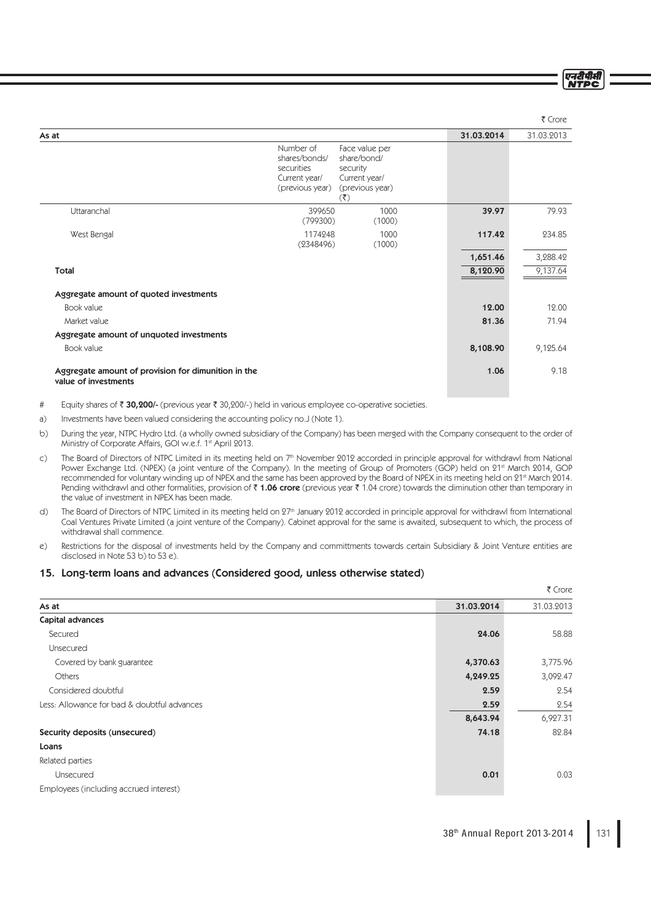₹ Crore

| As at | Number of shares/bonds/ securities Current year/ (previous year) | Face value per share/bond/ security Current year/ (previous year) (₹) | 31.03.2014 | 31.03.2013 |
|---|---|---|---|---|
| Uttaranchal | 399650 (799300) | 1000 (1000) | **39.97** | 79.93 |
| West Bengal | 1174248 (2348496) | 1000 (1000) | **117.42** | 234.85 |
| | | | **1,651.46** | 3,288.42 |
| **Total** | | | **8,120.90** | 9,137.64 |
| **Aggregate amount of quoted investments** | | | | |
| Book value | | | **12.00** | 12.00 |
| Market value | | | **81.36** | 71.94 |
| **Aggregate amount of unquoted investments** | | | | |
| Book value | | | **8,108.90** | 9,125.64 |
| **Aggregate amount of provision for dimunition in the value of investments** | | | **1.06** | 9.18 |

\# Equity shares of ₹ **30,200/-** (previous year ₹ 30,200/-) held in various employee co-operative societies.

a) Investments have been valued considering the accounting policy no.J (Note 1).

b) During the year, NTPC Hydro Ltd. (a wholly owned subsidiary of the Company) has been merged with the Company consequent to the order of Ministry of Corporate Affairs, GOI w.e.f. 1st April 2013.

c) The Board of Directors of NTPC Limited in its meeting held on 7th November 2012 accorded in principle approval for withdrawl from National Power Exchange Ltd. (NPEX) (a joint venture of the Company). In the meeting of Group of Promoters (GOP) held on 21st March 2014, GOP recommended for voluntary winding up of NPEX and the same has been approved by the Board of NPEX in its meeting held on 21st March 2014. Pending withdrawl and other formalities, provision of ₹ **1.06 crore** (previous year ₹ 1.04 crore) towards the diminution other than temporary in the value of investment in NPEX has been made.

d) The Board of Directors of NTPC Limited in its meeting held on 27th January 2012 accorded in principle approval for withdrawl from International Coal Ventures Private Limited (a joint venture of the Company). Cabinet approval for the same is awaited, subsequent to which, the process of withdrawal shall commence.

e) Restrictions for the disposal of investments held by the Company and committments towards certain Subsidiary & Joint Venture entities are disclosed in Note 53 b) to 53 e).

## 15. Long-term loans and advances (Considered good, unless otherwise stated)

₹ Crore

| As at | 31.03.2014 | 31.03.2013 |
|---|---|---|
| **Capital advances** | | |
| Secured | **24.06** | 58.88 |
| Unsecured | | |
| Covered by bank guarantee | **4,370.63** | 3,775.96 |
| Others | **4,249.25** | 3,092.47 |
| Considered doubtful | **2.59** | 2.54 |
| Less: Allowance for bad & doubtful advances | **2.59** | 2.54 |
| | **8,643.94** | 6,927.31 |
| **Security deposits (unsecured)** | **74.18** | 82.84 |
| **Loans** | | |
| Related parties | | |
| Unsecured | **0.01** | 0.03 |
| Employees (including accrued interest) | | |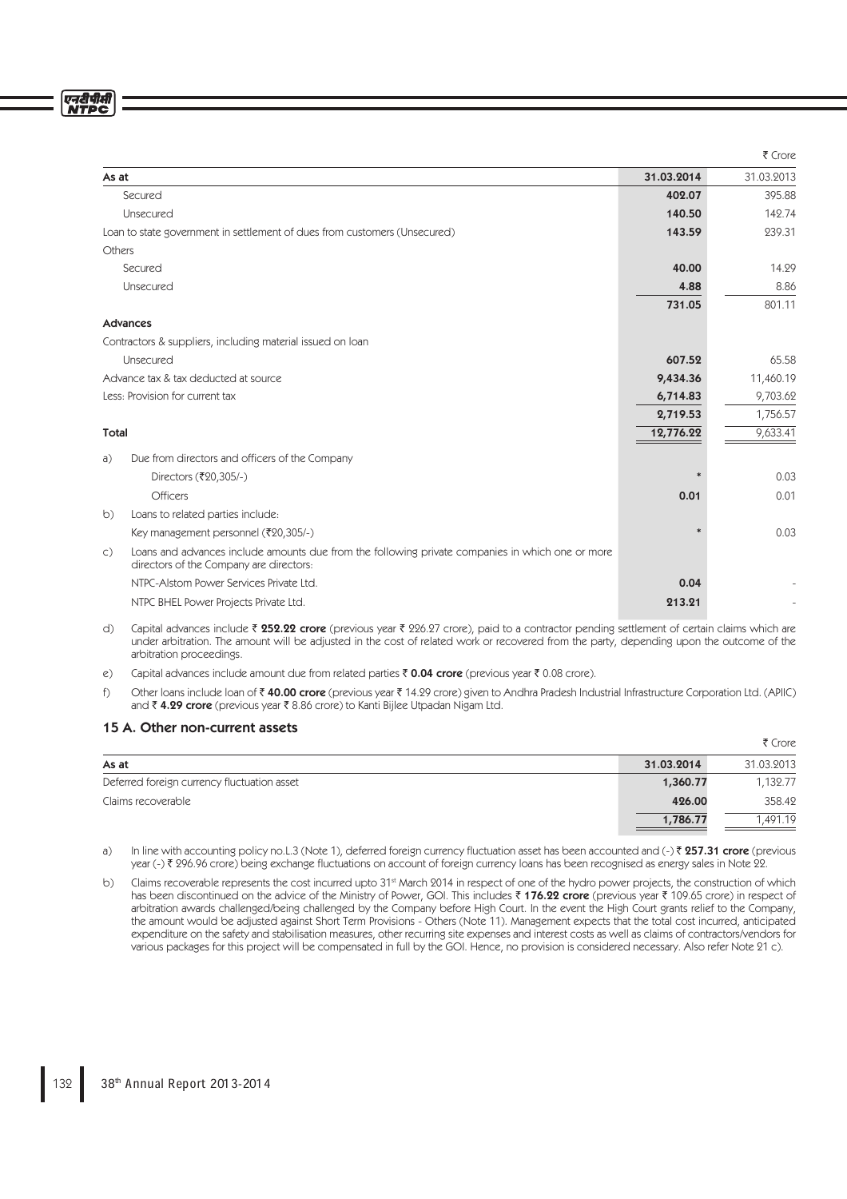| As at | 31.03.2014 | 31.03.2013 |
|---|---|---|
| | | ₹ Crore |
| Secured | **402.07** | 395.88 |
| Unsecured | **140.50** | 142.74 |
| Loan to state government in settlement of dues from customers (Unsecured) | **143.59** | 239.31 |
| Others | | |
| Secured | **40.00** | 14.29 |
| Unsecured | **4.88** | 8.86 |
| | **731.05** | 801.11 |
| **Advances** | | |
| Contractors & suppliers, including material issued on loan | | |
| Unsecured | **607.52** | 65.58 |
| Advance tax & tax deducted at source | **9,434.36** | 11,460.19 |
| Less: Provision for current tax | **6,714.83** | 9,703.62 |
| | **2,719.53** | 1,756.57 |
| **Total** | **12,776.22** | 9,633.41 |
| a) Due from directors and officers of the Company | | |
| Directors (₹20,305/-) | * | 0.03 |
| Officers | **0.01** | 0.01 |
| b) Loans to related parties include: | | |
| Key management personnel (₹20,305/-) | * | 0.03 |
| c) Loans and advances include amounts due from the following private companies in which one or more directors of the Company are directors: | | |
| NTPC-Alstom Power Services Private Ltd. | **0.04** | - |
| NTPC BHEL Power Projects Private Ltd. | **213.21** | - |

d) Capital advances include ₹ **252.22 crore** (previous year ₹ 226.27 crore), paid to a contractor pending settlement of certain claims which are under arbitration. The amount will be adjusted in the cost of related work or recovered from the party, depending upon the outcome of the arbitration proceedings.

e) Capital advances include amount due from related parties ₹ **0.04 crore** (previous year ₹ 0.08 crore).

f) Other loans include loan of ₹ **40.00 crore** (previous year ₹ 14.29 crore) given to Andhra Pradesh Industrial Infrastructure Corporation Ltd. (APIIC) and ₹ **4.29 crore** (previous year ₹ 8.86 crore) to Kanti Bijlee Utpadan Nigam Ltd.

## 15 A. Other non-current assets

| As at | 31.03.2014 | 31.03.2013 |
|---|---|---|
| | | ₹ Crore |
| Deferred foreign currency fluctuation asset | **1,360.77** | 1,132.77 |
| Claims recoverable | **426.00** | 358.42 |
| | **1,786.77** | 1,491.19 |

a) In line with accounting policy no.L.3 (Note 1), deferred foreign currency fluctuation asset has been accounted and (-) ₹ **257.31 crore** (previous year (-) ₹ 296.96 crore) being exchange fluctuations on account of foreign currency loans has been recognised as energy sales in Note 22.

b) Claims recoverable represents the cost incurred upto 31st March 2014 in respect of one of the hydro power projects, the construction of which has been discontinued on the advice of the Ministry of Power, GOI. This includes ₹ **176.22 crore** (previous year ₹ 109.65 crore) in respect of arbitration awards challenged/being challenged by the Company before High Court. In the event the High Court grants relief to the Company, the amount would be adjusted against Short Term Provisions - Others (Note 11). Management expects that the total cost incurred, anticipated expenditure on the safety and stabilisation measures, other recurring site expenses and interest costs as well as claims of contractors/vendors for various packages for this project will be compensated in full by the GOI. Hence, no provision is considered necessary. Also refer Note 21 c).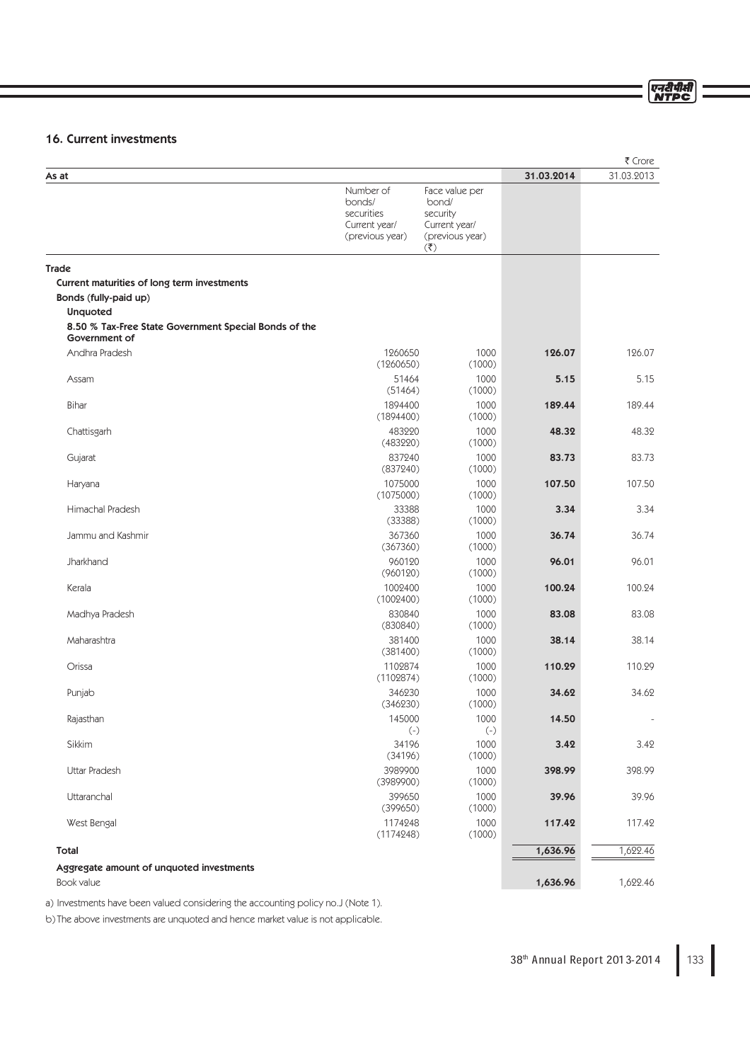## 16. Current investments

| As at | Number of bonds/ securities Current year/ (previous year) | Face value per bond/ security Current year/ (previous year) (₹) | 31.03.2014 | ₹ Crore 31.03.2013 |
|---|---|---|---|---|
| **Trade** | | | | |
| **Current maturities of long term investments** | | | | |
| **Bonds (fully-paid up)** | | | | |
| **Unquoted** | | | | |
| **8.50 % Tax-Free State Government Special Bonds of the Government of** | | | | |
| Andhra Pradesh | 1260650 (1260650) | 1000 (1000) | **126.07** | 126.07 |
| Assam | 51464 (51464) | 1000 (1000) | **5.15** | 5.15 |
| Bihar | 1894400 (1894400) | 1000 (1000) | **189.44** | 189.44 |
| Chattisgarh | 483220 (483220) | 1000 (1000) | **48.32** | 48.32 |
| Gujarat | 837240 (837240) | 1000 (1000) | **83.73** | 83.73 |
| Haryana | 1075000 (1075000) | 1000 (1000) | **107.50** | 107.50 |
| Himachal Pradesh | 33388 (33388) | 1000 (1000) | **3.34** | 3.34 |
| Jammu and Kashmir | 367360 (367360) | 1000 (1000) | **36.74** | 36.74 |
| Jharkhand | 960120 (960120) | 1000 (1000) | **96.01** | 96.01 |
| Kerala | 1002400 (1002400) | 1000 (1000) | **100.24** | 100.24 |
| Madhya Pradesh | 830840 (830840) | 1000 (1000) | **83.08** | 83.08 |
| Maharashtra | 381400 (381400) | 1000 (1000) | **38.14** | 38.14 |
| Orissa | 1102874 (1102874) | 1000 (1000) | **110.29** | 110.29 |
| Punjab | 346230 (346230) | 1000 (1000) | **34.62** | 34.62 |
| Rajasthan | 145000 (-) | 1000 (-) | **14.50** | - |
| Sikkim | 34196 (34196) | 1000 (1000) | **3.42** | 3.42 |
| Uttar Pradesh | 3989900 (3989900) | 1000 (1000) | **398.99** | 398.99 |
| Uttaranchal | 399650 (399650) | 1000 (1000) | **39.96** | 39.96 |
| West Bengal | 1174248 (1174248) | 1000 (1000) | **117.42** | 117.42 |
| **Total** | | | **1,636.96** | 1,622.46 |
| **Aggregate amount of unquoted investments** | | | | |
| Book value | | | **1,636.96** | 1,622.46 |

a) Investments have been valued considering the accounting policy no.J (Note 1).

b) The above investments are unquoted and hence market value is not applicable.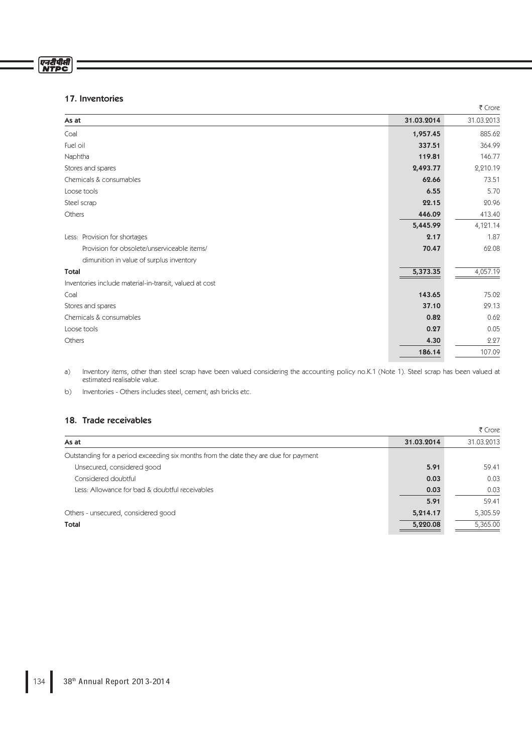## 17. Inventories

₹ Crore

| As at | 31.03.2014 | 31.03.2013 |
|---|---|---|
| Coal | **1,957.45** | 885.62 |
| Fuel oil | **337.51** | 364.99 |
| Naphtha | **119.81** | 146.77 |
| Stores and spares | **2,493.77** | 2,210.19 |
| Chemicals & consumables | **62.66** | 73.51 |
| Loose tools | **6.55** | 5.70 |
| Steel scrap | **22.15** | 20.96 |
| Others | **446.09** | 413.40 |
| | **5,445.99** | 4,121.14 |
| Less: Provision for shortages | **2.17** | 1.87 |
| Provision for obsolete/unserviceable items/ dimunition in value of surplus inventory | **70.47** | 62.08 |
| **Total** | **5,373.35** | 4,057.19 |
| Inventories include material-in-transit, valued at cost | | |
| Coal | **143.65** | 75.02 |
| Stores and spares | **37.10** | 29.13 |
| Chemicals & consumables | **0.82** | 0.62 |
| Loose tools | **0.27** | 0.05 |
| Others | **4.30** | 2.27 |
| | **186.14** | 107.09 |

a) Inventory items, other than steel scrap have been valued considering the accounting policy no.K.1 (Note 1). Steel scrap has been valued at estimated realisable value.

b) Inventories - Others includes steel, cement, ash bricks etc.

## 18. Trade receivables

₹ Crore

| As at | 31.03.2014 | 31.03.2013 |
|---|---|---|
| Outstanding for a period exceeding six months from the date they are due for payment | | |
| Unsecured, considered good | **5.91** | 59.41 |
| Considered doubtful | **0.03** | 0.03 |
| Less: Allowance for bad & doubtful receivables | **0.03** | 0.03 |
| | **5.91** | 59.41 |
| Others - unsecured, considered good | **5,214.17** | 5,305.59 |
| **Total** | **5,220.08** | 5,365.00 |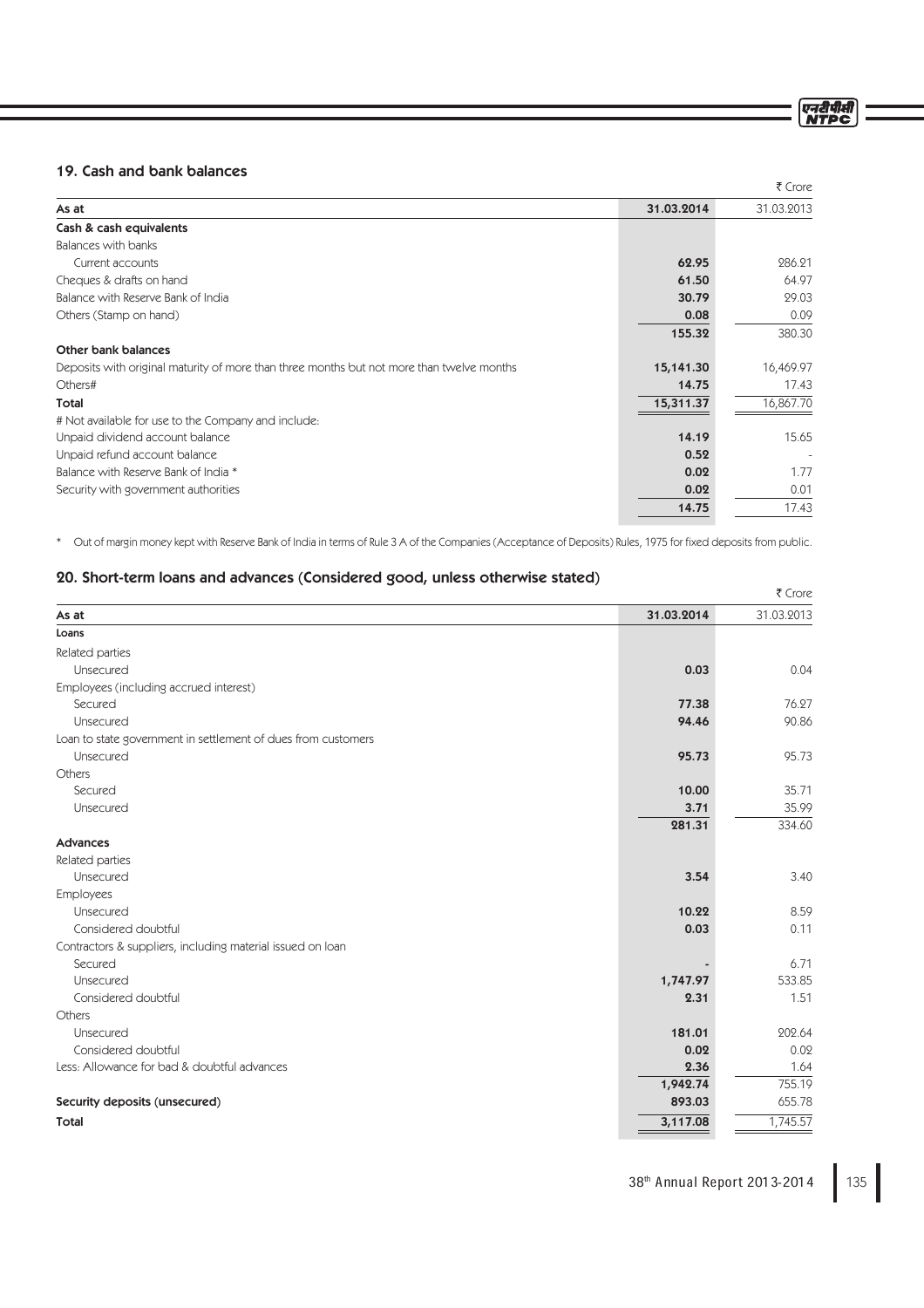## 19. Cash and bank balances

₹ Crore

| As at | 31.03.2014 | 31.03.2013 |
|---|---|---|
| **Cash & cash equivalents** | | |
| Balances with banks | | |
| Current accounts | **62.95** | 286.21 |
| Cheques & drafts on hand | **61.50** | 64.97 |
| Balance with Reserve Bank of India | **30.79** | 29.03 |
| Others (Stamp on hand) | **0.08** | 0.09 |
| | **155.32** | 380.30 |
| **Other bank balances** | | |
| Deposits with original maturity of more than three months but not more than twelve months | **15,141.30** | 16,469.97 |
| Others# | **14.75** | 17.43 |
| **Total** | **15,311.37** | 16,867.70 |
| # Not available for use to the Company and include: | | |
| Unpaid dividend account balance | **14.19** | 15.65 |
| Unpaid refund account balance | **0.52** | - |
| Balance with Reserve Bank of India * | **0.02** | 1.77 |
| Security with government authorities | **0.02** | 0.01 |
| | **14.75** | 17.43 |

\* Out of margin money kept with Reserve Bank of India in terms of Rule 3 A of the Companies (Acceptance of Deposits) Rules, 1975 for fixed deposits from public.

## 20. Short-term loans and advances (Considered good, unless otherwise stated)

₹ Crore

| As at | 31.03.2014 | 31.03.2013 |
|---|---|---|
| **Loans** | | |
| Related parties | | |
| Unsecured | **0.03** | 0.04 |
| Employees (including accrued interest) | | |
| Secured | **77.38** | 76.27 |
| Unsecured | **94.46** | 90.86 |
| Loan to state government in settlement of dues from customers | | |
| Unsecured | **95.73** | 95.73 |
| Others | | |
| Secured | **10.00** | 35.71 |
| Unsecured | **3.71** | 35.99 |
| | **281.31** | 334.60 |
| **Advances** | | |
| Related parties | | |
| Unsecured | **3.54** | 3.40 |
| Employees | | |
| Unsecured | **10.22** | 8.59 |
| Considered doubtful | **0.03** | 0.11 |
| Contractors & suppliers, including material issued on loan | | |
| Secured | **-** | 6.71 |
| Unsecured | **1,747.97** | 533.85 |
| Considered doubtful | **2.31** | 1.51 |
| Others | | |
| Unsecured | **181.01** | 202.64 |
| Considered doubtful | **0.02** | 0.02 |
| Less: Allowance for bad & doubtful advances | **2.36** | 1.64 |
| | **1,942.74** | 755.19 |
| **Security deposits (unsecured)** | **893.03** | 655.78 |
| **Total** | **3,117.08** | 1,745.57 |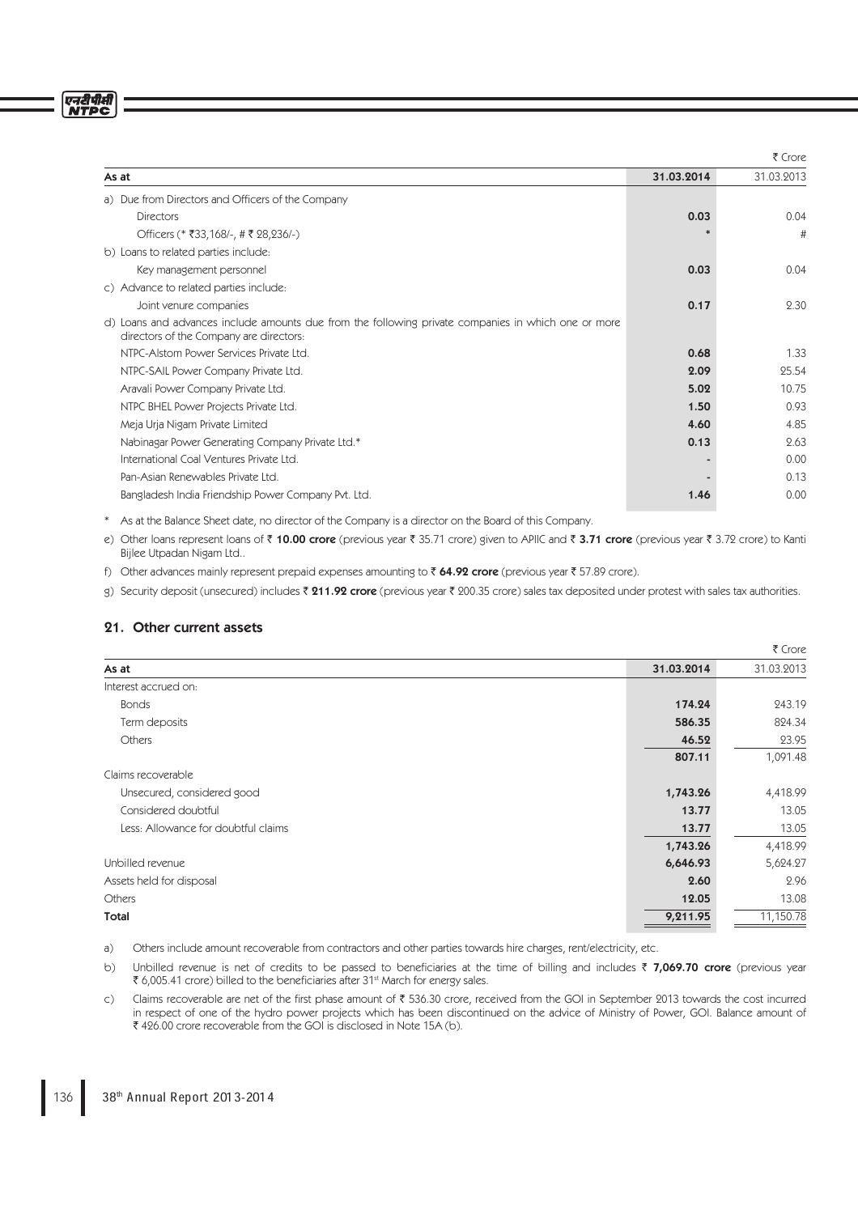| As at | 31.03.2014 | 31.03.2013 |
|---|---|---|
| | | ₹ Crore |
| a) Due from Directors and Officers of the Company | | |
| Directors | **0.03** | 0.04 |
| Officers (* ₹33,168/-, # ₹ 28,236/-) | * | # |
| b) Loans to related parties include: | | |
| Key management personnel | **0.03** | 0.04 |
| c) Advance to related parties include: | | |
| Joint venure companies | **0.17** | 2.30 |
| d) Loans and advances include amounts due from the following private companies in which one or more directors of the Company are directors: | | |
| NTPC-Alstom Power Services Private Ltd. | **0.68** | 1.33 |
| NTPC-SAIL Power Company Private Ltd. | **2.09** | 25.54 |
| Aravali Power Company Private Ltd. | **5.02** | 10.75 |
| NTPC BHEL Power Projects Private Ltd. | **1.50** | 0.93 |
| Meja Urja Nigam Private Limited | **4.60** | 4.85 |
| Nabinagar Power Generating Company Private Ltd.* | **0.13** | 2.63 |
| International Coal Ventures Private Ltd. | **-** | 0.00 |
| Pan-Asian Renewables Private Ltd. | **-** | 0.13 |
| Bangladesh India Friendship Power Company Pvt. Ltd. | **1.46** | 0.00 |

\* As at the Balance Sheet date, no director of the Company is a director on the Board of this Company.

e) Other loans represent loans of ₹ **10.00 crore** (previous year ₹ 35.71 crore) given to APIIC and ₹ **3.71 crore** (previous year ₹ 3.72 crore) to Kanti Bijlee Utpadan Nigam Ltd..

f) Other advances mainly represent prepaid expenses amounting to ₹ **64.92 crore** (previous year ₹ 57.89 crore).

g) Security deposit (unsecured) includes ₹ **211.92 crore** (previous year ₹ 200.35 crore) sales tax deposited under protest with sales tax authorities.

## 21. Other current assets

| As at | 31.03.2014 | 31.03.2013 |
|---|---|---|
| | | ₹ Crore |
| Interest accrued on: | | |
| Bonds | **174.24** | 243.19 |
| Term deposits | **586.35** | 824.34 |
| Others | **46.52** | 23.95 |
| | **807.11** | 1,091.48 |
| Claims recoverable | | |
| Unsecured, considered good | **1,743.26** | 4,418.99 |
| Considered doubtful | **13.77** | 13.05 |
| Less: Allowance for doubtful claims | **13.77** | 13.05 |
| | **1,743.26** | 4,418.99 |
| Unbilled revenue | **6,646.93** | 5,624.27 |
| Assets held for disposal | **2.60** | 2.96 |
| Others | **12.05** | 13.08 |
| **Total** | **9,211.95** | 11,150.78 |

a) Others include amount recoverable from contractors and other parties towards hire charges, rent/electricity, etc.

b) Unbilled revenue is net of credits to be passed to beneficiaries at the time of billing and includes ₹ **7,069.70 crore** (previous year ₹ 6,005.41 crore) billed to the beneficiaries after 31st March for energy sales.

c) Claims recoverable are net of the first phase amount of ₹ 536.30 crore, received from the GOI in September 2013 towards the cost incurred in respect of one of the hydro power projects which has been discontinued on the advice of Ministry of Power, GOI. Balance amount of ₹ 426.00 crore recoverable from the GOI is disclosed in Note 15A (b).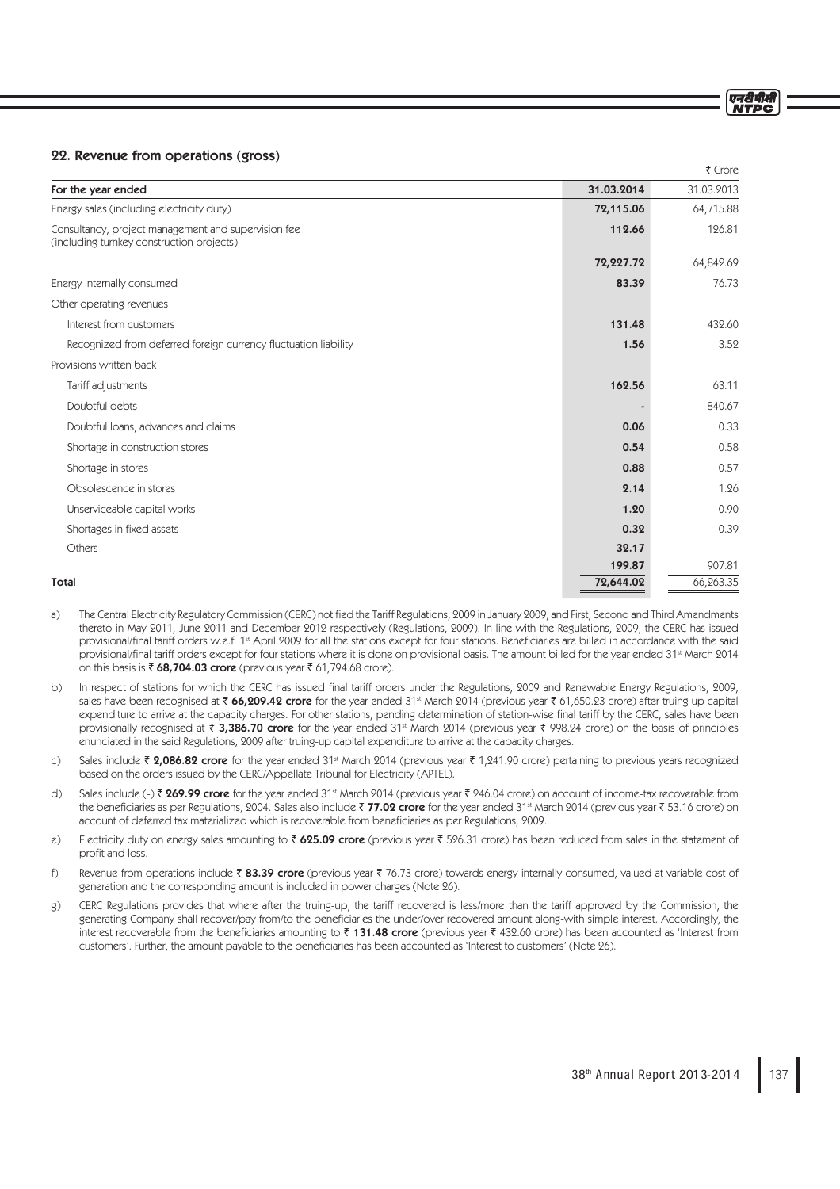## 22. Revenue from operations (gross)

₹ Crore

| For the year ended | 31.03.2014 | 31.03.2013 |
|---|---|---|
| Energy sales (including electricity duty) | **72,115.06** | 64,715.88 |
| Consultancy, project management and supervision fee (including turnkey construction projects) | **112.66** | 126.81 |
| | **72,227.72** | 64,842.69 |
| Energy internally consumed | **83.39** | 76.73 |
| Other operating revenues | | |
| Interest from customers | **131.48** | 432.60 |
| Recognized from deferred foreign currency fluctuation liability | **1.56** | 3.52 |
| Provisions written back | | |
| Tariff adjustments | **162.56** | 63.11 |
| Doubtful debts | **-** | 840.67 |
| Doubtful loans, advances and claims | **0.06** | 0.33 |
| Shortage in construction stores | **0.54** | 0.58 |
| Shortage in stores | **0.88** | 0.57 |
| Obsolescence in stores | **2.14** | 1.26 |
| Unserviceable capital works | **1.20** | 0.90 |
| Shortages in fixed assets | **0.32** | 0.39 |
| Others | **32.17** | - |
| | **199.87** | 907.81 |
| **Total** | **72,644.02** | 66,263.35 |

a) The Central Electricity Regulatory Commission (CERC) notified the Tariff Regulations, 2009 in January 2009, and First, Second and Third Amendments thereto in May 2011, June 2011 and December 2012 respectively (Regulations, 2009). In line with the Regulations, 2009, the CERC has issued provisional/final tariff orders w.e.f. 1st April 2009 for all the stations except for four stations. Beneficiaries are billed in accordance with the said provisional/final tariff orders except for four stations where it is done on provisional basis. The amount billed for the year ended 31st March 2014 on this basis is ₹ **68,704.03 crore** (previous year ₹ 61,794.68 crore).

b) In respect of stations for which the CERC has issued final tariff orders under the Regulations, 2009 and Renewable Energy Regulations, 2009, sales have been recognised at ₹ **66,209.42 crore** for the year ended 31st March 2014 (previous year ₹ 61,650.23 crore) after truing up capital expenditure to arrive at the capacity charges. For other stations, pending determination of station-wise final tariff by the CERC, sales have been provisionally recognised at ₹ **3,386.70 crore** for the year ended 31st March 2014 (previous year ₹ 998.24 crore) on the basis of principles enunciated in the said Regulations, 2009 after truing-up capital expenditure to arrive at the capacity charges.

c) Sales include ₹ **2,086.82 crore** for the year ended 31st March 2014 (previous year ₹ 1,241.90 crore) pertaining to previous years recognized based on the orders issued by the CERC/Appellate Tribunal for Electricity (APTEL).

d) Sales include (-) ₹ **269.99 crore** for the year ended 31st March 2014 (previous year ₹ 246.04 crore) on account of income-tax recoverable from the beneficiaries as per Regulations, 2004. Sales also include ₹ **77.02 crore** for the year ended 31st March 2014 (previous year ₹ 53.16 crore) on account of deferred tax materialized which is recoverable from beneficiaries as per Regulations, 2009.

e) Electricity duty on energy sales amounting to ₹ **625.09 crore** (previous year ₹ 526.31 crore) has been reduced from sales in the statement of profit and loss.

f) Revenue from operations include ₹ **83.39 crore** (previous year ₹ 76.73 crore) towards energy internally consumed, valued at variable cost of generation and the corresponding amount is included in power charges (Note 26).

g) CERC Regulations provides that where after the truing-up, the tariff recovered is less/more than the tariff approved by the Commission, the generating Company shall recover/pay from/to the beneficiaries the under/over recovered amount along-with simple interest. Accordingly, the interest recoverable from the beneficiaries amounting to ₹ **131.48 crore** (previous year ₹ 432.60 crore) has been accounted as 'Interest from customers'. Further, the amount payable to the beneficiaries has been accounted as 'Interest to customers' (Note 26).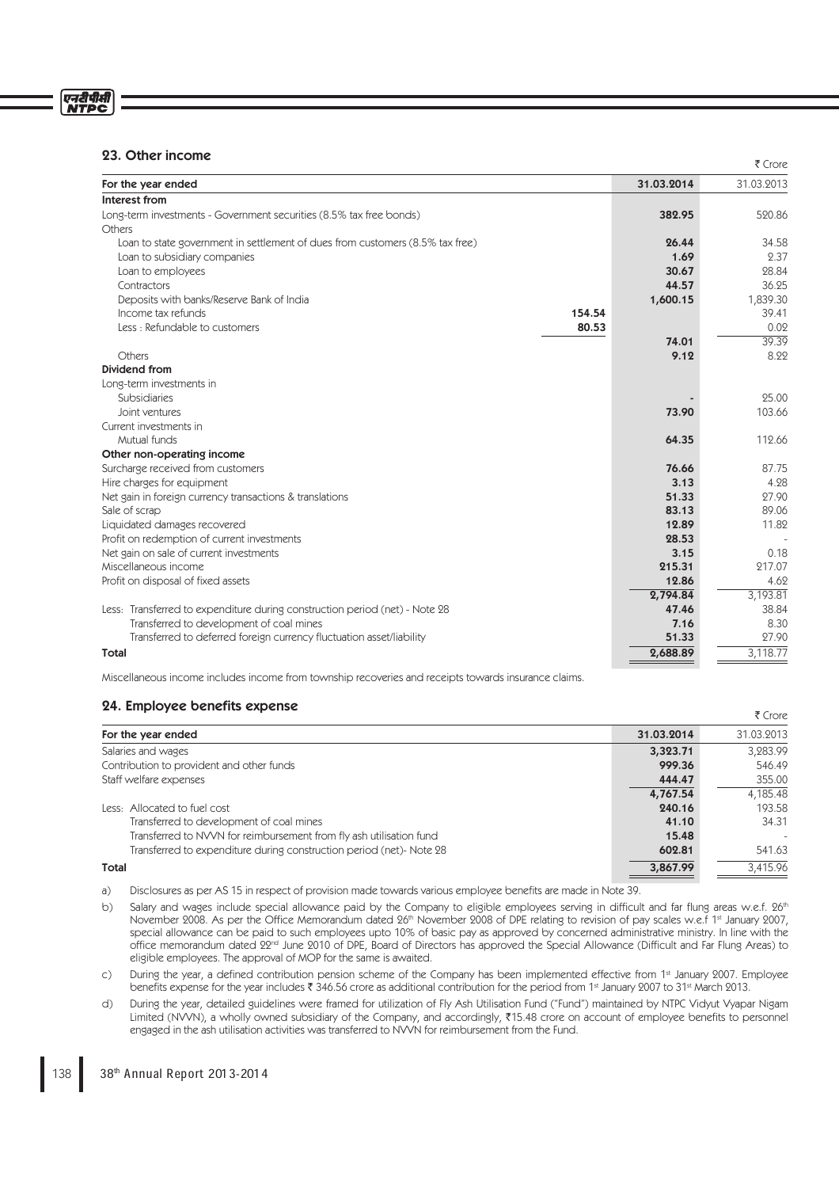## 23. Other income

₹ Crore

| For the year ended | | 31.03.2014 | 31.03.2013 |
|---|---|---|---|
| **Interest from** | | | |
| Long-term investments - Government securities (8.5% tax free bonds) | | **382.95** | 520.86 |
| Others | | | |
| Loan to state government in settlement of dues from customers (8.5% tax free) | | **26.44** | 34.58 |
| Loan to subsidiary companies | | **1.69** | 2.37 |
| Loan to employees | | **30.67** | 28.84 |
| Contractors | | **44.57** | 36.25 |
| Deposits with banks/Reserve Bank of India | | **1,600.15** | 1,839.30 |
| Income tax refunds | **154.54** | | 39.41 |
| Less : Refundable to customers | **80.53** | | 0.02 |
| | | **74.01** | 39.39 |
| Others | | **9.12** | 8.22 |
| **Dividend from** | | | |
| Long-term investments in | | | |
| Subsidiaries | | **-** | 25.00 |
| Joint ventures | | **73.90** | 103.66 |
| Current investments in | | | |
| Mutual funds | | **64.35** | 112.66 |
| **Other non-operating income** | | | |
| Surcharge received from customers | | **76.66** | 87.75 |
| Hire charges for equipment | | **3.13** | 4.28 |
| Net gain in foreign currency transactions & translations | | **51.33** | 27.90 |
| Sale of scrap | | **83.13** | 89.06 |
| Liquidated damages recovered | | **12.89** | 11.82 |
| Profit on redemption of current investments | | **28.53** | - |
| Net gain on sale of current investments | | **3.15** | 0.18 |
| Miscellaneous income | | **215.31** | 217.07 |
| Profit on disposal of fixed assets | | **12.86** | 4.62 |
| | | **2,794.84** | 3,193.81 |
| Less: Transferred to expenditure during construction period (net) - Note 28 | | **47.46** | 38.84 |
| Transferred to development of coal mines | | **7.16** | 8.30 |
| Transferred to deferred foreign currency fluctuation asset/liability | | **51.33** | 27.90 |
| **Total** | | **2,688.89** | 3,118.77 |

Miscellaneous income includes income from township recoveries and receipts towards insurance claims.

## 24. Employee benefits expense

₹ Crore

| For the year ended | 31.03.2014 | 31.03.2013 |
|---|---|---|
| Salaries and wages | **3,323.71** | 3,283.99 |
| Contribution to provident and other funds | **999.36** | 546.49 |
| Staff welfare expenses | **444.47** | 355.00 |
| | **4,767.54** | 4,185.48 |
| Less: Allocated to fuel cost | **240.16** | 193.58 |
| Transferred to development of coal mines | **41.10** | 34.31 |
| Transferred to NVVN for reimbursement from fly ash utilisation fund | **15.48** | - |
| Transferred to expenditure during construction period (net)- Note 28 | **602.81** | 541.63 |
| **Total** | **3,867.99** | 3,415.96 |

a) Disclosures as per AS 15 in respect of provision made towards various employee benefits are made in Note 39.

b) Salary and wages include special allowance paid by the Company to eligible employees serving in difficult and far flung areas w.e.f. 26th November 2008. As per the Office Memorandum dated 26th November 2008 of DPE relating to revision of pay scales w.e.f 1st January 2007, special allowance can be paid to such employees upto 10% of basic pay as approved by concerned administrative ministry. In line with the office memorandum dated 22nd June 2010 of DPE, Board of Directors has approved the Special Allowance (Difficult and Far Flung Areas) to eligible employees. The approval of MOP for the same is awaited.

c) During the year, a defined contribution pension scheme of the Company has been implemented effective from 1st January 2007. Employee benefits expense for the year includes ₹ 346.56 crore as additional contribution for the period from 1st January 2007 to 31st March 2013.

d) During the year, detailed guidelines were framed for utilization of Fly Ash Utilisation Fund ("Fund") maintained by NTPC Vidyut Vyapar Nigam Limited (NVVN), a wholly owned subsidiary of the Company, and accordingly, ₹15.48 crore on account of employee benefits to personnel engaged in the ash utilisation activities was transferred to NVVN for reimbursement from the Fund.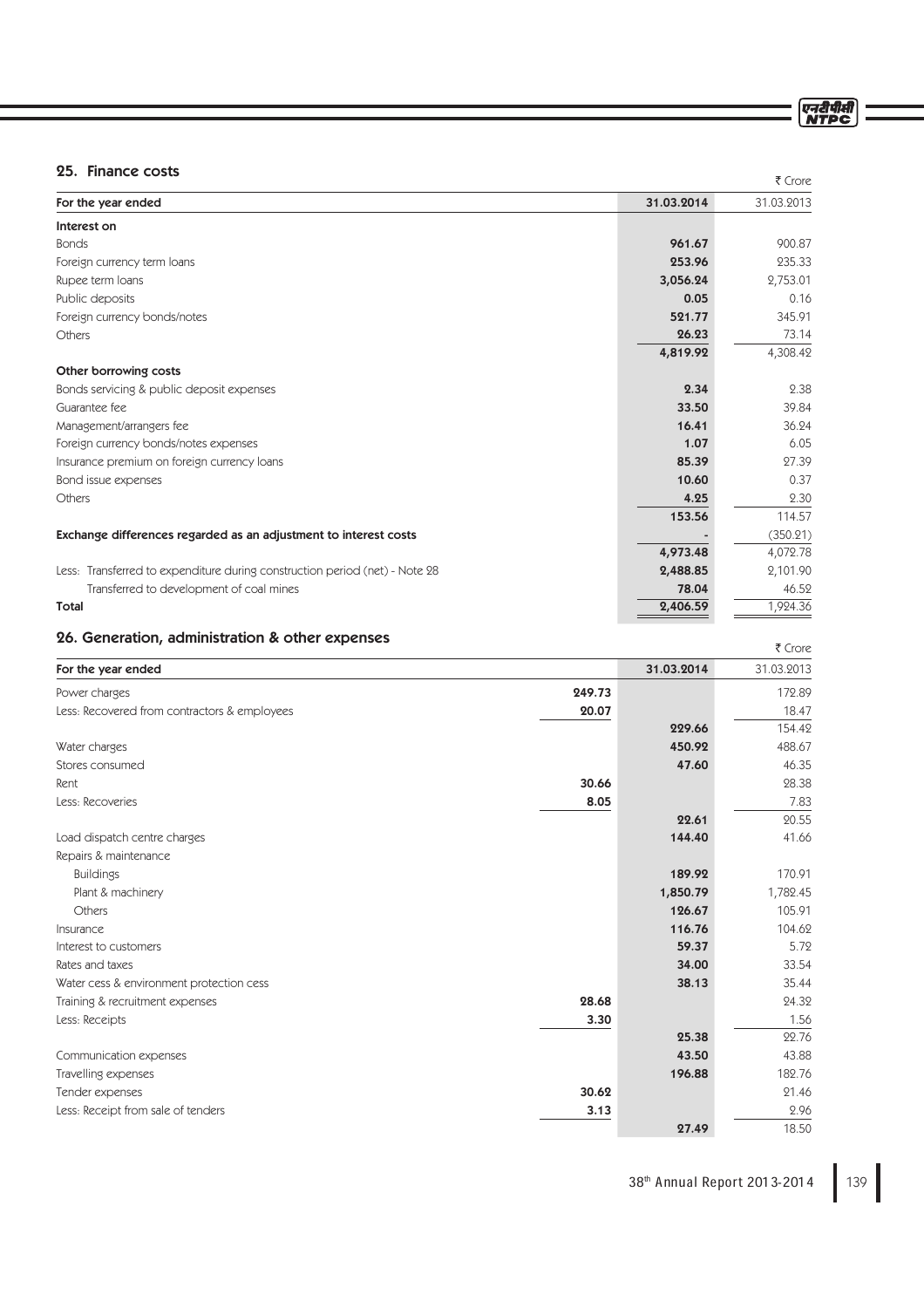## 25. Finance costs

₹ Crore

| For the year ended | 31.03.2014 | 31.03.2013 |
|---|---|---|
| **Interest on** | | |
| Bonds | **961.67** | 900.87 |
| Foreign currency term loans | **253.96** | 235.33 |
| Rupee term loans | **3,056.24** | 2,753.01 |
| Public deposits | **0.05** | 0.16 |
| Foreign currency bonds/notes | **521.77** | 345.91 |
| Others | **26.23** | 73.14 |
| | **4,819.92** | 4,308.42 |
| **Other borrowing costs** | | |
| Bonds servicing & public deposit expenses | **2.34** | 2.38 |
| Guarantee fee | **33.50** | 39.84 |
| Management/arrangers fee | **16.41** | 36.24 |
| Foreign currency bonds/notes expenses | **1.07** | 6.05 |
| Insurance premium on foreign currency loans | **85.39** | 27.39 |
| Bond issue expenses | **10.60** | 0.37 |
| Others | **4.25** | 2.30 |
| | **153.56** | 114.57 |
| **Exchange differences regarded as an adjustment to interest costs** | **-** | (350.21) |
| | **4,973.48** | 4,072.78 |
| Less: Transferred to expenditure during construction period (net) - Note 28 | **2,488.85** | 2,101.90 |
| Transferred to development of coal mines | **78.04** | 46.52 |
| **Total** | **2,406.59** | 1,924.36 |

## 26. Generation, administration & other expenses

₹ Crore

| For the year ended | | 31.03.2014 | 31.03.2013 |
|---|---|---|---|
| Power charges | **249.73** | | 172.89 |
| Less: Recovered from contractors & employees | **20.07** | | 18.47 |
| | | **229.66** | 154.42 |
| Water charges | | **450.92** | 488.67 |
| Stores consumed | | **47.60** | 46.35 |
| Rent | **30.66** | | 28.38 |
| Less: Recoveries | **8.05** | | 7.83 |
| | | **22.61** | 20.55 |
| Load dispatch centre charges | | **144.40** | 41.66 |
| Repairs & maintenance | | | |
| Buildings | | **189.92** | 170.91 |
| Plant & machinery | | **1,850.79** | 1,782.45 |
| Others | | **126.67** | 105.91 |
| Insurance | | **116.76** | 104.62 |
| Interest to customers | | **59.37** | 5.72 |
| Rates and taxes | | **34.00** | 33.54 |
| Water cess & environment protection cess | | **38.13** | 35.44 |
| Training & recruitment expenses | **28.68** | | 24.32 |
| Less: Receipts | **3.30** | | 1.56 |
| | | **25.38** | 22.76 |
| Communication expenses | | **43.50** | 43.88 |
| Travelling expenses | | **196.88** | 182.76 |
| Tender expenses | **30.62** | | 21.46 |
| Less: Receipt from sale of tenders | **3.13** | | 2.96 |
| | | **27.49** | 18.50 |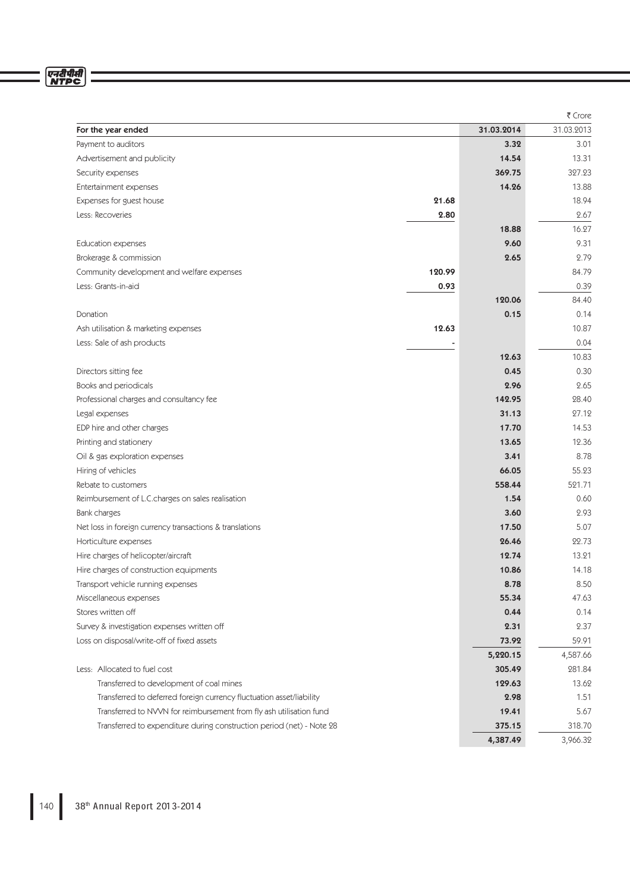| For the year ended | | 31.03.2014 | 31.03.2013 |
|---|---|---|---|
| | | | ₹ Crore |
| Payment to auditors | | **3.32** | 3.01 |
| Advertisement and publicity | | **14.54** | 13.31 |
| Security expenses | | **369.75** | 327.23 |
| Entertainment expenses | | **14.26** | 13.88 |
| Expenses for guest house | **21.68** | | 18.94 |
| Less: Recoveries | **2.80** | | 2.67 |
| | | **18.88** | 16.27 |
| Education expenses | | **9.60** | 9.31 |
| Brokerage & commission | | **2.65** | 2.79 |
| Community development and welfare expenses | **120.99** | | 84.79 |
| Less: Grants-in-aid | **0.93** | | 0.39 |
| | | **120.06** | 84.40 |
| Donation | | **0.15** | 0.14 |
| Ash utilisation & marketing expenses | **12.63** | | 10.87 |
| Less: Sale of ash products | **-** | | 0.04 |
| | | **12.63** | 10.83 |
| Directors sitting fee | | **0.45** | 0.30 |
| Books and periodicals | | **2.96** | 2.65 |
| Professional charges and consultancy fee | | **142.95** | 28.40 |
| Legal expenses | | **31.13** | 27.12 |
| EDP hire and other charges | | **17.70** | 14.53 |
| Printing and stationery | | **13.65** | 12.36 |
| Oil & gas exploration expenses | | **3.41** | 8.78 |
| Hiring of vehicles | | **66.05** | 55.23 |
| Rebate to customers | | **558.44** | 521.71 |
| Reimbursement of L.C.charges on sales realisation | | **1.54** | 0.60 |
| Bank charges | | **3.60** | 2.93 |
| Net loss in foreign currency transactions & translations | | **17.50** | 5.07 |
| Horticulture expenses | | **26.46** | 22.73 |
| Hire charges of helicopter/aircraft | | **12.74** | 13.21 |
| Hire charges of construction equipments | | **10.86** | 14.18 |
| Transport vehicle running expenses | | **8.78** | 8.50 |
| Miscellaneous expenses | | **55.34** | 47.63 |
| Stores written off | | **0.44** | 0.14 |
| Survey & investigation expenses written off | | **2.31** | 2.37 |
| Loss on disposal/write-off of fixed assets | | **73.92** | 59.91 |
| | | **5,220.15** | 4,587.66 |
| Less: Allocated to fuel cost | | **305.49** | 281.84 |
| Transferred to development of coal mines | | **129.63** | 13.62 |
| Transferred to deferred foreign currency fluctuation asset/liability | | **2.98** | 1.51 |
| Transferred to NVVN for reimbursement from fly ash utilisation fund | | **19.41** | 5.67 |
| Transferred to expenditure during construction period (net) - Note 28 | | **375.15** | 318.70 |
| | | **4,387.49** | 3,966.32 |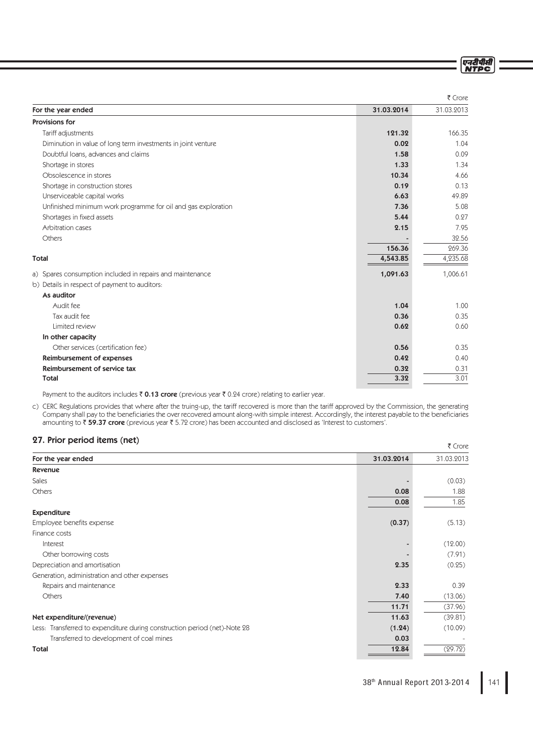| For the year ended | 31.03.2014 | 31.03.2013 |
|---|---|---|
| | | ₹ Crore |
| **Provisions for** | | |
| Tariff adjustments | 121.32 | 166.35 |
| Diminution in value of long term investments in joint venture | 0.02 | 1.04 |
| Doubtful loans, advances and claims | 1.58 | 0.09 |
| Shortage in stores | 1.33 | 1.34 |
| Obsolescence in stores | 10.34 | 4.66 |
| Shortage in construction stores | 0.19 | 0.13 |
| Unserviceable capital works | 6.63 | 49.89 |
| Unfinished minimum work programme for oil and gas exploration | 7.36 | 5.08 |
| Shortages in fixed assets | 5.44 | 0.27 |
| Arbitration cases | 2.15 | 7.95 |
| Others | - | 32.56 |
| | 156.36 | 269.36 |
| **Total** | 4,543.85 | 4,235.68 |
| a) Spares consumption included in repairs and maintenance | 1,091.63 | 1,006.61 |
| b) Details in respect of payment to auditors: | | |
| **As auditor** | | |
| Audit fee | 1.04 | 1.00 |
| Tax audit fee | 0.36 | 0.35 |
| Limited review | 0.62 | 0.60 |
| **In other capacity** | | |
| Other services (certification fee) | 0.56 | 0.35 |
| **Reimbursement of expenses** | 0.42 | 0.40 |
| **Reimbursement of service tax** | 0.32 | 0.31 |
| **Total** | 3.32 | 3.01 |

Payment to the auditors includes ₹ **0.13 crore** (previous year ₹ 0.24 crore) relating to earlier year.

c) CERC Regulations provides that where after the truing-up, the tariff recovered is more than the tariff approved by the Commission, the generating Company shall pay to the beneficiaries the over recovered amount along-with simple interest. Accordingly, the interest payable to the beneficiaries amounting to ₹ **59.37 crore** (previous year ₹ 5.72 crore) has been accounted and disclosed as 'Interest to customers'.

## 27. Prior period items (net)

| For the year ended | 31.03.2014 | 31.03.2013 |
|---|---|---|
| | | ₹ Crore |
| **Revenue** | | |
| Sales | - | (0.03) |
| Others | 0.08 | 1.88 |
| | 0.08 | 1.85 |
| **Expenditure** | | |
| Employee benefits expense | (0.37) | (5.13) |
| Finance costs | | |
| Interest | - | (12.00) |
| Other borrowing costs | - | (7.91) |
| Depreciation and amortisation | 2.35 | (0.25) |
| Generation, administration and other expenses | | |
| Repairs and maintenance | 2.33 | 0.39 |
| Others | 7.40 | (13.06) |
| | 11.71 | (37.96) |
| **Net expenditure/(revenue)** | 11.63 | (39.81) |
| Less: Transferred to expenditure during construction period (net)-Note 28 | (1.24) | (10.09) |
| Transferred to development of coal mines | 0.03 | - |
| **Total** | 12.84 | (29.72) |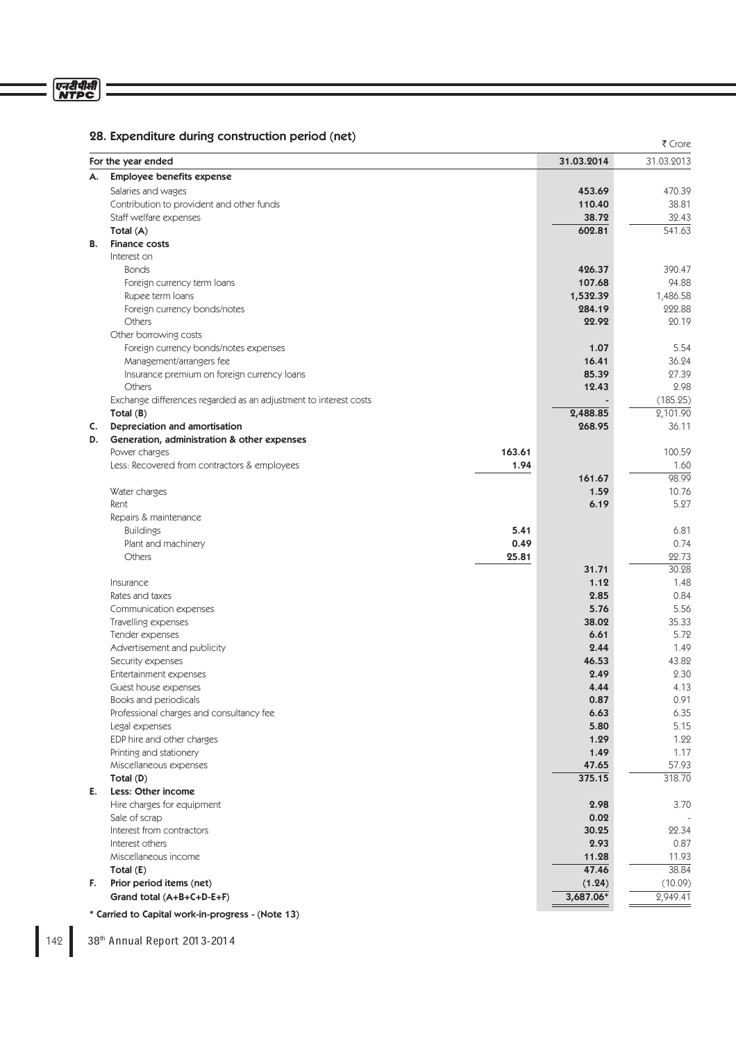## 28. Expenditure during construction period (net)

₹ Crore

| | For the year ended | | 31.03.2014 | 31.03.2013 |
|---|---|---|---|---|
| **A.** | **Employee benefits expense** | | | |
| | Salaries and wages | | **453.69** | 470.39 |
| | Contribution to provident and other funds | | **110.40** | 38.81 |
| | Staff welfare expenses | | **38.72** | 32.43 |
| | **Total (A)** | | **602.81** | 541.63 |
| **B.** | **Finance costs** | | | |
| | Interest on | | | |
| | Bonds | | **426.37** | 390.47 |
| | Foreign currency term loans | | **107.68** | 94.88 |
| | Rupee term loans | | **1,532.39** | 1,486.58 |
| | Foreign currency bonds/notes | | **284.19** | 222.88 |
| | Others | | **22.92** | 20.19 |
| | Other borrowing costs | | | |
| | Foreign currency bonds/notes expenses | | **1.07** | 5.54 |
| | Management/arrangers fee | | **16.41** | 36.24 |
| | Insurance premium on foreign currency loans | | **85.39** | 27.39 |
| | Others | | **12.43** | 2.98 |
| | Exchange differences regarded as an adjustment to interest costs | | **-** | (185.25) |
| | **Total (B)** | | **2,488.85** | 2,101.90 |
| **C.** | **Depreciation and amortisation** | | **268.95** | 36.11 |
| **D.** | **Generation, administration & other expenses** | | | |
| | Power charges | **163.61** | | 100.59 |
| | Less: Recovered from contractors & employees | **1.94** | | 1.60 |
| | | | **161.67** | 98.99 |
| | Water charges | | **1.59** | 10.76 |
| | Rent | | **6.19** | 5.27 |
| | Repairs & maintenance | | | |
| | Buildings | **5.41** | | 6.81 |
| | Plant and machinery | **0.49** | | 0.74 |
| | Others | **25.81** | | 22.73 |
| | | | **31.71** | 30.28 |
| | Insurance | | **1.12** | 1.48 |
| | Rates and taxes | | **2.85** | 0.84 |
| | Communication expenses | | **5.76** | 5.56 |
| | Travelling expenses | | **38.02** | 35.33 |
| | Tender expenses | | **6.61** | 5.72 |
| | Advertisement and publicity | | **2.44** | 1.49 |
| | Security expenses | | **46.53** | 43.82 |
| | Entertainment expenses | | **2.49** | 2.30 |
| | Guest house expenses | | **4.44** | 4.13 |
| | Books and periodicals | | **0.87** | 0.91 |
| | Professional charges and consultancy fee | | **6.63** | 6.35 |
| | Legal expenses | | **5.80** | 5.15 |
| | EDP hire and other charges | | **1.29** | 1.22 |
| | Printing and stationery | | **1.49** | 1.17 |
| | Miscellaneous expenses | | **47.65** | 57.93 |
| | **Total (D)** | | **375.15** | 318.70 |
| **E.** | **Less: Other income** | | | |
| | Hire charges for equipment | | **2.98** | 3.70 |
| | Sale of scrap | | **0.02** | - |
| | Interest from contractors | | **30.25** | 22.34 |
| | Interest others | | **2.93** | 0.87 |
| | Miscellaneous income | | **11.28** | 11.93 |
| | **Total (E)** | | **47.46** | 38.84 |
| **F.** | **Prior period items (net)** | | **(1.24)** | (10.09) |
| | **Grand total (A+B+C+D-E+F)** | | **3,687.06*** | 2,949.41 |

**\* Carried to Capital work-in-progress - (Note 13)**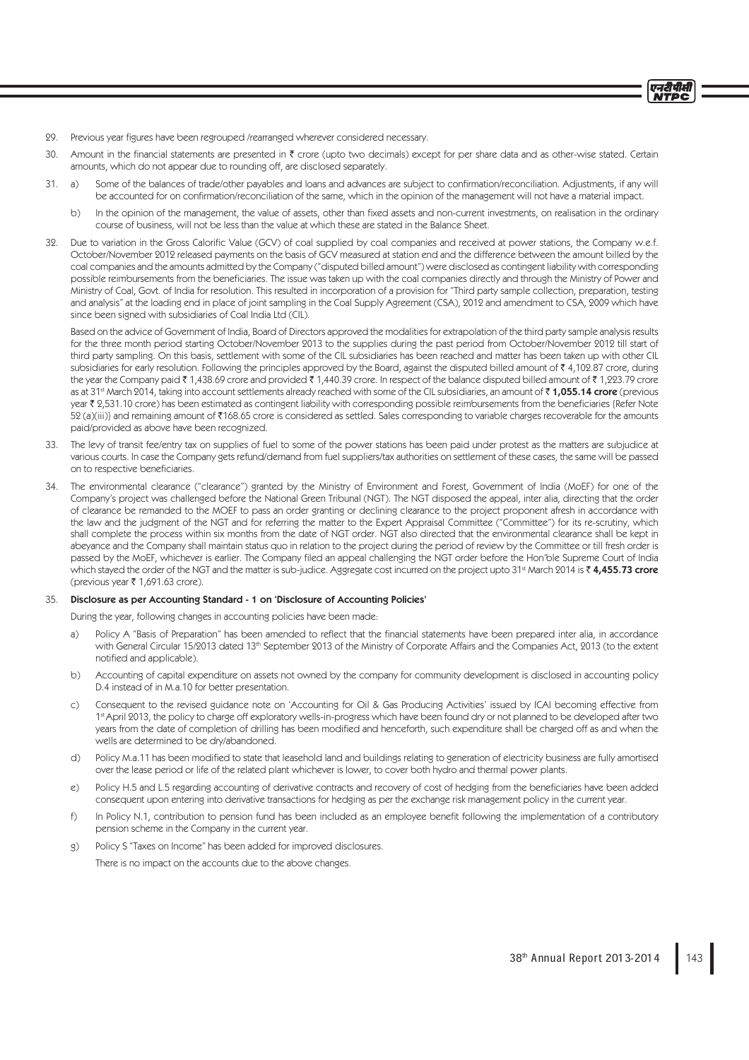29. Previous year figures have been regrouped /rearranged wherever considered necessary.

30. Amount in the financial statements are presented in ₹ crore (upto two decimals) except for per share data and as other-wise stated. Certain amounts, which do not appear due to rounding off, are disclosed separately.

31. a) Some of the balances of trade/other payables and loans and advances are subject to confirmation/reconciliation. Adjustments, if any will be accounted for on confirmation/reconciliation of the same, which in the opinion of the management will not have a material impact.

    b) In the opinion of the management, the value of assets, other than fixed assets and non-current investments, on realisation in the ordinary course of business, will not be less than the value at which these are stated in the Balance Sheet.

32. Due to variation in the Gross Calorific Value (GCV) of coal supplied by coal companies and received at power stations, the Company w.e.f. October/November 2012 released payments on the basis of GCV measured at station end and the difference between the amount billed by the coal companies and the amounts admitted by the Company ("disputed billed amount") were disclosed as contingent liability with corresponding possible reimbursements from the beneficiaries. The issue was taken up with the coal companies directly and through the Ministry of Power and Ministry of Coal, Govt. of India for resolution. This resulted in incorporation of a provision for "Third party sample collection, preparation, testing and analysis" at the loading end in place of joint sampling in the Coal Supply Agreement (CSA), 2012 and amendment to CSA, 2009 which have since been signed with subsidiaries of Coal India Ltd (CIL).

    Based on the advice of Government of India, Board of Directors approved the modalities for extrapolation of the third party sample analysis results for the three month period starting October/November 2013 to the supplies during the past period from October/November 2012 till start of third party sampling. On this basis, settlement with some of the CIL subsidiaries has been reached and matter has been taken up with other CIL subsidiaries for early resolution. Following the principles approved by the Board, against the disputed billed amount of ₹ 4,102.87 crore, during the year the Company paid ₹ 1,438.69 crore and provided ₹ 1,440.39 crore. In respect of the balance disputed billed amount of ₹ 1,223.79 crore as at 31st March 2014, taking into account settlements already reached with some of the CIL subsidiaries, an amount of ₹ **1,055.14 crore** (previous year ₹ 2,531.10 crore) has been estimated as contingent liability with corresponding possible reimbursements from the beneficiaries (Refer Note 52 (a)(iii)) and remaining amount of ₹168.65 crore is considered as settled. Sales corresponding to variable charges recoverable for the amounts paid/provided as above have been recognized.

33. The levy of transit fee/entry tax on supplies of fuel to some of the power stations has been paid under protest as the matters are subjudice at various courts. In case the Company gets refund/demand from fuel suppliers/tax authorities on settlement of these cases, the same will be passed on to respective beneficiaries.

34. The environmental clearance ("clearance") granted by the Ministry of Environment and Forest, Government of India (MoEF) for one of the Company's project was challenged before the National Green Tribunal (NGT). The NGT disposed the appeal, inter alia, directing that the order of clearance be remanded to the MOEF to pass an order granting or declining clearance to the project proponent afresh in accordance with the law and the judgment of the NGT and for referring the matter to the Expert Appraisal Committee ("Committee") for its re-scrutiny, which shall complete the process within six months from the date of NGT order. NGT also directed that the environmental clearance shall be kept in abeyance and the Company shall maintain status quo in relation to the project during the period of review by the Committee or till fresh order is passed by the MoEF, whichever is earlier. The Company filed an appeal challenging the NGT order before the Hon'ble Supreme Court of India which stayed the order of the NGT and the matter is sub-judice. Aggregate cost incurred on the project upto 31st March 2014 is ₹ **4,455.73 crore** (previous year ₹ 1,691.63 crore).

35. **Disclosure as per Accounting Standard - 1 on 'Disclosure of Accounting Policies'**

    During the year, following changes in accounting policies have been made:

    a) Policy A "Basis of Preparation" has been amended to reflect that the financial statements have been prepared inter alia, in accordance with General Circular 15/2013 dated 13th September 2013 of the Ministry of Corporate Affairs and the Companies Act, 2013 (to the extent notified and applicable).

    b) Accounting of capital expenditure on assets not owned by the company for community development is disclosed in accounting policy D.4 instead of in M.a.10 for better presentation.

    c) Consequent to the revised guidance note on 'Accounting for Oil & Gas Producing Activities' issued by ICAI becoming effective from 1st April 2013, the policy to charge off exploratory wells-in-progress which have been found dry or not planned to be developed after two years from the date of completion of drilling has been modified and henceforth, such expenditure shall be charged off as and when the wells are determined to be dry/abandoned.

    d) Policy M.a.11 has been modified to state that leasehold land and buildings relating to generation of electricity business are fully amortised over the lease period or life of the related plant whichever is lower, to cover both hydro and thermal power plants.

    e) Policy H.5 and L.5 regarding accounting of derivative contracts and recovery of cost of hedging from the beneficiaries have been added consequent upon entering into derivative transactions for hedging as per the exchange risk management policy in the current year.

    f) In Policy N.1, contribution to pension fund has been included as an employee benefit following the implementation of a contributory pension scheme in the Company in the current year.

    g) Policy S "Taxes on Income" has been added for improved disclosures.

    There is no impact on the accounts due to the above changes.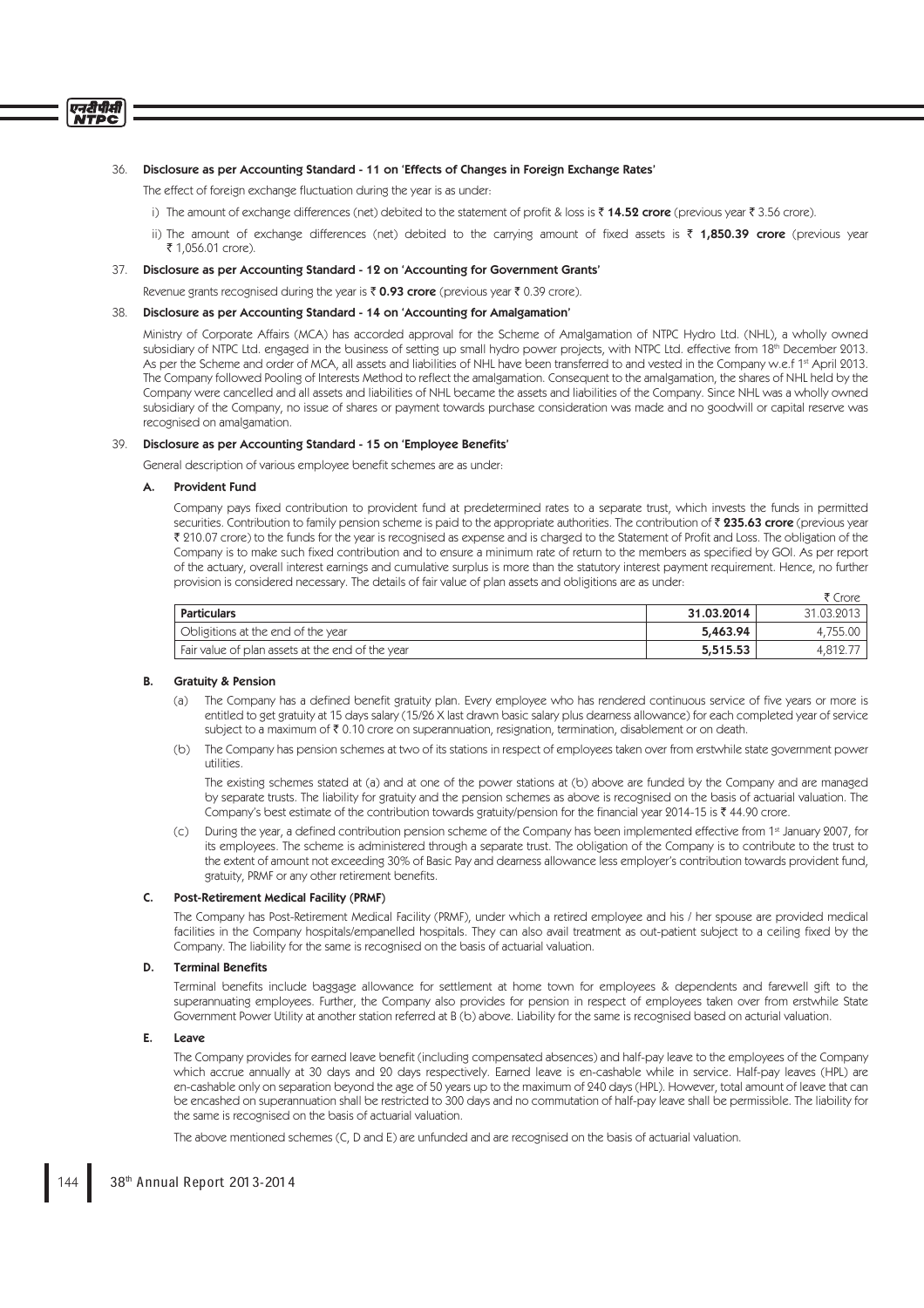36. **Disclosure as per Accounting Standard - 11 on 'Effects of Changes in Foreign Exchange Rates'**

The effect of foreign exchange fluctuation during the year is as under:

i) The amount of exchange differences (net) debited to the statement of profit & loss is ₹ **14.52 crore** (previous year ₹ 3.56 crore).

ii) The amount of exchange differences (net) debited to the carrying amount of fixed assets is ₹ **1,850.39 crore** (previous year ₹ 1,056.01 crore).

37. **Disclosure as per Accounting Standard - 12 on 'Accounting for Government Grants'**

Revenue grants recognised during the year is ₹ **0.93 crore** (previous year ₹ 0.39 crore).

38. **Disclosure as per Accounting Standard - 14 on 'Accounting for Amalgamation'**

Ministry of Corporate Affairs (MCA) has accorded approval for the Scheme of Amalgamation of NTPC Hydro Ltd. (NHL), a wholly owned subsidiary of NTPC Ltd. engaged in the business of setting up small hydro power projects, with NTPC Ltd. effective from 18th December 2013. As per the Scheme and order of MCA, all assets and liabilities of NHL have been transferred to and vested in the Company w.e.f 1st April 2013. The Company followed Pooling of Interests Method to reflect the amalgamation. Consequent to the amalgamation, the shares of NHL held by the Company were cancelled and all assets and liabilities of NHL became the assets and liabilities of the Company. Since NHL was a wholly owned subsidiary of the Company, no issue of shares or payment towards purchase consideration was made and no goodwill or capital reserve was recognised on amalgamation.

39. **Disclosure as per Accounting Standard - 15 on 'Employee Benefits'**

General description of various employee benefit schemes are as under:

**A. Provident Fund**

Company pays fixed contribution to provident fund at predetermined rates to a separate trust, which invests the funds in permitted securities. Contribution to family pension scheme is paid to the appropriate authorities. The contribution of ₹ **235.63 crore** (previous year ₹ 210.07 crore) to the funds for the year is recognised as expense and is charged to the Statement of Profit and Loss. The obligation of the Company is to make such fixed contribution and to ensure a minimum rate of return to the members as specified by GOI. As per report of the actuary, overall interest earnings and cumulative surplus is more than the statutory interest payment requirement. Hence, no further provision is considered necessary. The details of fair value of plan assets and obligitions are as under:

₹ Crore

| Particulars | 31.03.2014 | 31.03.2013 |
|---|---|---|
| Obligitions at the end of the year | **5,463.94** | 4,755.00 |
| Fair value of plan assets at the end of the year | **5,515.53** | 4,812.77 |

**B. Gratuity & Pension**

(a) The Company has a defined benefit gratuity plan. Every employee who has rendered continuous service of five years or more is entitled to get gratuity at 15 days salary (15/26 X last drawn basic salary plus dearness allowance) for each completed year of service subject to a maximum of ₹ 0.10 crore on superannuation, resignation, termination, disablement or on death.

(b) The Company has pension schemes at two of its stations in respect of employees taken over from erstwhile state government power utilities.

The existing schemes stated at (a) and at one of the power stations at (b) above are funded by the Company and are managed by separate trusts. The liability for gratuity and the pension schemes as above is recognised on the basis of actuarial valuation. The Company's best estimate of the contribution towards gratuity/pension for the financial year 2014-15 is ₹ 44.90 crore.

(c) During the year, a defined contribution pension scheme of the Company has been implemented effective from 1st January 2007, for its employees. The scheme is administered through a separate trust. The obligation of the Company is to contribute to the trust to the extent of amount not exceeding 30% of Basic Pay and dearness allowance less employer's contribution towards provident fund, gratuity, PRMF or any other retirement benefits.

**C. Post-Retirement Medical Facility (PRMF)**

The Company has Post-Retirement Medical Facility (PRMF), under which a retired employee and his / her spouse are provided medical facilities in the Company hospitals/empanelled hospitals. They can also avail treatment as out-patient subject to a ceiling fixed by the Company. The liability for the same is recognised on the basis of actuarial valuation.

**D. Terminal Benefits**

Terminal benefits include baggage allowance for settlement at home town for employees & dependents and farewell gift to the superannuating employees. Further, the Company also provides for pension in respect of employees taken over from erstwhile State Government Power Utility at another station referred at B (b) above. Liability for the same is recognised based on acturial valuation.

**E. Leave**

The Company provides for earned leave benefit (including compensated absences) and half-pay leave to the employees of the Company which accrue annually at 30 days and 20 days respectively. Earned leave is en-cashable while in service. Half-pay leaves (HPL) are en-cashable only on separation beyond the age of 50 years up to the maximum of 240 days (HPL). However, total amount of leave that can be encashed on superannuation shall be restricted to 300 days and no commutation of half-pay leave shall be permissible. The liability for the same is recognised on the basis of actuarial valuation.

The above mentioned schemes (C, D and E) are unfunded and are recognised on the basis of actuarial valuation.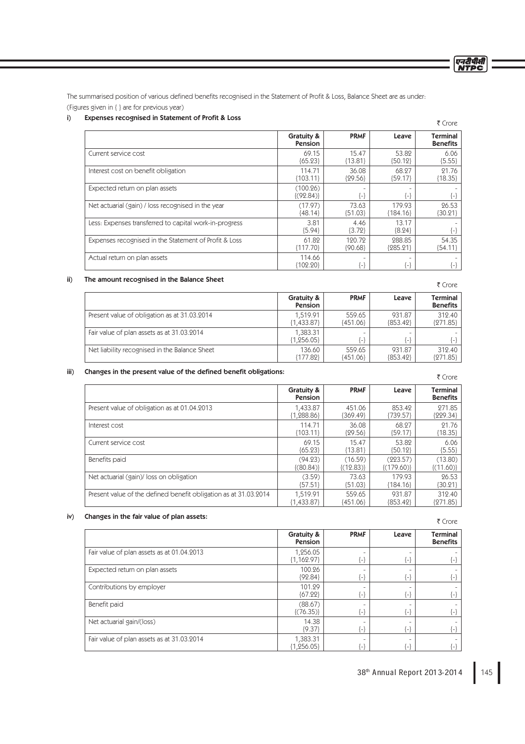The summarised position of various defined benefits recognised in the Statement of Profit & Loss, Balance Sheet are as under:

(Figures given in { } are for previous year)

### i) Expenses recognised in Statement of Profit & Loss

₹ Crore

| | Gratuity & Pension | PRMF | Leave | Terminal Benefits |
|---|---|---|---|---|
| Current service cost | 69.15<br>{65.23} | 15.47<br>{13.81} | 53.82<br>{50.12} | 6.06<br>{5.55} |
| Interest cost on benefit obligation | 114.71<br>{103.11} | 36.08<br>{29.56} | 68.27<br>{59.17} | 21.76<br>{18.35} |
| Expected return on plan assets | (100.26)<br>{(92.84)} | -<br>{-} | -<br>{-} | -<br>{-} |
| Net actuarial (gain) / loss recognised in the year | (17.97)<br>{48.14} | 73.63<br>{51.03} | 179.93<br>{184.16} | 26.53<br>{30.21} |
| Less: Expenses transferred to capital work-in-progress | 3.81<br>{5.94} | 4.46<br>{3.72} | 13.17<br>{8.24} | -<br>{-} |
| Expenses recognised in the Statement of Profit & Loss | 61.82<br>{117.70} | 120.72<br>{90.68} | 288.85<br>{285.21} | 54.35<br>{54.11} |
| Actual return on plan assets | 114.66<br>{102.20} | -<br>{-} | -<br>{-} | -<br>{-} |

### ii) The amount recognised in the Balance Sheet

₹ Crore

| | Gratuity & Pension | PRMF | Leave | Terminal Benefits |
|---|---|---|---|---|
| Present value of obligation as at 31.03.2014 | 1,519.91<br>{1,433.87} | 559.65<br>{451.06} | 931.87<br>{853.42} | 312.40<br>{271.85} |
| Fair value of plan assets as at 31.03.2014 | 1,383.31<br>{1,256.05} | -<br>{-} | -<br>{-} | -<br>{-} |
| Net liability recognised in the Balance Sheet | 136.60<br>{177.82} | 559.65<br>{451.06} | 931.87<br>{853.42} | 312.40<br>{271.85} |

### iii) Changes in the present value of the defined benefit obligations:

₹ Crore

| | Gratuity & Pension | PRMF | Leave | Terminal Benefits |
|---|---|---|---|---|
| Present value of obligation as at 01.04.2013 | 1,433.87<br>{1,288.86} | 451.06<br>{369.49} | 853.42<br>{739.57} | 271.85<br>{229.34} |
| Interest cost | 114.71<br>{103.11} | 36.08<br>{29.56} | 68.27<br>{59.17} | 21.76<br>{18.35} |
| Current service cost | 69.15<br>{65.23} | 15.47<br>{13.81} | 53.82<br>{50.12} | 6.06<br>{5.55} |
| Benefits paid | (94.23)<br>{(80.84)} | (16.59)<br>{(12.83)} | (223.57)<br>{(179.60)} | (13.80)<br>{(11.60)} |
| Net actuarial (gain)/ loss on obligation | (3.59)<br>{57.51} | 73.63<br>{51.03} | 179.93<br>{184.16} | 26.53<br>{30.21} |
| Present value of the defined benefit obligation as at 31.03.2014 | 1,519.91<br>{1,433.87} | 559.65<br>{451.06} | 931.87<br>{853.42} | 312.40<br>{271.85} |

### iv) Changes in the fair value of plan assets:

₹ Crore

| | Gratuity & Pension | PRMF | Leave | Terminal Benefits |
|---|---|---|---|---|
| Fair value of plan assets as at 01.04.2013 | 1,256.05<br>{1,162.97} | -<br>{-} | -<br>{-} | -<br>{-} |
| Expected return on plan assets | 100.26<br>{92.84} | -<br>{-} | -<br>{-} | -<br>{-} |
| Contributions by employer | 101.29<br>{67.22} | -<br>{-} | -<br>{-} | -<br>{-} |
| Benefit paid | (88.67)<br>{(76.35)} | -<br>{-} | -<br>{-} | -<br>{-} |
| Net actuarial gain/(loss) | 14.38<br>{9.37} | -<br>{-} | -<br>{-} | -<br>{-} |
| Fair value of plan assets as at 31.03.2014 | 1,383.31<br>{1,256.05} | -<br>{-} | -<br>{-} | -<br>{-} |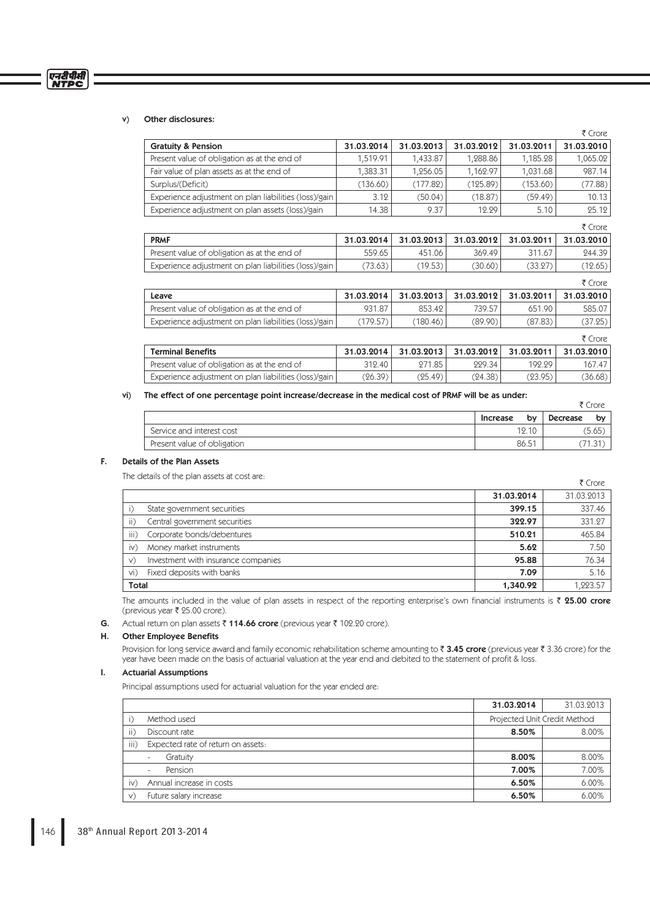**v) Other disclosures:**

₹ Crore

| Gratuity & Pension | 31.03.2014 | 31.03.2013 | 31.03.2012 | 31.03.2011 | 31.03.2010 |
|---|---|---|---|---|---|
| Present value of obligation as at the end of | 1,519.91 | 1,433.87 | 1,288.86 | 1,185.28 | 1,065.02 |
| Fair value of plan assets as at the end of | 1,383.31 | 1,256.05 | 1,162.97 | 1,031.68 | 987.14 |
| Surplus/(Deficit) | (136.60) | (177.82) | (125.89) | (153.60) | (77.88) |
| Experience adjustment on plan liabilities (loss)/gain | 3.12 | (50.04) | (18.87) | (59.49) | 10.13 |
| Experience adjustment on plan assets (loss)/gain | 14.38 | 9.37 | 12.29 | 5.10 | 25.12 |

₹ Crore

| PRMF | 31.03.2014 | 31.03.2013 | 31.03.2012 | 31.03.2011 | 31.03.2010 |
|---|---|---|---|---|---|
| Present value of obligation as at the end of | 559.65 | 451.06 | 369.49 | 311.67 | 244.39 |
| Experience adjustment on plan liabilities (loss)/gain | (73.63) | (19.53) | (30.60) | (33.27) | (12.65) |

₹ Crore

| Leave | 31.03.2014 | 31.03.2013 | 31.03.2012 | 31.03.2011 | 31.03.2010 |
|---|---|---|---|---|---|
| Present value of obligation as at the end of | 931.87 | 853.42 | 739.57 | 651.90 | 585.07 |
| Experience adjustment on plan liabilities (loss)/gain | (179.57) | (180.46) | (89.90) | (87.83) | (37.25) |

₹ Crore

| Terminal Benefits | 31.03.2014 | 31.03.2013 | 31.03.2012 | 31.03.2011 | 31.03.2010 |
|---|---|---|---|---|---|
| Present value of obligation as at the end of | 312.40 | 271.85 | 229.34 | 192.29 | 167.47 |
| Experience adjustment on plan liabilities (loss)/gain | (26.39) | (25.49) | (24.38) | (23.95) | (36.68) |

**vi) The effect of one percentage point increase/decrease in the medical cost of PRMF will be as under:**

₹ Crore

| | Increase by | Decrease by |
|---|---|---|
| Service and interest cost | 12.10 | (5.65) |
| Present value of obligation | 86.51 | (71.31) |

**F. Details of the Plan Assets**

The details of the plan assets at cost are:

₹ Crore

| | 31.03.2014 | 31.03.2013 |
|---|---|---|
| i) State government securities | **399.15** | 337.46 |
| ii) Central government securities | **322.97** | 331.27 |
| iii) Corporate bonds/debentures | **510.21** | 465.84 |
| iv) Money market instruments | **5.62** | 7.50 |
| v) Investment with insurance companies | **95.88** | 76.34 |
| vi) Fixed deposits with banks | **7.09** | 5.16 |
| **Total** | **1,340.92** | 1,223.57 |

The amounts included in the value of plan assets in respect of the reporting enterprise's own financial instruments is ₹ **25.00 crore** (previous year ₹ 25.00 crore).

**G.** Actual return on plan assets ₹ **114.66 crore** (previous year ₹ 102.20 crore).

**H. Other Employee Benefits**

Provision for long service award and family economic rehabilitation scheme amounting to ₹ **3.45 crore** (previous year ₹ 3.36 crore) for the year have been made on the basis of actuarial valuation at the year end and debited to the statement of profit & loss.

**I. Actuarial Assumptions**

Principal assumptions used for actuarial valuation for the year ended are:

| | 31.03.2014 | 31.03.2013 |
|---|---|---|
| i) Method used | Projected Unit Credit Method | |
| ii) Discount rate | **8.50%** | 8.00% |
| iii) Expected rate of return on assets: | | |
| - Gratuity | **8.00%** | 8.00% |
| - Pension | **7.00%** | 7.00% |
| iv) Annual increase in costs | **6.50%** | 6.00% |
| v) Future salary increase | **6.50%** | 6.00% |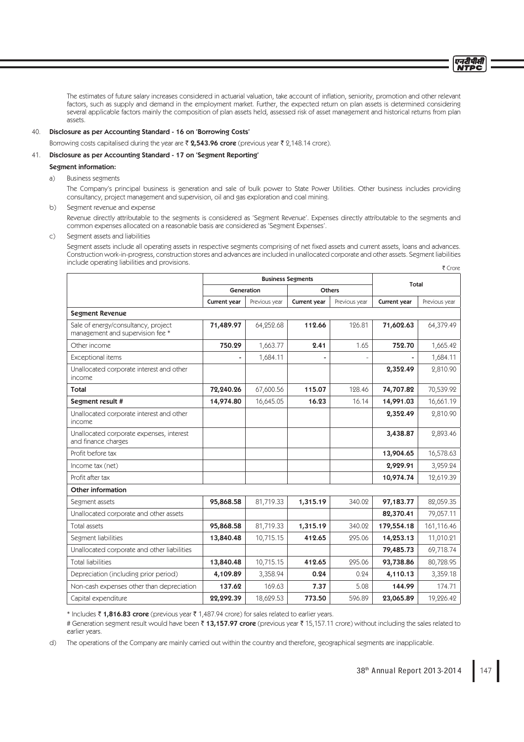The estimates of future salary increases considered in actuarial valuation, take account of inflation, seniority, promotion and other relevant factors, such as supply and demand in the employment market. Further, the expected return on plan assets is determined considering several applicable factors mainly the composition of plan assets held, assessed risk of asset management and historical returns from plan assets.

40. **Disclosure as per Accounting Standard - 16 on 'Borrowing Costs'**

Borrowing costs capitalised during the year are ₹ **2,543.96 crore** (previous year ₹ 2,148.14 crore).

41. **Disclosure as per Accounting Standard - 17 on 'Segment Reporting'**

**Segment information:**

a) Business segments

The Company's principal business is generation and sale of bulk power to State Power Utilities. Other business includes providing consultancy, project management and supervision, oil and gas exploration and coal mining.

b) Segment revenue and expense

Revenue directly attributable to the segments is considered as 'Segment Revenue'. Expenses directly attributable to the segments and common expenses allocated on a reasonable basis are considered as 'Segment Expenses'.

c) Segment assets and liabilities

Segment assets include all operating assets in respective segments comprising of net fixed assets and current assets, loans and advances. Construction work-in-progress, construction stores and advances are included in unallocated corporate and other assets. Segment liabilities include operating liabilities and provisions.

₹ Crore

| | Business Segments | | | | Total | |
|---|---|---|---|---|---|---|
| | Generation | | Others | | | |
| | **Current year** | Previous year | **Current year** | Previous year | **Current year** | Previous year |
| **Segment Revenue** | | | | | | |
| Sale of energy/consultancy, project management and supervision fee * | **71,489.97** | 64,252.68 | **112.66** | 126.81 | **71,602.63** | 64,379.49 |
| Other income | **750.29** | 1,663.77 | **2.41** | 1.65 | **752.70** | 1,665.42 |
| Exceptional items | **-** | 1,684.11 | **-** | - | **-** | 1,684.11 |
| Unallocated corporate interest and other income | | | | | **2,352.49** | 2,810.90 |
| **Total** | **72,240.26** | 67,600.56 | **115.07** | 128.46 | **74,707.82** | 70,539.92 |
| **Segment result #** | **14,974.80** | 16,645.05 | **16.23** | 16.14 | **14,991.03** | 16,661.19 |
| Unallocated corporate interest and other income | | | | | **2,352.49** | 2,810.90 |
| Unallocated corporate expenses, interest and finance charges | | | | | **3,438.87** | 2,893.46 |
| Profit before tax | | | | | **13,904.65** | 16,578.63 |
| Income tax (net) | | | | | **2,929.91** | 3,959.24 |
| Profit after tax | | | | | **10,974.74** | 12,619.39 |
| **Other information** | | | | | | |
| Segment assets | **95,868.58** | 81,719.33 | **1,315.19** | 340.02 | **97,183.77** | 82,059.35 |
| Unallocated corporate and other assets | | | | | **82,370.41** | 79,057.11 |
| Total assets | **95,868.58** | 81,719.33 | **1,315.19** | 340.02 | **179,554.18** | 161,116.46 |
| Segment liabilities | **13,840.48** | 10,715.15 | **412.65** | 295.06 | **14,253.13** | 11,010.21 |
| Unallocated corporate and other liabilities | | | | | **79,485.73** | 69,718.74 |
| Total liabilities | **13,840.48** | 10,715.15 | **412.65** | 295.06 | **93,738.86** | 80,728.95 |
| Depreciation (including prior period) | **4,109.89** | 3,358.94 | **0.24** | 0.24 | **4,110.13** | 3,359.18 |
| Non-cash expenses other than depreciation | **137.62** | 169.63 | **7.37** | 5.08 | **144.99** | 174.71 |
| Capital expenditure | **22,292.39** | 18,629.53 | **773.50** | 596.89 | **23,065.89** | 19,226.42 |

* Includes ₹ **1,816.83 crore** (previous year ₹ 1,487.94 crore) for sales related to earlier years.

# Generation segment result would have been ₹ **13,157.97 crore** (previous year ₹ 15,157.11 crore) without including the sales related to earlier years.

d) The operations of the Company are mainly carried out within the country and therefore, geographical segments are inapplicable.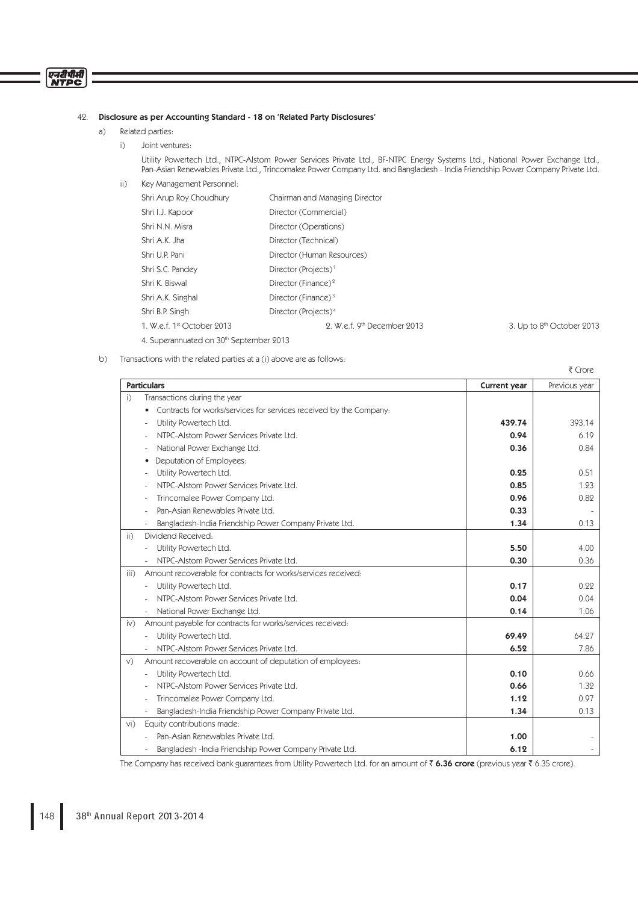## 42. Disclosure as per Accounting Standard - 18 on 'Related Party Disclosures'

a) Related parties:

i) Joint ventures:

Utility Powertech Ltd., NTPC-Alstom Power Services Private Ltd., BF-NTPC Energy Systems Ltd., National Power Exchange Ltd., Pan-Asian Renewables Private Ltd., Trincomalee Power Company Ltd. and Bangladesh - India Friendship Power Company Private Ltd.

ii) Key Management Personnel:

| | |
|---|---|
| Shri Arup Roy Choudhury | Chairman and Managing Director |
| Shri I.J. Kapoor | Director (Commercial) |
| Shri N.N. Misra | Director (Operations) |
| Shri A.K. Jha | Director (Technical) |
| Shri U.P. Pani | Director (Human Resources) |
| Shri S.C. Pandey | Director (Projects)[1] |
| Shri K. Biswal | Director (Finance)[2] |
| Shri A.K. Singhal | Director (Finance)[3] |
| Shri B.P. Singh | Director (Projects)[4] |

1. W.e.f. 1st October 2013 2. W.e.f. 9th December 2013 3. Up to 8th October 2013

4. Superannuated on 30th September 2013

b) Transactions with the related parties at a (i) above are as follows:

₹ Crore

| Particulars | Current year | Previous year |
|---|---|---|
| i) Transactions during the year | | |
| • Contracts for works/services for services received by the Company: | | |
| - Utility Powertech Ltd. | **439.74** | 393.14 |
| - NTPC-Alstom Power Services Private Ltd. | **0.94** | 6.19 |
| - National Power Exchange Ltd. | **0.36** | 0.84 |
| • Deputation of Employees: | | |
| - Utility Powertech Ltd. | **0.25** | 0.51 |
| - NTPC-Alstom Power Services Private Ltd. | **0.85** | 1.23 |
| - Trincomalee Power Company Ltd. | **0.96** | 0.82 |
| - Pan-Asian Renewables Private Ltd. | **0.33** | - |
| - Bangladesh-India Friendship Power Company Private Ltd. | **1.34** | 0.13 |
| ii) Dividend Received: | | |
| - Utility Powertech Ltd. | **5.50** | 4.00 |
| - NTPC-Alstom Power Services Private Ltd. | **0.30** | 0.36 |
| iii) Amount recoverable for contracts for works/services received: | | |
| - Utility Powertech Ltd. | **0.17** | 0.22 |
| - NTPC-Alstom Power Services Private Ltd. | **0.04** | 0.04 |
| - National Power Exchange Ltd. | **0.14** | 1.06 |
| iv) Amount payable for contracts for works/services received: | | |
| - Utility Powertech Ltd. | **69.49** | 64.27 |
| - NTPC-Alstom Power Services Private Ltd. | **6.52** | 7.86 |
| v) Amount recoverable on account of deputation of employees: | | |
| - Utility Powertech Ltd. | **0.10** | 0.66 |
| - NTPC-Alstom Power Services Private Ltd. | **0.66** | 1.32 |
| - Trincomalee Power Company Ltd. | **1.12** | 0.97 |
| - Bangladesh-India Friendship Power Company Private Ltd. | **1.34** | 0.13 |
| vi) Equity contributions made: | | |
| - Pan-Asian Renewables Private Ltd. | **1.00** | - |
| - Bangladesh -India Friendship Power Company Private Ltd. | **6.12** | - |

The Company has received bank guarantees from Utility Powertech Ltd. for an amount of ₹ **6.36 crore** (previous year ₹ 6.35 crore).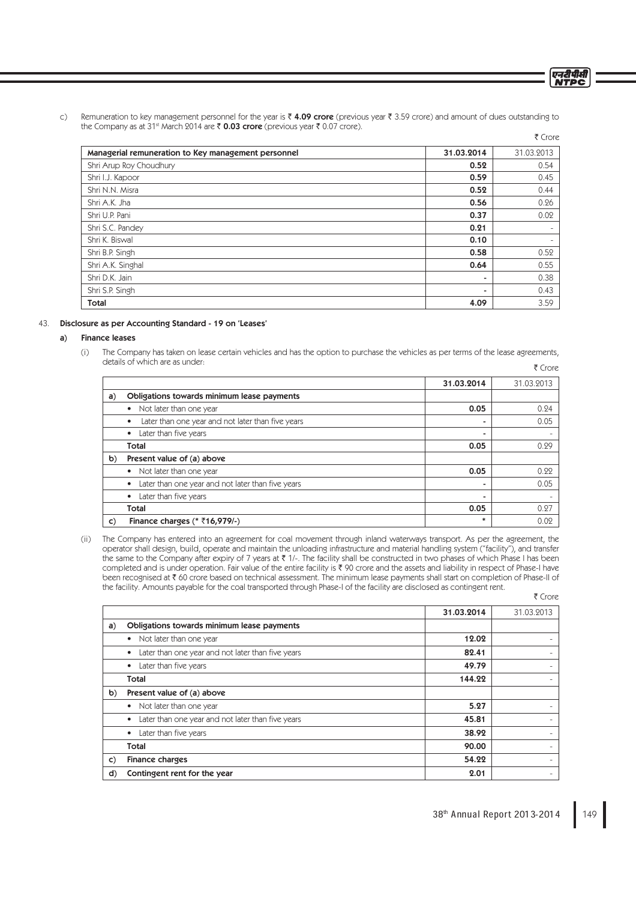c) Remuneration to key management personnel for the year is ₹ **4.09 crore** (previous year ₹ 3.59 crore) and amount of dues outstanding to the Company as at 31st March 2014 are ₹ **0.03 crore** (previous year ₹ 0.07 crore).

₹ Crore

| Managerial remuneration to Key management personnel | 31.03.2014 | 31.03.2013 |
|---|---|---|
| Shri Arup Roy Choudhury | **0.52** | 0.54 |
| Shri I.J. Kapoor | **0.59** | 0.45 |
| Shri N.N. Misra | **0.52** | 0.44 |
| Shri A.K. Jha | **0.56** | 0.26 |
| Shri U.P. Pani | **0.37** | 0.02 |
| Shri S.C. Pandey | **0.21** | - |
| Shri K. Biswal | **0.10** | - |
| Shri B.P. Singh | **0.58** | 0.52 |
| Shri A.K. Singhal | **0.64** | 0.55 |
| Shri D.K. Jain | - | 0.38 |
| Shri S.P. Singh | - | 0.43 |
| **Total** | **4.09** | 3.59 |

43. **Disclosure as per Accounting Standard - 19 on 'Leases'**

**a) Finance leases**

(i) The Company has taken on lease certain vehicles and has the option to purchase the vehicles as per terms of the lease agreements, details of which are as under:

₹ Crore

| | | 31.03.2014 | 31.03.2013 |
|---|---|---|---|
| a) | **Obligations towards minimum lease payments** | | |
| | • Not later than one year | **0.05** | 0.24 |
| | • Later than one year and not later than five years | - | 0.05 |
| | • Later than five years | - | - |
| | **Total** | **0.05** | 0.29 |
| b) | **Present value of (a) above** | | |
| | • Not later than one year | **0.05** | 0.22 |
| | • Later than one year and not later than five years | - | 0.05 |
| | • Later than five years | - | - |
| | **Total** | **0.05** | 0.27 |
| c) | **Finance charges (* ₹16,979/-)** | * | 0.02 |

(ii) The Company has entered into an agreement for coal movement through inland waterways transport. As per the agreement, the operator shall design, build, operate and maintain the unloading infrastructure and material handling system ("facility"), and transfer the same to the Company after expiry of 7 years at ₹ 1/-. The facility shall be constructed in two phases of which Phase I has been completed and is under operation. Fair value of the entire facility is ₹ 90 crore and the assets and liability in respect of Phase-I have been recognised at ₹ 60 crore based on technical assessment. The minimum lease payments shall start on completion of Phase-II of the facility. Amounts payable for the coal transported through Phase-I of the facility are disclosed as contingent rent.

₹ Crore

| | | 31.03.2014 | 31.03.2013 |
|---|---|---|---|
| a) | **Obligations towards minimum lease payments** | | |
| | • Not later than one year | **12.02** | - |
| | • Later than one year and not later than five years | **82.41** | - |
| | • Later than five years | **49.79** | - |
| | **Total** | **144.22** | - |
| b) | **Present value of (a) above** | | |
| | • Not later than one year | **5.27** | - |
| | • Later than one year and not later than five years | **45.81** | - |
| | • Later than five years | **38.92** | - |
| | **Total** | **90.00** | - |
| c) | **Finance charges** | **54.22** | - |
| d) | **Contingent rent for the year** | **2.01** | - |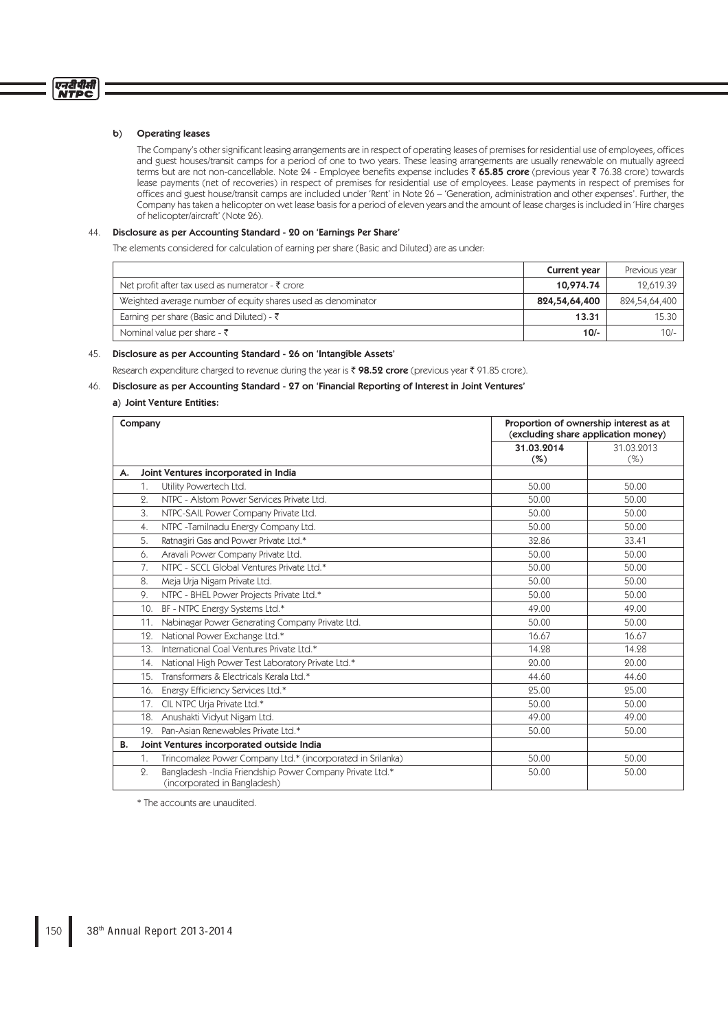b) **Operating leases**

The Company's other significant leasing arrangements are in respect of operating leases of premises for residential use of employees, offices and guest houses/transit camps for a period of one to two years. These leasing arrangements are usually renewable on mutually agreed terms but are not non-cancellable. Note 24 - Employee benefits expense includes ₹ **65.85 crore** (previous year ₹ 76.38 crore) towards lease payments (net of recoveries) in respect of premises for residential use of employees. Lease payments in respect of premises for offices and guest house/transit camps are included under 'Rent' in Note 26 – 'Generation, administration and other expenses'. Further, the Company has taken a helicopter on wet lease basis for a period of eleven years and the amount of lease charges is included in 'Hire charges of helicopter/aircraft' (Note 26).

44. **Disclosure as per Accounting Standard - 20 on 'Earnings Per Share'**

The elements considered for calculation of earning per share (Basic and Diluted) are as under:

| | **Current year** | Previous year |
|---|---|---|
| Net profit after tax used as numerator - ₹ crore | **10,974.74** | 12,619.39 |
| Weighted average number of equity shares used as denominator | **824,54,64,400** | 824,54,64,400 |
| Earning per share (Basic and Diluted) - ₹ | **13.31** | 15.30 |
| Nominal value per share - ₹ | **10/-** | 10/- |

45. **Disclosure as per Accounting Standard - 26 on 'Intangible Assets'**

Research expenditure charged to revenue during the year is ₹ **98.52 crore** (previous year ₹ 91.85 crore).

46. **Disclosure as per Accounting Standard - 27 on 'Financial Reporting of Interest in Joint Ventures'**

**a) Joint Venture Entities:**

| **Company** | **Proportion of ownership interest as at (excluding share application money)** | |
|---|---|---|
| | **31.03.2014 (%)** | 31.03.2013 (%) |
| **A. Joint Ventures incorporated in India** | | |
| 1. Utility Powertech Ltd. | 50.00 | 50.00 |
| 2. NTPC - Alstom Power Services Private Ltd. | 50.00 | 50.00 |
| 3. NTPC-SAIL Power Company Private Ltd. | 50.00 | 50.00 |
| 4. NTPC -Tamilnadu Energy Company Ltd. | 50.00 | 50.00 |
| 5. Ratnagiri Gas and Power Private Ltd.* | 32.86 | 33.41 |
| 6. Aravali Power Company Private Ltd. | 50.00 | 50.00 |
| 7. NTPC - SCCL Global Ventures Private Ltd.* | 50.00 | 50.00 |
| 8. Meja Urja Nigam Private Ltd. | 50.00 | 50.00 |
| 9. NTPC - BHEL Power Projects Private Ltd.* | 50.00 | 50.00 |
| 10. BF - NTPC Energy Systems Ltd.* | 49.00 | 49.00 |
| 11. Nabinagar Power Generating Company Private Ltd. | 50.00 | 50.00 |
| 12. National Power Exchange Ltd.* | 16.67 | 16.67 |
| 13. International Coal Ventures Private Ltd.* | 14.28 | 14.28 |
| 14. National High Power Test Laboratory Private Ltd.* | 20.00 | 20.00 |
| 15. Transformers & Electricals Kerala Ltd.* | 44.60 | 44.60 |
| 16. Energy Efficiency Services Ltd.* | 25.00 | 25.00 |
| 17. CIL NTPC Urja Private Ltd.* | 50.00 | 50.00 |
| 18. Anushakti Vidyut Nigam Ltd. | 49.00 | 49.00 |
| 19. Pan-Asian Renewables Private Ltd.* | 50.00 | 50.00 |
| **B. Joint Ventures incorporated outside India** | | |
| 1. Trincomalee Power Company Ltd.* (incorporated in Srilanka) | 50.00 | 50.00 |
| 2. Bangladesh -India Friendship Power Company Private Ltd.* (incorporated in Bangladesh) | 50.00 | 50.00 |

\* The accounts are unaudited.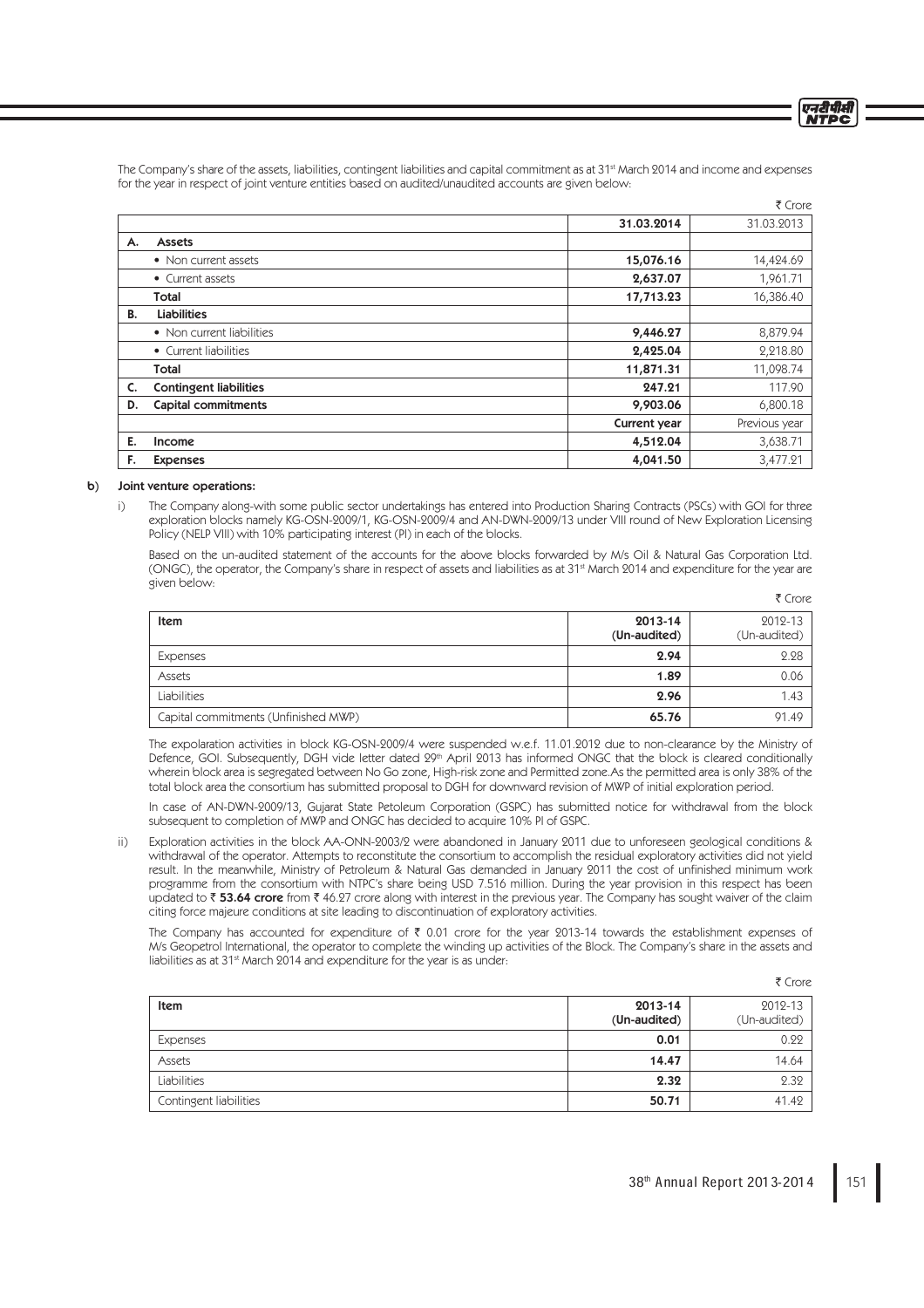The Company's share of the assets, liabilities, contingent liabilities and capital commitment as at 31st March 2014 and income and expenses for the year in respect of joint venture entities based on audited/unaudited accounts are given below:

₹ Crore

| | | **31.03.2014** | 31.03.2013 |
|---|---|---|---|
| **A.** | **Assets** | | |
| | • Non current assets | **15,076.16** | 14,424.69 |
| | • Current assets | **2,637.07** | 1,961.71 |
| | **Total** | **17,713.23** | 16,386.40 |
| **B.** | **Liabilities** | | |
| | • Non current liabilities | **9,446.27** | 8,879.94 |
| | • Current liabilities | **2,425.04** | 2,218.80 |
| | **Total** | **11,871.31** | 11,098.74 |
| **C.** | **Contingent liabilities** | **247.21** | 117.90 |
| **D.** | **Capital commitments** | **9,903.06** | 6,800.18 |
| | | **Current year** | Previous year |
| **E.** | **Income** | **4,512.04** | 3,638.71 |
| **F.** | **Expenses** | **4,041.50** | 3,477.21 |

**b) Joint venture operations:**

i) The Company along-with some public sector undertakings has entered into Production Sharing Contracts (PSCs) with GOI for three exploration blocks namely KG-OSN-2009/1, KG-OSN-2009/4 and AN-DWN-2009/13 under VIII round of New Exploration Licensing Policy (NELP VIII) with 10% participating interest (PI) in each of the blocks.

Based on the un-audited statement of the accounts for the above blocks forwarded by M/s Oil & Natural Gas Corporation Ltd. (ONGC), the operator, the Company's share in respect of assets and liabilities as at 31st March 2014 and expenditure for the year are given below:

₹ Crore

| Item | **2013-14 (Un-audited)** | 2012-13 (Un-audited) |
|---|---|---|
| Expenses | **2.94** | 2.28 |
| Assets | **1.89** | 0.06 |
| Liabilities | **2.96** | 1.43 |
| Capital commitments (Unfinished MWP) | **65.76** | 91.49 |

The expolaration activities in block KG-OSN-2009/4 were suspended w.e.f. 11.01.2012 due to non-clearance by the Ministry of Defence, GOI. Subsequently, DGH vide letter dated 29th April 2013 has informed ONGC that the block is cleared conditionally wherein block area is segregated between No Go zone, High-risk zone and Permitted zone.As the permitted area is only 38% of the total block area the consortium has submitted proposal to DGH for downward revision of MWP of initial exploration period.

In case of AN-DWN-2009/13, Gujarat State Petoleum Corporation (GSPC) has submitted notice for withdrawal from the block subsequent to completion of MWP and ONGC has decided to acquire 10% PI of GSPC.

ii) Exploration activities in the block AA-ONN-2003/2 were abandoned in January 2011 due to unforeseen geological conditions & withdrawal of the operator. Attempts to reconstitute the consortium to accomplish the residual exploratory activities did not yield result. In the meanwhile, Ministry of Petroleum & Natural Gas demanded in January 2011 the cost of unfinished minimum work programme from the consortium with NTPC's share being USD 7.516 million. During the year provision in this respect has been updated to ₹ **53.64 crore** from ₹ 46.27 crore along with interest in the previous year. The Company has sought waiver of the claim citing force majeure conditions at site leading to discontinuation of exploratory activities.

The Company has accounted for expenditure of ₹ 0.01 crore for the year 2013-14 towards the establishment expenses of M/s Geopetrol International, the operator to complete the winding up activities of the Block. The Company's share in the assets and liabilities as at 31st March 2014 and expenditure for the year is as under:

₹ Crore

| Item | **2013-14 (Un-audited)** | 2012-13 (Un-audited) |
|---|---|---|
| Expenses | **0.01** | 0.22 |
| Assets | **14.47** | 14.64 |
| Liabilities | **2.32** | 2.32 |
| Contingent liabilities | **50.71** | 41.42 |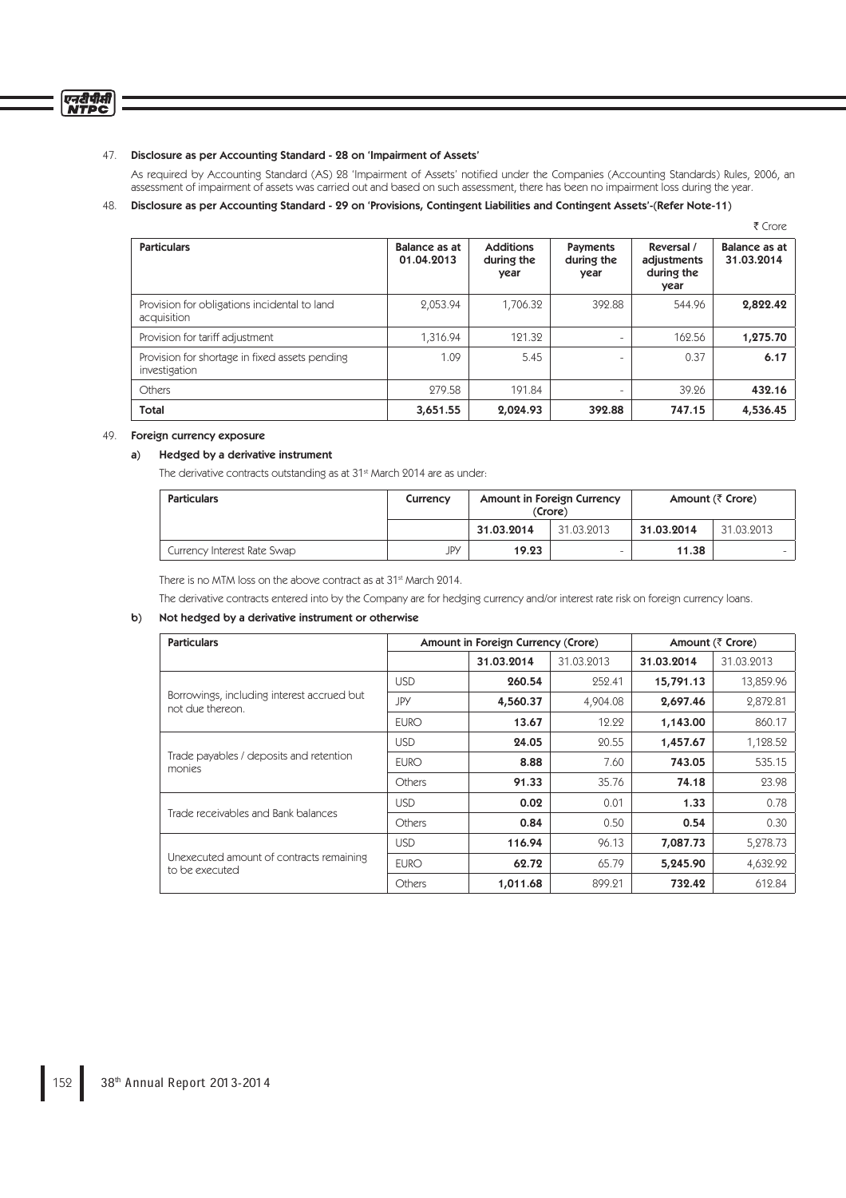47. **Disclosure as per Accounting Standard - 28 on 'Impairment of Assets'**

As required by Accounting Standard (AS) 28 'Impairment of Assets' notified under the Companies (Accounting Standards) Rules, 2006, an assessment of impairment of assets was carried out and based on such assessment, there has been no impairment loss during the year.

48. **Disclosure as per Accounting Standard - 29 on 'Provisions, Contingent Liabilities and Contingent Assets'-(Refer Note-11)**

₹ Crore

| Particulars | Balance as at 01.04.2013 | Additions during the year | Payments during the year | Reversal / adjustments during the year | Balance as at 31.03.2014 |
|---|---|---|---|---|---|
| Provision for obligations incidental to land acquisition | 2,053.94 | 1,706.32 | 392.88 | 544.96 | **2,822.42** |
| Provision for tariff adjustment | 1,316.94 | 121.32 | - | 162.56 | **1,275.70** |
| Provision for shortage in fixed assets pending investigation | 1.09 | 5.45 | - | 0.37 | **6.17** |
| Others | 279.58 | 191.84 | - | 39.26 | **432.16** |
| **Total** | **3,651.55** | **2,024.93** | **392.88** | **747.15** | **4,536.45** |

49. **Foreign currency exposure**

**a) Hedged by a derivative instrument**

The derivative contracts outstanding as at 31st March 2014 are as under:

| Particulars | Currency | Amount in Foreign Currency (Crore) | | Amount (₹ Crore) | |
|---|---|---|---|---|---|
| | | **31.03.2014** | 31.03.2013 | **31.03.2014** | 31.03.2013 |
| Currency Interest Rate Swap | JPY | **19.23** | - | **11.38** | - |

There is no MTM loss on the above contract as at 31st March 2014.

The derivative contracts entered into by the Company are for hedging currency and/or interest rate risk on foreign currency loans.

**b) Not hedged by a derivative instrument or otherwise**

| Particulars | | Amount in Foreign Currency (Crore) | | Amount (₹ Crore) | |
|---|---|---|---|---|---|
| | | **31.03.2014** | 31.03.2013 | **31.03.2014** | 31.03.2013 |
| Borrowings, including interest accrued but not due thereon. | USD | **260.54** | 252.41 | **15,791.13** | 13,859.96 |
| | JPY | **4,560.37** | 4,904.08 | **2,697.46** | 2,872.81 |
| | EURO | **13.67** | 12.22 | **1,143.00** | 860.17 |
| Trade payables / deposits and retention monies | USD | **24.05** | 20.55 | **1,457.67** | 1,128.52 |
| | EURO | **8.88** | 7.60 | **743.05** | 535.15 |
| | Others | **91.33** | 35.76 | **74.18** | 23.98 |
| Trade receivables and Bank balances | USD | **0.02** | 0.01 | **1.33** | 0.78 |
| | Others | **0.84** | 0.50 | **0.54** | 0.30 |
| Unexecuted amount of contracts remaining to be executed | USD | **116.94** | 96.13 | **7,087.73** | 5,278.73 |
| | EURO | **62.72** | 65.79 | **5,245.90** | 4,632.92 |
| | Others | **1,011.68** | 899.21 | **732.42** | 612.84 |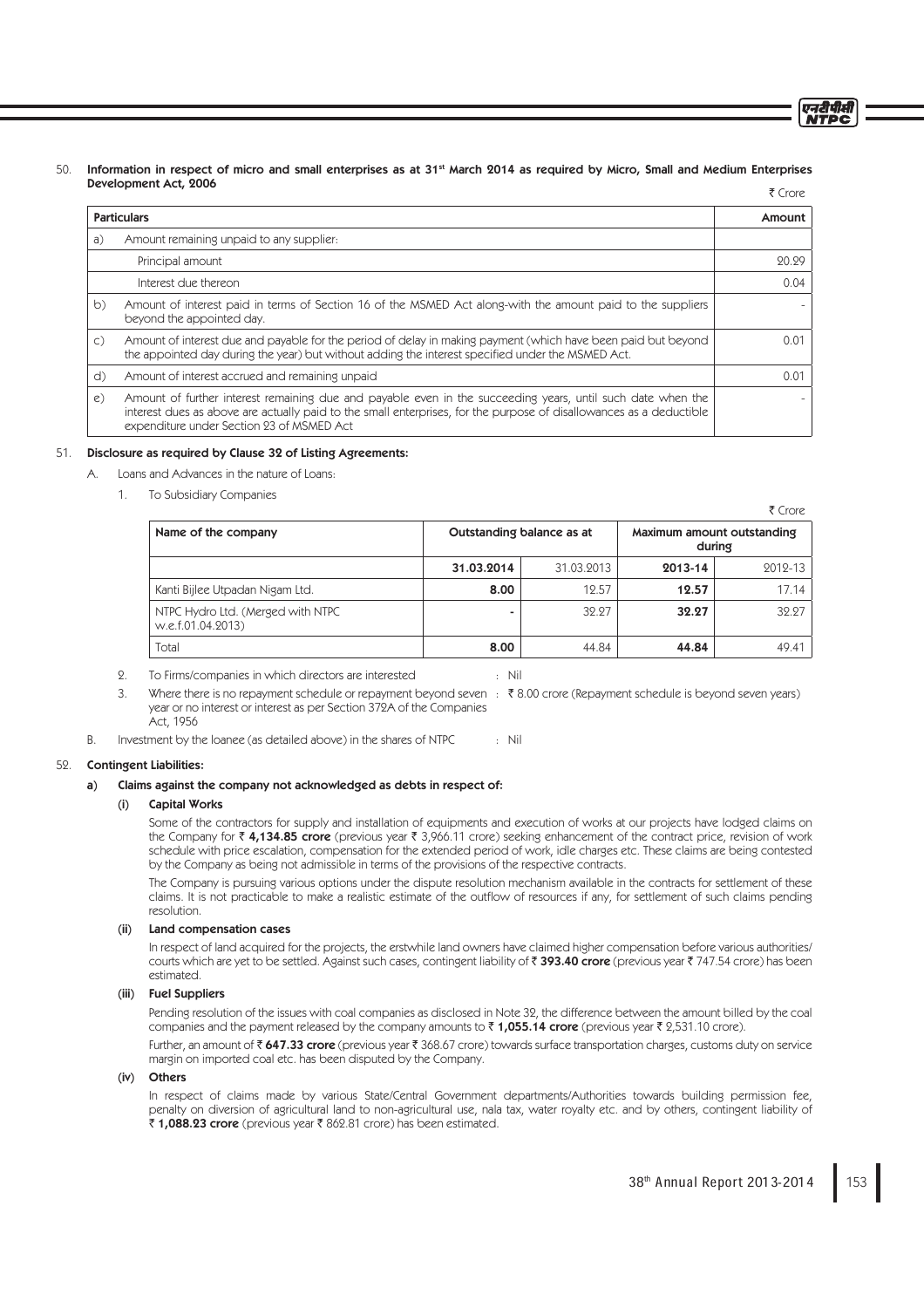50. **Information in respect of micro and small enterprises as at 31st March 2014 as required by Micro, Small and Medium Enterprises Development Act, 2006**

₹ Crore

| **Particulars** | | **Amount** |
|---|---|---|
| a) | Amount remaining unpaid to any supplier: | |
| | Principal amount | 20.29 |
| | Interest due thereon | 0.04 |
| b) | Amount of interest paid in terms of Section 16 of the MSMED Act along-with the amount paid to the suppliers beyond the appointed day. | - |
| c) | Amount of interest due and payable for the period of delay in making payment (which have been paid but beyond the appointed day during the year) but without adding the interest specified under the MSMED Act. | 0.01 |
| d) | Amount of interest accrued and remaining unpaid | 0.01 |
| e) | Amount of further interest remaining due and payable even in the succeeding years, until such date when the interest dues as above are actually paid to the small enterprises, for the purpose of disallowances as a deductible expenditure under Section 23 of MSMED Act | - |

51. **Disclosure as required by Clause 32 of Listing Agreements:**

A. Loans and Advances in the nature of Loans:

1. To Subsidiary Companies

₹ Crore

| Name of the company | Outstanding balance as at | | Maximum amount outstanding during | |
|---|---|---|---|---|
| | **31.03.2014** | 31.03.2013 | **2013-14** | 2012-13 |
| Kanti Bijlee Utpadan Nigam Ltd. | **8.00** | 12.57 | **12.57** | 17.14 |
| NTPC Hydro Ltd. (Merged with NTPC w.e.f.01.04.2013) | **-** | 32.27 | **32.27** | 32.27 |
| Total | **8.00** | 44.84 | **44.84** | 49.41 |

2. To Firms/companies in which directors are interested : Nil

3. Where there is no repayment schedule or repayment beyond seven year or no interest or interest as per Section 372A of the Companies Act, 1956 : ₹ 8.00 crore (Repayment schedule is beyond seven years)

B. Investment by the loanee (as detailed above) in the shares of NTPC : Nil

52. **Contingent Liabilities:**

**a) Claims against the company not acknowledged as debts in respect of:**

**(i) Capital Works**

Some of the contractors for supply and installation of equipments and execution of works at our projects have lodged claims on the Company for ₹ **4,134.85 crore** (previous year ₹ 3,966.11 crore) seeking enhancement of the contract price, revision of work schedule with price escalation, compensation for the extended period of work, idle charges etc. These claims are being contested by the Company as being not admissible in terms of the provisions of the respective contracts.

The Company is pursuing various options under the dispute resolution mechanism available in the contracts for settlement of these claims. It is not practicable to make a realistic estimate of the outflow of resources if any, for settlement of such claims pending resolution.

**(ii) Land compensation cases**

In respect of land acquired for the projects, the erstwhile land owners have claimed higher compensation before various authorities/courts which are yet to be settled. Against such cases, contingent liability of ₹ **393.40 crore** (previous year ₹ 747.54 crore) has been estimated.

**(iii) Fuel Suppliers**

Pending resolution of the issues with coal companies as disclosed in Note 32, the difference between the amount billed by the coal companies and the payment released by the company amounts to ₹ **1,055.14 crore** (previous year ₹ 2,531.10 crore).

Further, an amount of ₹ **647.33 crore** (previous year ₹ 368.67 crore) towards surface transportation charges, customs duty on service margin on imported coal etc. has been disputed by the Company.

**(iv) Others**

In respect of claims made by various State/Central Government departments/Authorities towards building permission fee, penalty on diversion of agricultural land to non-agricultural use, nala tax, water royalty etc. and by others, contingent liability of ₹ **1,088.23 crore** (previous year ₹ 862.81 crore) has been estimated.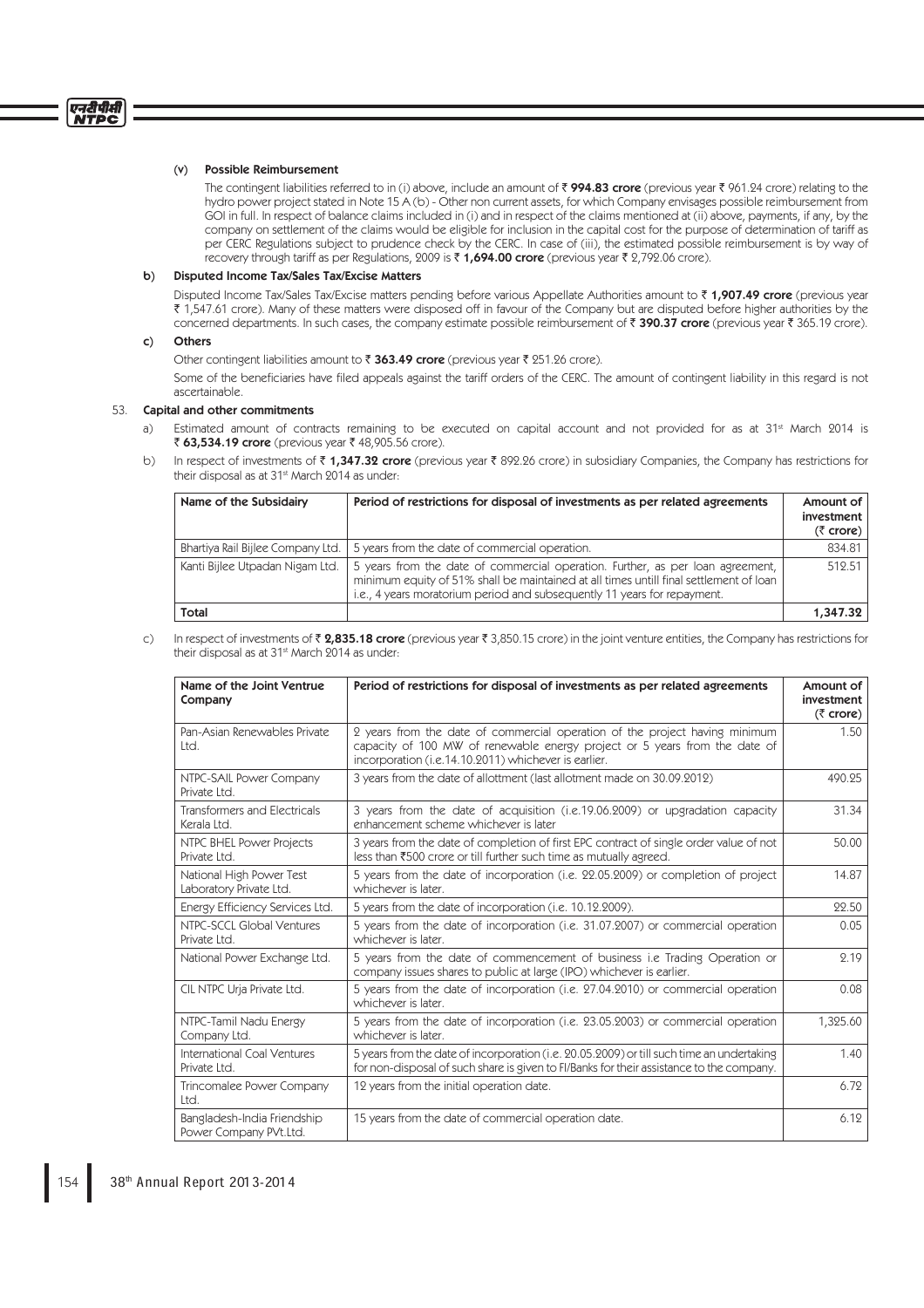(v) **Possible Reimbursement**

The contingent liabilities referred to in (i) above, include an amount of ₹ **994.83 crore** (previous year ₹ 961.24 crore) relating to the hydro power project stated in Note 15 A (b) - Other non current assets, for which Company envisages possible reimbursement from GOI in full. In respect of balance claims included in (i) and in respect of the claims mentioned at (ii) above, payments, if any, by the company on settlement of the claims would be eligible for inclusion in the capital cost for the purpose of determination of tariff as per CERC Regulations subject to prudence check by the CERC. In case of (iii), the estimated possible reimbursement is by way of recovery through tariff as per Regulations, 2009 is ₹ **1,694.00 crore** (previous year ₹ 2,792.06 crore).

b) **Disputed Income Tax/Sales Tax/Excise Matters**

Disputed Income Tax/Sales Tax/Excise matters pending before various Appellate Authorities amount to ₹ **1,907.49 crore** (previous year ₹ 1,547.61 crore). Many of these matters were disposed off in favour of the Company but are disputed before higher authorities by the concerned departments. In such cases, the company estimate possible reimbursement of ₹ **390.37 crore** (previous year ₹ 365.19 crore).

c) **Others**

Other contingent liabilities amount to ₹ **363.49 crore** (previous year ₹ 251.26 crore).

Some of the beneficiaries have filed appeals against the tariff orders of the CERC. The amount of contingent liability in this regard is not ascertainable.

53. **Capital and other commitments**

a) Estimated amount of contracts remaining to be executed on capital account and not provided for as at 31st March 2014 is ₹ **63,534.19 crore** (previous year ₹ 48,905.56 crore).

b) In respect of investments of ₹ **1,347.32 crore** (previous year ₹ 892.26 crore) in subsidiary Companies, the Company has restrictions for their disposal as at 31st March 2014 as under:

| Name of the Subsidairy | Period of restrictions for disposal of investments as per related agreements | Amount of investment (₹ crore) |
|---|---|---|
| Bhartiya Rail Bijlee Company Ltd. | 5 years from the date of commercial operation. | 834.81 |
| Kanti Bijlee Utpadan Nigam Ltd. | 5 years from the date of commercial operation. Further, as per loan agreement, minimum equity of 51% shall be maintained at all times untill final settlement of loan i.e., 4 years moratorium period and subsequently 11 years for repayment. | 512.51 |
| **Total** | | **1,347.32** |

c) In respect of investments of ₹ **2,835.18 crore** (previous year ₹ 3,850.15 crore) in the joint venture entities, the Company has restrictions for their disposal as at 31st March 2014 as under:

| Name of the Joint Ventrue Company | Period of restrictions for disposal of investments as per related agreements | Amount of investment (₹ crore) |
|---|---|---|
| Pan-Asian Renewables Private Ltd. | 2 years from the date of commercial operation of the project having minimum capacity of 100 MW of renewable energy project or 5 years from the date of incorporation (i.e.14.10.2011) whichever is earlier. | 1.50 |
| NTPC-SAIL Power Company Private Ltd. | 3 years from the date of allottment (last allotment made on 30.09.2012) | 490.25 |
| Transformers and Electricals Kerala Ltd. | 3 years from the date of acquisition (i.e.19.06.2009) or upgradation capacity enhancement scheme whichever is later | 31.34 |
| NTPC BHEL Power Projects Private Ltd. | 3 years from the date of completion of first EPC contract of single order value of not less than ₹500 crore or till further such time as mutually agreed. | 50.00 |
| National High Power Test Laboratory Private Ltd. | 5 years from the date of incorporation (i.e. 22.05.2009) or completion of project whichever is later. | 14.87 |
| Energy Efficiency Services Ltd. | 5 years from the date of incorporation (i.e. 10.12.2009). | 22.50 |
| NTPC-SCCL Global Ventures Private Ltd. | 5 years from the date of incorporation (i.e. 31.07.2007) or commercial operation whichever is later. | 0.05 |
| National Power Exchange Ltd. | 5 years from the date of commencement of business i.e Trading Operation or company issues shares to public at large (IPO) whichever is earlier. | 2.19 |
| CIL NTPC Urja Private Ltd. | 5 years from the date of incorporation (i.e. 27.04.2010) or commercial operation whichever is later. | 0.08 |
| NTPC-Tamil Nadu Energy Company Ltd. | 5 years from the date of incorporation (i.e. 23.05.2003) or commercial operation whichever is later. | 1,325.60 |
| International Coal Ventures Private Ltd. | 5 years from the date of incorporation (i.e. 20.05.2009) or till such time an undertaking for non-disposal of such share is given to FI/Banks for their assistance to the company. | 1.40 |
| Trincomalee Power Company Ltd. | 12 years from the initial operation date. | 6.72 |
| Bangladesh-India Friendship Power Company PVt.Ltd. | 15 years from the date of commercial operation date. | 6.12 |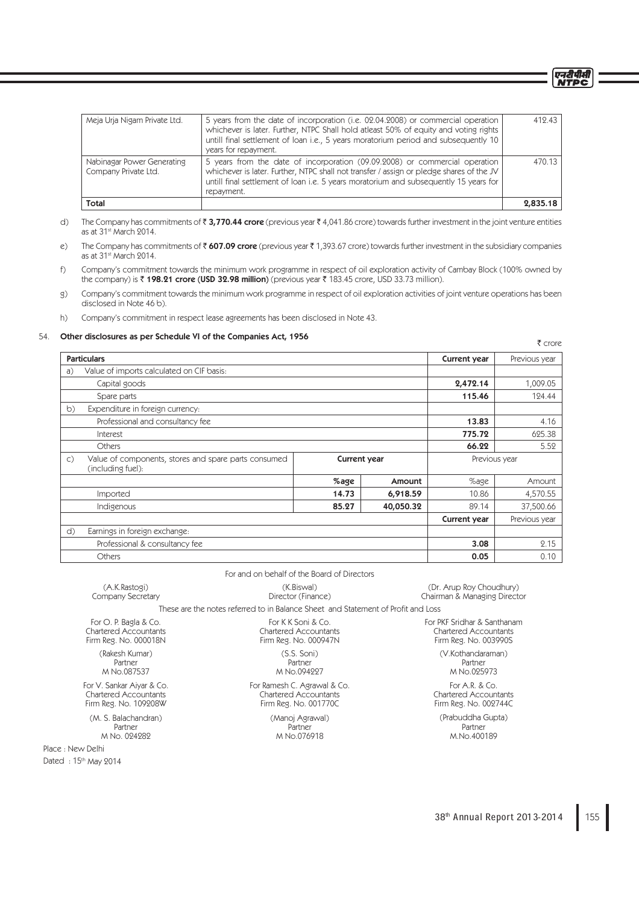| | | |
|---|---|---|
| Meja Urja Nigam Private Ltd. | 5 years from the date of incorporation (i.e. 02.04.2008) or commercial operation whichever is later. Further, NTPC Shall hold atleast 50% of equity and voting rights untill final settlement of loan i.e., 5 years moratorium period and subsequently 10 years for repayment. | 412.43 |
| Nabinagar Power Generating Company Private Ltd. | 5 years from the date of incorporation (09.09.2008) or commercial operation whichever is later. Further, NTPC shall not transfer / assign or pledge shares of the JV untill final settlement of loan i.e. 5 years moratorium and subsequently 15 years for repayment. | 470.13 |
| **Total** | | **2,835.18** |

d) The Company has commitments of ₹ **3,770.44 crore** (previous year ₹ 4,041.86 crore) towards further investment in the joint venture entities as at 31st March 2014.

e) The Company has commitments of ₹ **607.09 crore** (previous year ₹ 1,393.67 crore) towards further investment in the subsidiary companies as at 31st March 2014.

f) Company's commitment towards the minimum work programme in respect of oil exploration activity of Cambay Block (100% owned by the company) is ₹ **198.21 crore (USD 32.98 million)** (previous year ₹ 183.45 crore, USD 33.73 million).

g) Company's commitment towards the minimum work programme in respect of oil exploration activities of joint venture operations has been disclosed in Note 46 b).

h) Company's commitment in respect lease agreements has been disclosed in Note 43.

54. **Other disclosures as per Schedule VI of the Companies Act, 1956**

₹ crore

| **Particulars** | | | **Current year** | Previous year |
|---|---|---|---|---|
| a) Value of imports calculated on CIF basis: | | | | |
| Capital goods | | | **2,472.14** | 1,009.05 |
| Spare parts | | | **115.46** | 124.44 |
| b) Expenditure in foreign currency: | | | | |
| Professional and consultancy fee | | | **13.83** | 4.16 |
| Interest | | | **775.72** | 625.38 |
| Others | | | **66.22** | 5.52 |
| c) Value of components, stores and spare parts consumed (including fuel): | **Current year** | | Previous year | |
| | **%age** | **Amount** | %age | Amount |
| Imported | **14.73** | **6,918.59** | 10.86 | 4,570.55 |
| Indigenous | **85.27** | **40,050.32** | 89.14 | 37,500.66 |
| | | | **Current year** | Previous year |
| d) Earnings in foreign exchange: | | | | |
| Professional & consultancy fee | | | **3.08** | 2.15 |
| Others | | | **0.05** | 0.10 |

For and on behalf of the Board of Directors

(A.K.Rastogi)
Company Secretary

(K.Biswal)
Director (Finance)

(Dr. Arup Roy Choudhury)
Chairman & Managing Director

These are the notes referred to in Balance Sheet and Statement of Profit and Loss

For O. P. Bagla & Co.
Chartered Accountants
Firm Reg. No. 000018N

(Rakesh Kumar)
Partner
M No.087537

For K K Soni & Co.
Chartered Accountants
Firm Reg. No. 000947N

(S.S. Soni)
Partner
M No.094227

For PKF Sridhar & Santhanam
Chartered Accountants
Firm Reg. No. 003990S

(V.Kothandaraman)
Partner
M No.025973

For V. Sankar Aiyar & Co.
Chartered Accountants
Firm Reg. No. 109208W

(M. S. Balachandran)
Partner
M No. 024282

For Ramesh C. Agrawal & Co.
Chartered Accountants
Firm Reg. No. 001770C

(Manoj Agrawal)
Partner
M No.076918

For A.R. & Co.
Chartered Accountants
Firm Reg. No. 002744C

(Prabuddha Gupta)
Partner
M.No.400189

Place : New Delhi

Dated : 15th May 2014